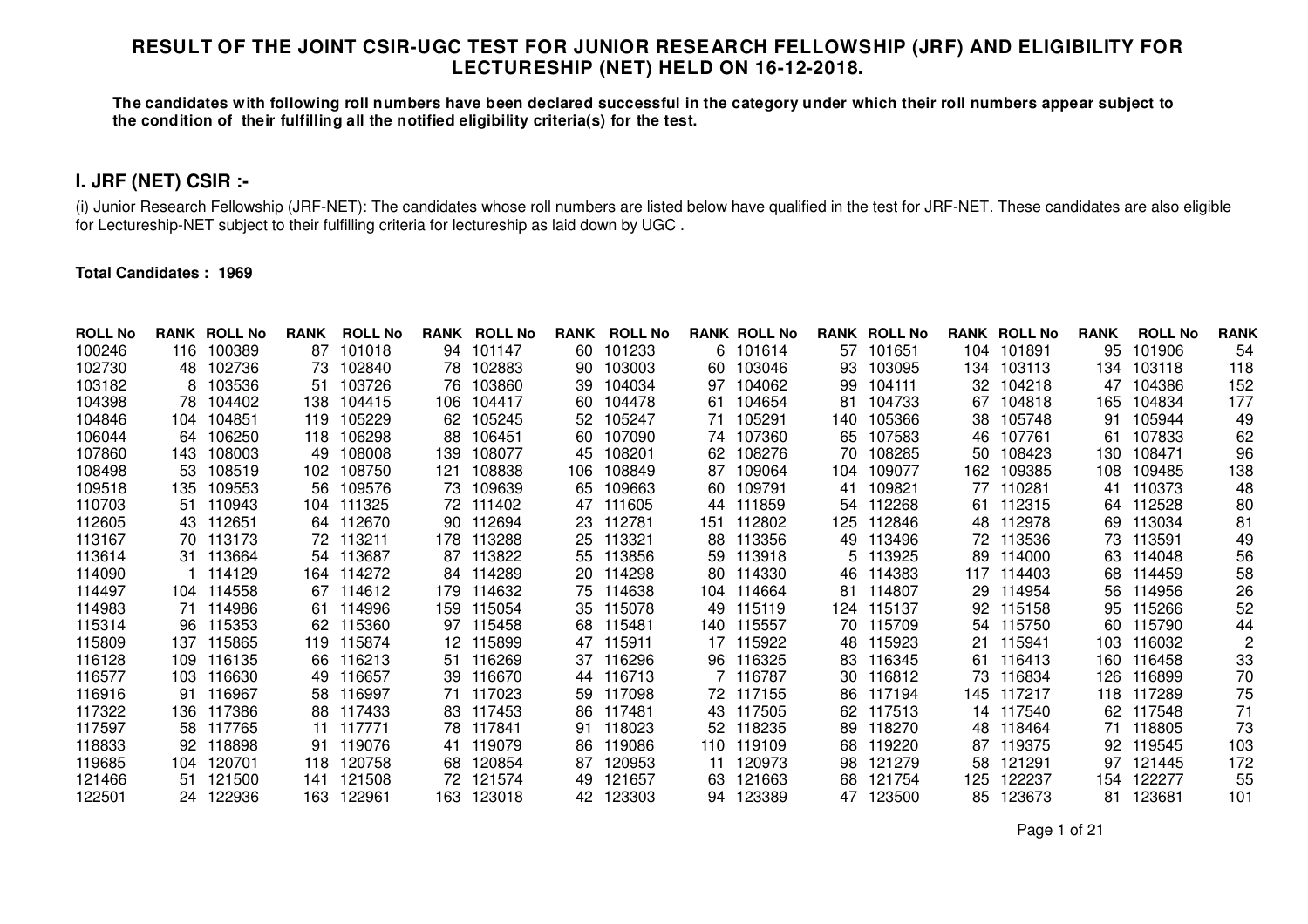# RESULT OF THE JOINT CSIR-UGC TEST FOR JUNIOR RESEARCH FELLOWSHIP (JRF) AND ELIGIBILITY FOR LECTURESHIP (NET) HELD ON 16-12-2018.

**The candidates with following roll numbers have been declared successful in the category under which their roll numbers appear subject to the condition of their fulfilling all the notified eligibility criteria(s) for the test.**

## I. JRF (NET) CSIR :-

(i) Junior Research Fellowship (JRF-NET): The candidates whose roll numbers are listed below have qualified in the test for JRF-NET. These candidates are also eligible for Lectureship-NET subject to their fulfilling criteria for lectureship as laid down by UGC .

**Total Candidates : 1969**

| ROLL No | RANK | ROLL No | RANK | ROLL No | RANK | ROLL No | RANK | ROLL No | RANK | ROLL No | RANK | ROLL No | RANK | ROLL No | RANK | ROLL No | RANK | ROLL No | RANK |
|---|---|---|---|---|---|---|---|---|---|---|---|---|---|---|---|---|---|---|---|
| 100246 | 116 | 100389 | 87 | 101018 | 94 | 101147 | 60 | 101233 | 6 | 101614 | 57 | 101651 | 104 | 101891 | 95 | 101906 | 54 |
| 102730 | 48 | 102736 | 73 | 102840 | 78 | 102883 | 90 | 103003 | 60 | 103046 | 93 | 103095 | 134 | 103113 | 134 | 103118 | 118 |
| 103182 | 8 | 103536 | 51 | 103726 | 76 | 103860 | 39 | 104034 | 97 | 104062 | 99 | 104111 | 32 | 104218 | 47 | 104386 | 152 |
| 104398 | 78 | 104402 | 138 | 104415 | 106 | 104417 | 60 | 104478 | 61 | 104654 | 81 | 104733 | 67 | 104818 | 165 | 104834 | 177 |
| 104846 | 104 | 104851 | 119 | 105229 | 62 | 105245 | 52 | 105247 | 71 | 105291 | 140 | 105366 | 38 | 105748 | 91 | 105944 | 49 |
| 106044 | 64 | 106250 | 118 | 106298 | 88 | 106451 | 60 | 107090 | 74 | 107360 | 65 | 107583 | 46 | 107761 | 61 | 107833 | 62 |
| 107860 | 143 | 108003 | 49 | 108008 | 139 | 108077 | 45 | 108201 | 62 | 108276 | 70 | 108285 | 50 | 108423 | 130 | 108471 | 96 |
| 108498 | 53 | 108519 | 102 | 108750 | 121 | 108838 | 106 | 108849 | 87 | 109064 | 104 | 109077 | 162 | 109385 | 108 | 109485 | 138 |
| 109518 | 135 | 109553 | 56 | 109576 | 73 | 109639 | 65 | 109663 | 60 | 109791 | 41 | 109821 | 77 | 110281 | 41 | 110373 | 48 |
| 110703 | 51 | 110943 | 104 | 111325 | 72 | 111402 | 47 | 111605 | 44 | 111859 | 54 | 112268 | 61 | 112315 | 64 | 112528 | 80 |
| 112605 | 43 | 112651 | 64 | 112670 | 90 | 112694 | 23 | 112781 | 151 | 112802 | 125 | 112846 | 48 | 112978 | 69 | 113034 | 81 |
| 113167 | 70 | 113173 | 72 | 113211 | 178 | 113288 | 25 | 113321 | 88 | 113356 | 49 | 113496 | 72 | 113536 | 73 | 113591 | 49 |
| 113614 | 31 | 113664 | 54 | 113687 | 87 | 113822 | 55 | 113856 | 59 | 113918 | 5 | 113925 | 89 | 114000 | 63 | 114048 | 56 |
| 114090 | 1 | 114129 | 164 | 114272 | 84 | 114289 | 20 | 114298 | 80 | 114330 | 46 | 114383 | 117 | 114403 | 68 | 114459 | 58 |
| 114497 | 104 | 114558 | 67 | 114612 | 179 | 114632 | 75 | 114638 | 104 | 114664 | 81 | 114807 | 29 | 114954 | 56 | 114956 | 26 |
| 114983 | 71 | 114986 | 61 | 114996 | 159 | 115054 | 35 | 115078 | 49 | 115119 | 124 | 115137 | 92 | 115158 | 95 | 115266 | 52 |
| 115314 | 96 | 115353 | 62 | 115360 | 97 | 115458 | 68 | 115481 | 140 | 115557 | 70 | 115709 | 54 | 115750 | 60 | 115790 | 44 |
| 115809 | 137 | 115865 | 119 | 115874 | 12 | 115899 | 47 | 115911 | 17 | 115922 | 48 | 115923 | 21 | 115941 | 103 | 116032 | 2 |
| 116128 | 109 | 116135 | 66 | 116213 | 51 | 116269 | 37 | 116296 | 96 | 116325 | 83 | 116345 | 61 | 116413 | 160 | 116458 | 33 |
| 116577 | 103 | 116630 | 49 | 116657 | 39 | 116670 | 44 | 116713 | 7 | 116787 | 30 | 116812 | 73 | 116834 | 126 | 116899 | 70 |
| 116916 | 91 | 116967 | 58 | 116997 | 71 | 117023 | 59 | 117098 | 72 | 117155 | 86 | 117194 | 145 | 117217 | 118 | 117289 | 75 |
| 117322 | 136 | 117386 | 88 | 117433 | 83 | 117453 | 86 | 117481 | 43 | 117505 | 62 | 117513 | 14 | 117540 | 62 | 117548 | 71 |
| 117597 | 58 | 117765 | 11 | 117771 | 78 | 117841 | 91 | 118023 | 52 | 118235 | 89 | 118270 | 48 | 118464 | 71 | 118805 | 73 |
| 118833 | 92 | 118898 | 91 | 119076 | 41 | 119079 | 86 | 119086 | 110 | 119109 | 68 | 119220 | 87 | 119375 | 92 | 119545 | 103 |
| 119685 | 104 | 120701 | 118 | 120758 | 68 | 120854 | 87 | 120953 | 11 | 120973 | 98 | 121279 | 58 | 121291 | 97 | 121445 | 172 |
| 121466 | 51 | 121500 | 141 | 121508 | 72 | 121574 | 49 | 121657 | 63 | 121663 | 68 | 121754 | 125 | 122237 | 154 | 122277 | 55 |
| 122501 | 24 | 122936 | 163 | 122961 | 163 | 123018 | 42 | 123303 | 94 | 123389 | 47 | 123500 | 85 | 123673 | 81 | 123681 | 101 |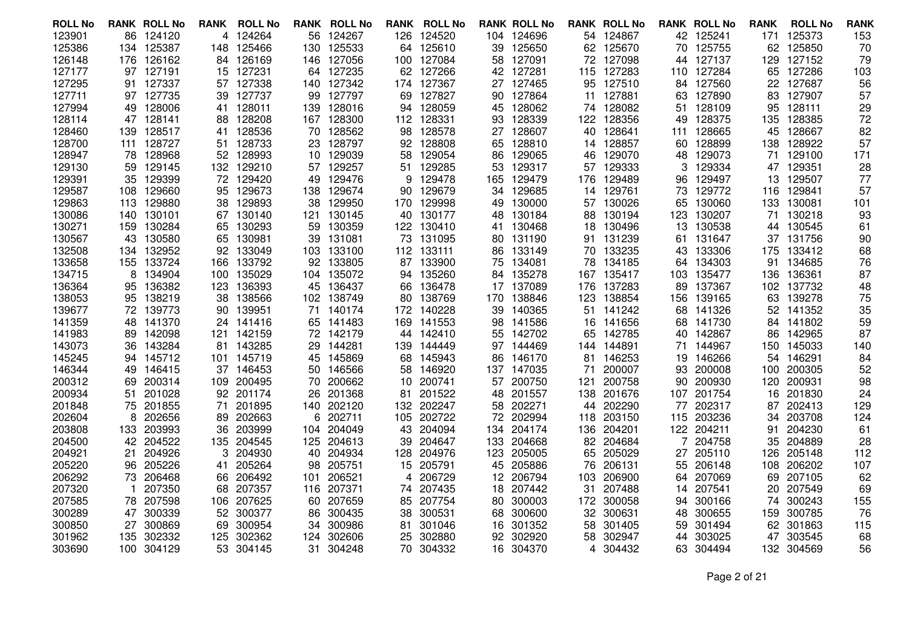| ROLL No | RANK | ROLL No | RANK | ROLL No | RANK | ROLL No | RANK | ROLL No | RANK | ROLL No | RANK | ROLL No | RANK | ROLL No | RANK | ROLL No | RANK |
|---|---|---|---|---|---|---|---|---|---|---|---|---|---|---|---|---|---|
| 123901 | 86 | 124120 | 4 | 124264 | 56 | 124267 | 126 | 124520 | 104 | 124696 | 54 | 124867 | 42 | 125241 | 171 | 125373 | 153 |
| 125386 | 134 | 125387 | 148 | 125466 | 130 | 125533 | 64 | 125610 | 39 | 125650 | 62 | 125670 | 70 | 125755 | 62 | 125850 | 70 |
| 126148 | 176 | 126162 | 84 | 126169 | 146 | 127056 | 100 | 127084 | 58 | 127091 | 72 | 127098 | 44 | 127137 | 129 | 127152 | 79 |
| 127177 | 97 | 127191 | 15 | 127231 | 64 | 127235 | 62 | 127266 | 42 | 127281 | 115 | 127283 | 110 | 127284 | 65 | 127286 | 103 |
| 127295 | 91 | 127337 | 57 | 127338 | 140 | 127342 | 174 | 127367 | 27 | 127465 | 95 | 127510 | 84 | 127560 | 22 | 127687 | 56 |
| 127711 | 97 | 127735 | 39 | 127737 | 99 | 127797 | 69 | 127827 | 90 | 127864 | 11 | 127881 | 63 | 127890 | 83 | 127907 | 57 |
| 127994 | 49 | 128006 | 41 | 128011 | 139 | 128016 | 94 | 128059 | 45 | 128062 | 74 | 128082 | 51 | 128109 | 95 | 128111 | 29 |
| 128114 | 47 | 128141 | 88 | 128208 | 167 | 128300 | 112 | 128331 | 93 | 128339 | 122 | 128356 | 49 | 128375 | 135 | 128385 | 72 |
| 128460 | 139 | 128517 | 41 | 128536 | 70 | 128562 | 98 | 128578 | 27 | 128607 | 40 | 128641 | 111 | 128665 | 45 | 128667 | 82 |
| 128700 | 111 | 128727 | 51 | 128733 | 23 | 128797 | 92 | 128808 | 65 | 128810 | 14 | 128857 | 60 | 128899 | 138 | 128922 | 57 |
| 128947 | 78 | 128968 | 52 | 128993 | 10 | 129039 | 58 | 129054 | 86 | 129065 | 46 | 129070 | 48 | 129073 | 71 | 129100 | 171 |
| 129130 | 59 | 129145 | 132 | 129210 | 57 | 129257 | 51 | 129285 | 53 | 129317 | 57 | 129333 | 3 | 129334 | 47 | 129351 | 28 |
| 129391 | 35 | 129399 | 72 | 129420 | 49 | 129476 | 9 | 129478 | 165 | 129479 | 176 | 129489 | 96 | 129497 | 13 | 129507 | 77 |
| 129587 | 108 | 129660 | 95 | 129673 | 138 | 129674 | 90 | 129679 | 34 | 129685 | 14 | 129761 | 73 | 129772 | 116 | 129841 | 57 |
| 129863 | 113 | 129880 | 38 | 129893 | 38 | 129950 | 170 | 129998 | 49 | 130000 | 57 | 130026 | 65 | 130060 | 133 | 130081 | 101 |
| 130086 | 140 | 130101 | 67 | 130140 | 121 | 130145 | 40 | 130177 | 48 | 130184 | 88 | 130194 | 123 | 130207 | 71 | 130218 | 93 |
| 130271 | 159 | 130284 | 65 | 130293 | 59 | 130359 | 122 | 130410 | 41 | 130468 | 18 | 130496 | 13 | 130538 | 44 | 130545 | 61 |
| 130567 | 43 | 130580 | 65 | 130981 | 39 | 131081 | 73 | 131095 | 80 | 131190 | 91 | 131239 | 61 | 131647 | 37 | 131756 | 90 |
| 132508 | 134 | 132952 | 92 | 133049 | 103 | 133100 | 112 | 133111 | 86 | 133149 | 70 | 133235 | 43 | 133306 | 175 | 133412 | 68 |
| 133658 | 155 | 133724 | 166 | 133792 | 92 | 133805 | 87 | 133900 | 75 | 134081 | 78 | 134185 | 64 | 134303 | 91 | 134685 | 76 |
| 134715 | 8 | 134904 | 100 | 135029 | 104 | 135072 | 94 | 135260 | 84 | 135278 | 167 | 135417 | 103 | 135477 | 136 | 136361 | 87 |
| 136364 | 95 | 136382 | 123 | 136393 | 45 | 136437 | 66 | 136478 | 17 | 137089 | 176 | 137283 | 89 | 137367 | 102 | 137732 | 48 |
| 138053 | 95 | 138219 | 38 | 138566 | 102 | 138749 | 80 | 138769 | 170 | 138846 | 123 | 138854 | 156 | 139165 | 63 | 139278 | 75 |
| 139677 | 72 | 139773 | 90 | 139951 | 71 | 140174 | 172 | 140228 | 39 | 140365 | 51 | 141242 | 68 | 141326 | 52 | 141352 | 35 |
| 141359 | 48 | 141370 | 24 | 141416 | 65 | 141483 | 169 | 141553 | 98 | 141586 | 16 | 141656 | 68 | 141730 | 84 | 141802 | 59 |
| 141983 | 89 | 142098 | 121 | 142159 | 72 | 142179 | 44 | 142410 | 55 | 142702 | 65 | 142785 | 40 | 142867 | 86 | 142965 | 87 |
| 143073 | 36 | 143284 | 81 | 143285 | 29 | 144281 | 139 | 144449 | 97 | 144469 | 144 | 144891 | 71 | 144967 | 150 | 145033 | 140 |
| 145245 | 94 | 145712 | 101 | 145719 | 45 | 145869 | 68 | 145943 | 86 | 146170 | 81 | 146253 | 19 | 146266 | 54 | 146291 | 84 |
| 146344 | 49 | 146415 | 37 | 146453 | 50 | 146566 | 58 | 146920 | 137 | 147035 | 71 | 200007 | 93 | 200008 | 100 | 200305 | 52 |
| 200312 | 69 | 200314 | 109 | 200495 | 70 | 200662 | 10 | 200741 | 57 | 200750 | 121 | 200758 | 90 | 200930 | 120 | 200931 | 98 |
| 200934 | 51 | 201028 | 92 | 201174 | 26 | 201368 | 81 | 201522 | 48 | 201557 | 138 | 201676 | 107 | 201754 | 16 | 201830 | 24 |
| 201848 | 75 | 201855 | 71 | 201895 | 140 | 202120 | 132 | 202247 | 58 | 202271 | 44 | 202290 | 77 | 202317 | 87 | 202413 | 129 |
| 202604 | 8 | 202656 | 89 | 202663 | 6 | 202711 | 105 | 202722 | 72 | 202994 | 118 | 203150 | 115 | 203236 | 34 | 203708 | 124 |
| 203808 | 133 | 203993 | 36 | 203999 | 104 | 204049 | 43 | 204094 | 134 | 204174 | 136 | 204201 | 122 | 204211 | 91 | 204230 | 61 |
| 204500 | 42 | 204522 | 135 | 204545 | 125 | 204613 | 39 | 204647 | 133 | 204668 | 82 | 204684 | 7 | 204758 | 35 | 204889 | 28 |
| 204921 | 21 | 204926 | 3 | 204930 | 40 | 204934 | 128 | 204976 | 123 | 205005 | 65 | 205029 | 27 | 205110 | 126 | 205148 | 112 |
| 205220 | 96 | 205226 | 41 | 205264 | 98 | 205751 | 15 | 205791 | 45 | 205886 | 76 | 206131 | 55 | 206148 | 108 | 206202 | 107 |
| 206292 | 73 | 206468 | 66 | 206492 | 101 | 206521 | 4 | 206729 | 12 | 206794 | 103 | 206900 | 64 | 207069 | 69 | 207105 | 62 |
| 207320 | 1 | 207350 | 68 | 207357 | 116 | 207371 | 74 | 207435 | 18 | 207442 | 31 | 207488 | 14 | 207541 | 20 | 207549 | 69 |
| 207585 | 78 | 207598 | 106 | 207625 | 60 | 207659 | 85 | 207754 | 80 | 300003 | 172 | 300058 | 94 | 300166 | 74 | 300243 | 155 |
| 300289 | 47 | 300339 | 52 | 300377 | 86 | 300435 | 38 | 300531 | 68 | 300600 | 32 | 300631 | 48 | 300655 | 159 | 300785 | 76 |
| 300850 | 27 | 300869 | 69 | 300954 | 34 | 300986 | 81 | 301046 | 16 | 301352 | 58 | 301405 | 59 | 301494 | 62 | 301863 | 115 |
| 301962 | 135 | 302332 | 125 | 302362 | 124 | 302606 | 25 | 302880 | 92 | 302920 | 58 | 302947 | 44 | 303025 | 47 | 303545 | 68 |
| 303690 | 100 | 304129 | 53 | 304145 | 31 | 304248 | 70 | 304332 | 16 | 304370 | 4 | 304432 | 63 | 304494 | 132 | 304569 | 56 |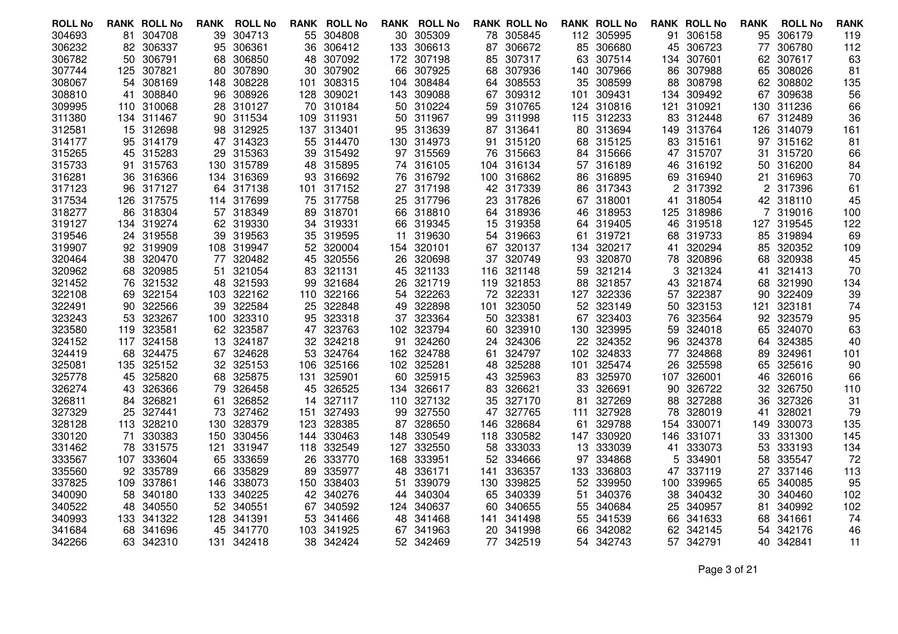| ROLL No | RANK | ROLL No | RANK | ROLL No | RANK | ROLL No | RANK | ROLL No | RANK | ROLL No | RANK | ROLL No | RANK | ROLL No | RANK | ROLL No | RANK |
|---|---|---|---|---|---|---|---|---|---|---|---|---|---|---|---|---|---|
| 304693 | 81 | 304708 | 39 | 304713 | 55 | 304808 | 30 | 305309 | 78 | 305845 | 112 | 305995 | 91 | 306158 | 95 | 306179 | 119 |
| 306232 | 82 | 306337 | 95 | 306361 | 36 | 306412 | 133 | 306613 | 87 | 306672 | 85 | 306680 | 45 | 306723 | 77 | 306780 | 112 |
| 306782 | 50 | 306791 | 68 | 306850 | 48 | 307092 | 172 | 307198 | 85 | 307317 | 63 | 307514 | 134 | 307601 | 62 | 307617 | 63 |
| 307744 | 125 | 307821 | 80 | 307890 | 30 | 307902 | 66 | 307925 | 68 | 307936 | 140 | 307966 | 86 | 307988 | 65 | 308026 | 81 |
| 308067 | 54 | 308169 | 148 | 308228 | 101 | 308315 | 104 | 308484 | 64 | 308553 | 35 | 308599 | 88 | 308798 | 62 | 308802 | 135 |
| 308810 | 41 | 308840 | 96 | 308926 | 128 | 309021 | 143 | 309088 | 67 | 309312 | 101 | 309431 | 134 | 309492 | 67 | 309638 | 56 |
| 309995 | 110 | 310068 | 28 | 310127 | 70 | 310184 | 50 | 310224 | 59 | 310765 | 124 | 310816 | 121 | 310921 | 130 | 311236 | 66 |
| 311380 | 134 | 311467 | 90 | 311534 | 109 | 311931 | 50 | 311967 | 99 | 311998 | 115 | 312233 | 83 | 312448 | 67 | 312489 | 36 |
| 312581 | 15 | 312698 | 98 | 312925 | 137 | 313401 | 95 | 313639 | 87 | 313641 | 80 | 313694 | 149 | 313764 | 126 | 314079 | 161 |
| 314177 | 95 | 314179 | 47 | 314323 | 55 | 314470 | 130 | 314973 | 91 | 315120 | 68 | 315125 | 83 | 315161 | 97 | 315162 | 81 |
| 315265 | 45 | 315283 | 29 | 315363 | 39 | 315492 | 97 | 315569 | 76 | 315663 | 84 | 315666 | 47 | 315707 | 31 | 315720 | 66 |
| 315733 | 91 | 315763 | 130 | 315789 | 48 | 315895 | 74 | 316105 | 104 | 316134 | 57 | 316189 | 46 | 316192 | 50 | 316200 | 84 |
| 316281 | 36 | 316366 | 134 | 316369 | 93 | 316692 | 76 | 316792 | 100 | 316862 | 86 | 316895 | 69 | 316940 | 21 | 316963 | 70 |
| 317123 | 96 | 317127 | 64 | 317138 | 101 | 317152 | 27 | 317198 | 42 | 317339 | 86 | 317343 | 2 | 317392 | 2 | 317396 | 61 |
| 317534 | 126 | 317575 | 114 | 317699 | 75 | 317758 | 25 | 317796 | 23 | 317826 | 67 | 318001 | 41 | 318054 | 42 | 318110 | 45 |
| 318277 | 86 | 318304 | 57 | 318349 | 89 | 318701 | 66 | 318810 | 64 | 318936 | 46 | 318953 | 125 | 318986 | 7 | 319016 | 100 |
| 319127 | 134 | 319274 | 62 | 319330 | 34 | 319331 | 66 | 319345 | 15 | 319358 | 64 | 319405 | 46 | 319518 | 127 | 319545 | 122 |
| 319546 | 24 | 319558 | 39 | 319563 | 35 | 319595 | 11 | 319630 | 54 | 319663 | 61 | 319721 | 68 | 319733 | 85 | 319894 | 69 |
| 319907 | 92 | 319909 | 108 | 319947 | 52 | 320004 | 154 | 320101 | 67 | 320137 | 134 | 320217 | 41 | 320294 | 85 | 320352 | 109 |
| 320464 | 38 | 320470 | 77 | 320482 | 45 | 320556 | 26 | 320698 | 37 | 320749 | 93 | 320870 | 78 | 320896 | 68 | 320938 | 45 |
| 320962 | 68 | 320985 | 51 | 321054 | 83 | 321131 | 45 | 321133 | 116 | 321148 | 59 | 321214 | 3 | 321324 | 41 | 321413 | 70 |
| 321452 | 76 | 321532 | 48 | 321593 | 99 | 321684 | 26 | 321719 | 119 | 321853 | 88 | 321857 | 43 | 321874 | 68 | 321990 | 134 |
| 322108 | 69 | 322154 | 103 | 322162 | 110 | 322166 | 54 | 322263 | 72 | 322331 | 127 | 322336 | 57 | 322387 | 90 | 322409 | 39 |
| 322491 | 90 | 322566 | 39 | 322584 | 25 | 322848 | 49 | 322898 | 101 | 323050 | 52 | 323149 | 50 | 323153 | 121 | 323181 | 74 |
| 323243 | 53 | 323267 | 100 | 323310 | 95 | 323318 | 37 | 323364 | 50 | 323381 | 67 | 323403 | 76 | 323564 | 92 | 323579 | 95 |
| 323580 | 119 | 323581 | 62 | 323587 | 47 | 323763 | 102 | 323794 | 60 | 323910 | 130 | 323995 | 59 | 324018 | 65 | 324070 | 63 |
| 324152 | 117 | 324158 | 13 | 324187 | 32 | 324218 | 91 | 324260 | 24 | 324306 | 22 | 324352 | 96 | 324378 | 64 | 324385 | 40 |
| 324419 | 68 | 324475 | 67 | 324628 | 53 | 324764 | 162 | 324788 | 61 | 324797 | 102 | 324833 | 77 | 324868 | 89 | 324961 | 101 |
| 325081 | 135 | 325152 | 32 | 325153 | 106 | 325166 | 102 | 325281 | 48 | 325288 | 101 | 325474 | 26 | 325598 | 65 | 325616 | 90 |
| 325778 | 45 | 325820 | 68 | 325875 | 131 | 325901 | 60 | 325915 | 43 | 325963 | 83 | 325970 | 107 | 326001 | 46 | 326016 | 66 |
| 326274 | 43 | 326366 | 79 | 326458 | 45 | 326525 | 134 | 326617 | 83 | 326621 | 33 | 326691 | 90 | 326722 | 32 | 326750 | 110 |
| 326811 | 84 | 326821 | 61 | 326852 | 14 | 327117 | 110 | 327132 | 35 | 327170 | 81 | 327269 | 88 | 327288 | 36 | 327326 | 31 |
| 327329 | 25 | 327441 | 73 | 327462 | 151 | 327493 | 99 | 327550 | 47 | 327765 | 111 | 327928 | 78 | 328019 | 41 | 328021 | 79 |
| 328128 | 113 | 328210 | 130 | 328379 | 123 | 328385 | 87 | 328650 | 146 | 328684 | 61 | 329788 | 154 | 330071 | 149 | 330073 | 135 |
| 330120 | 71 | 330383 | 150 | 330456 | 144 | 330463 | 148 | 330549 | 118 | 330582 | 147 | 330920 | 146 | 331071 | 33 | 331300 | 145 |
| 331462 | 78 | 331575 | 121 | 331947 | 118 | 332549 | 127 | 332550 | 58 | 333033 | 13 | 333039 | 41 | 333073 | 53 | 333193 | 134 |
| 333567 | 107 | 333604 | 65 | 333659 | 26 | 333770 | 168 | 333951 | 52 | 334666 | 97 | 334868 | 5 | 334901 | 58 | 335547 | 72 |
| 335560 | 92 | 335789 | 66 | 335829 | 89 | 335977 | 48 | 336171 | 141 | 336357 | 133 | 336803 | 47 | 337119 | 27 | 337146 | 113 |
| 337825 | 109 | 337861 | 146 | 338073 | 150 | 338403 | 51 | 339079 | 130 | 339825 | 52 | 339950 | 100 | 339965 | 65 | 340085 | 95 |
| 340090 | 58 | 340180 | 133 | 340225 | 42 | 340276 | 44 | 340304 | 65 | 340339 | 51 | 340376 | 38 | 340432 | 30 | 340460 | 102 |
| 340522 | 48 | 340550 | 52 | 340551 | 67 | 340592 | 124 | 340637 | 60 | 340655 | 55 | 340684 | 25 | 340957 | 81 | 340992 | 102 |
| 340993 | 133 | 341322 | 128 | 341391 | 53 | 341466 | 48 | 341468 | 141 | 341498 | 55 | 341539 | 66 | 341633 | 68 | 341661 | 74 |
| 341684 | 68 | 341696 | 45 | 341770 | 103 | 341925 | 67 | 341963 | 20 | 341998 | 66 | 342082 | 62 | 342145 | 54 | 342176 | 46 |
| 342266 | 63 | 342310 | 131 | 342418 | 38 | 342424 | 52 | 342469 | 77 | 342519 | 54 | 342743 | 57 | 342791 | 40 | 342841 | 11 |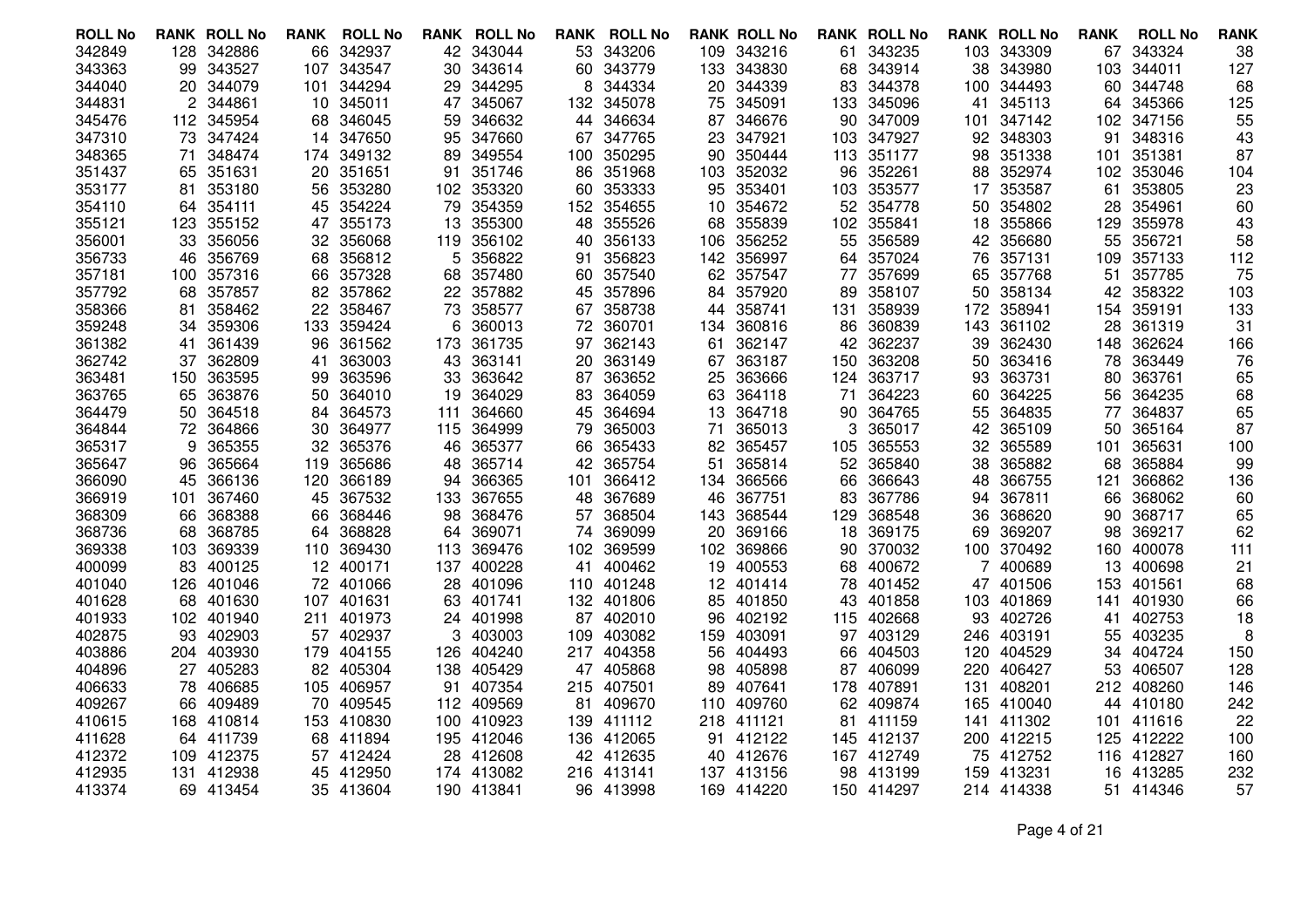| ROLL No | RANK | ROLL No | RANK | ROLL No | RANK | ROLL No | RANK | ROLL No | RANK | ROLL No | RANK | ROLL No | RANK | ROLL No | RANK | ROLL No | RANK |
|---|---|---|---|---|---|---|---|---|---|---|---|---|---|---|---|---|---|
| 342849 | 128 | 342886 | 66 | 342937 | 42 | 343044 | 53 | 343206 | 109 | 343216 | 61 | 343235 | 103 | 343309 | 67 | 343324 | 38 |
| 343363 | 99 | 343527 | 107 | 343547 | 30 | 343614 | 60 | 343779 | 133 | 343830 | 68 | 343914 | 38 | 343980 | 103 | 344011 | 127 |
| 344040 | 20 | 344079 | 101 | 344294 | 29 | 344295 | 8 | 344334 | 20 | 344339 | 83 | 344378 | 100 | 344493 | 60 | 344748 | 68 |
| 344831 | 2 | 344861 | 10 | 345011 | 47 | 345067 | 132 | 345078 | 75 | 345091 | 133 | 345096 | 41 | 345113 | 64 | 345366 | 125 |
| 345476 | 112 | 345954 | 68 | 346045 | 59 | 346632 | 44 | 346634 | 87 | 346676 | 90 | 347009 | 101 | 347142 | 102 | 347156 | 55 |
| 347310 | 73 | 347424 | 14 | 347650 | 95 | 347660 | 67 | 347765 | 23 | 347921 | 103 | 347927 | 92 | 348303 | 91 | 348316 | 43 |
| 348365 | 71 | 348474 | 174 | 349132 | 89 | 349554 | 100 | 350295 | 90 | 350444 | 113 | 351177 | 98 | 351338 | 101 | 351381 | 87 |
| 351437 | 65 | 351631 | 20 | 351651 | 91 | 351746 | 86 | 351968 | 103 | 352032 | 96 | 352261 | 88 | 352974 | 102 | 353046 | 104 |
| 353177 | 81 | 353180 | 56 | 353280 | 102 | 353320 | 60 | 353333 | 95 | 353401 | 103 | 353577 | 17 | 353587 | 61 | 353805 | 23 |
| 354110 | 64 | 354111 | 45 | 354224 | 79 | 354359 | 152 | 354655 | 10 | 354672 | 52 | 354778 | 50 | 354802 | 28 | 354961 | 60 |
| 355121 | 123 | 355152 | 47 | 355173 | 13 | 355300 | 48 | 355526 | 68 | 355839 | 102 | 355841 | 18 | 355866 | 129 | 355978 | 43 |
| 356001 | 33 | 356056 | 32 | 356068 | 119 | 356102 | 40 | 356133 | 106 | 356252 | 55 | 356589 | 42 | 356680 | 55 | 356721 | 58 |
| 356733 | 46 | 356769 | 68 | 356812 | 5 | 356822 | 91 | 356823 | 142 | 356997 | 64 | 357024 | 76 | 357131 | 109 | 357133 | 112 |
| 357181 | 100 | 357316 | 66 | 357328 | 68 | 357480 | 60 | 357540 | 62 | 357547 | 77 | 357699 | 65 | 357768 | 51 | 357785 | 75 |
| 357792 | 68 | 357857 | 82 | 357862 | 22 | 357882 | 45 | 357896 | 84 | 357920 | 89 | 358107 | 50 | 358134 | 42 | 358322 | 103 |
| 358366 | 81 | 358462 | 22 | 358467 | 73 | 358577 | 67 | 358738 | 44 | 358741 | 131 | 358939 | 172 | 358941 | 154 | 359191 | 133 |
| 359248 | 34 | 359306 | 133 | 359424 | 6 | 360013 | 72 | 360701 | 134 | 360816 | 86 | 360839 | 143 | 361102 | 28 | 361319 | 31 |
| 361382 | 41 | 361439 | 96 | 361562 | 173 | 361735 | 97 | 362143 | 61 | 362147 | 42 | 362237 | 39 | 362430 | 148 | 362624 | 166 |
| 362742 | 37 | 362809 | 41 | 363003 | 43 | 363141 | 20 | 363149 | 67 | 363187 | 150 | 363208 | 50 | 363416 | 78 | 363449 | 76 |
| 363481 | 150 | 363595 | 99 | 363596 | 33 | 363642 | 87 | 363652 | 25 | 363666 | 124 | 363717 | 93 | 363731 | 80 | 363761 | 65 |
| 363765 | 65 | 363876 | 50 | 364010 | 19 | 364029 | 83 | 364059 | 63 | 364118 | 71 | 364223 | 60 | 364225 | 56 | 364235 | 68 |
| 364479 | 50 | 364518 | 84 | 364573 | 111 | 364660 | 45 | 364694 | 13 | 364718 | 90 | 364765 | 55 | 364835 | 77 | 364837 | 65 |
| 364844 | 72 | 364866 | 30 | 364977 | 115 | 364999 | 79 | 365003 | 71 | 365013 | 3 | 365017 | 42 | 365109 | 50 | 365164 | 87 |
| 365317 | 9 | 365355 | 32 | 365376 | 46 | 365377 | 66 | 365433 | 82 | 365457 | 105 | 365553 | 32 | 365589 | 101 | 365631 | 100 |
| 365647 | 96 | 365664 | 119 | 365686 | 48 | 365714 | 42 | 365754 | 51 | 365814 | 52 | 365840 | 38 | 365882 | 68 | 365884 | 99 |
| 366090 | 45 | 366136 | 120 | 366189 | 94 | 366365 | 101 | 366412 | 134 | 366566 | 66 | 366643 | 48 | 366755 | 121 | 366862 | 136 |
| 366919 | 101 | 367460 | 45 | 367532 | 133 | 367655 | 48 | 367689 | 46 | 367751 | 83 | 367786 | 94 | 367811 | 66 | 368062 | 60 |
| 368309 | 66 | 368388 | 66 | 368446 | 98 | 368476 | 57 | 368504 | 143 | 368544 | 129 | 368548 | 36 | 368620 | 90 | 368717 | 65 |
| 368736 | 68 | 368785 | 64 | 368828 | 64 | 369071 | 74 | 369099 | 20 | 369166 | 18 | 369175 | 69 | 369207 | 98 | 369217 | 62 |
| 369338 | 103 | 369339 | 110 | 369430 | 113 | 369476 | 102 | 369599 | 102 | 369866 | 90 | 370032 | 100 | 370492 | 160 | 400078 | 111 |
| 400099 | 83 | 400125 | 12 | 400171 | 137 | 400228 | 41 | 400462 | 19 | 400553 | 68 | 400672 | 7 | 400689 | 13 | 400698 | 21 |
| 401040 | 126 | 401046 | 72 | 401066 | 28 | 401096 | 110 | 401248 | 12 | 401414 | 78 | 401452 | 47 | 401506 | 153 | 401561 | 68 |
| 401628 | 68 | 401630 | 107 | 401631 | 63 | 401741 | 132 | 401806 | 85 | 401850 | 43 | 401858 | 103 | 401869 | 141 | 401930 | 66 |
| 401933 | 102 | 401940 | 211 | 401973 | 24 | 401998 | 87 | 402010 | 96 | 402192 | 115 | 402668 | 93 | 402726 | 41 | 402753 | 18 |
| 402875 | 93 | 402903 | 57 | 402937 | 3 | 403003 | 109 | 403082 | 159 | 403091 | 97 | 403129 | 246 | 403191 | 55 | 403235 | 8 |
| 403886 | 204 | 403930 | 179 | 404155 | 126 | 404240 | 217 | 404358 | 56 | 404493 | 66 | 404503 | 120 | 404529 | 34 | 404724 | 150 |
| 404896 | 27 | 405283 | 82 | 405304 | 138 | 405429 | 47 | 405868 | 98 | 405898 | 87 | 406099 | 220 | 406427 | 53 | 406507 | 128 |
| 406633 | 78 | 406685 | 105 | 406957 | 91 | 407354 | 215 | 407501 | 89 | 407641 | 178 | 407891 | 131 | 408201 | 212 | 408260 | 146 |
| 409267 | 66 | 409489 | 70 | 409545 | 112 | 409569 | 81 | 409670 | 110 | 409760 | 62 | 409874 | 165 | 410040 | 44 | 410180 | 242 |
| 410615 | 168 | 410814 | 153 | 410830 | 100 | 410923 | 139 | 411112 | 218 | 411121 | 81 | 411159 | 141 | 411302 | 101 | 411616 | 22 |
| 411628 | 64 | 411739 | 68 | 411894 | 195 | 412046 | 136 | 412065 | 91 | 412122 | 145 | 412137 | 200 | 412215 | 125 | 412222 | 100 |
| 412372 | 109 | 412375 | 57 | 412424 | 28 | 412608 | 42 | 412635 | 40 | 412676 | 167 | 412749 | 75 | 412752 | 116 | 412827 | 160 |
| 412935 | 131 | 412938 | 45 | 412950 | 174 | 413082 | 216 | 413141 | 137 | 413156 | 98 | 413199 | 159 | 413231 | 16 | 413285 | 232 |
| 413374 | 69 | 413454 | 35 | 413604 | 190 | 413841 | 96 | 413998 | 169 | 414220 | 150 | 414297 | 214 | 414338 | 51 | 414346 | 57 |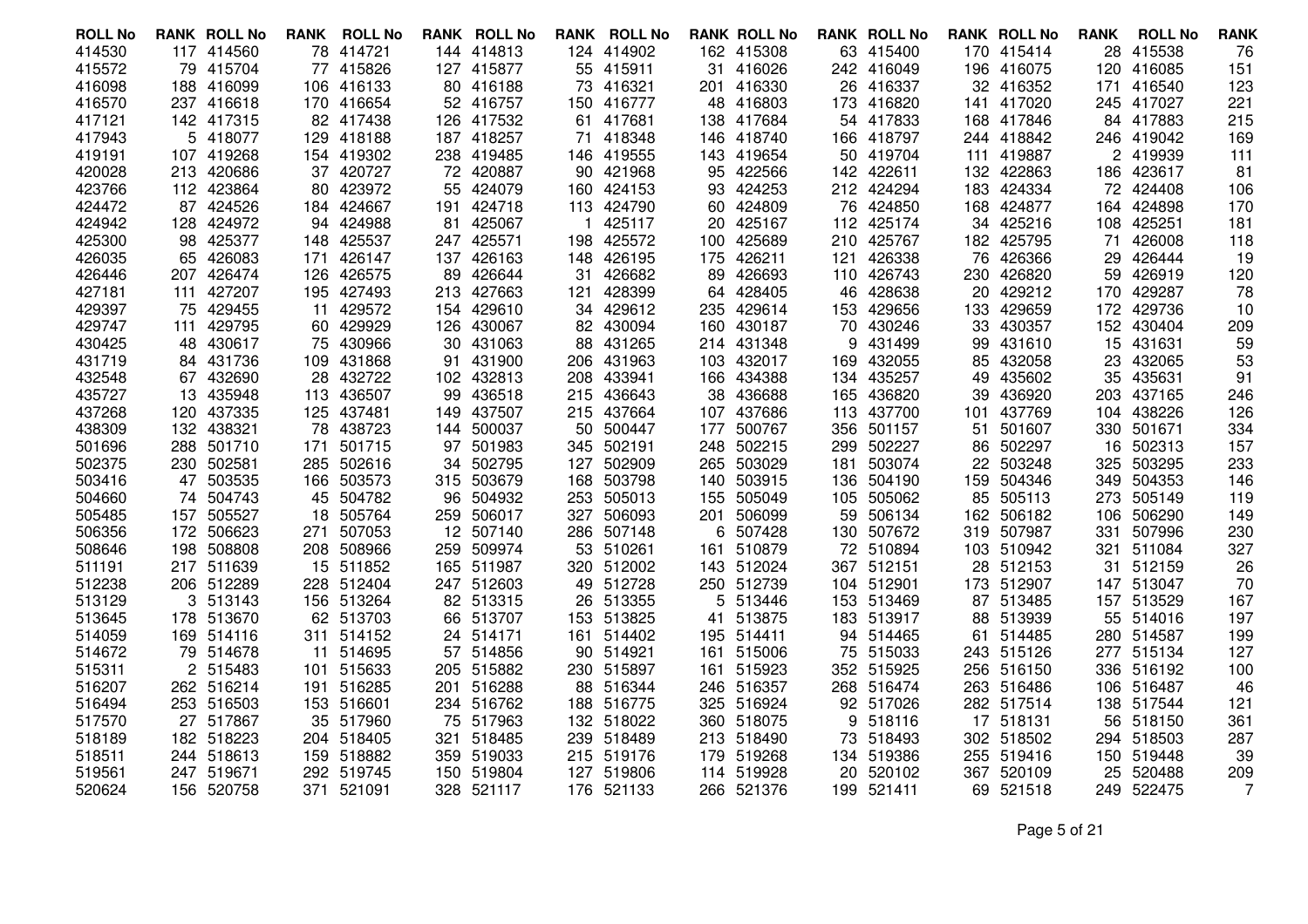| ROLL No | RANK | ROLL No | RANK | ROLL No | RANK | ROLL No | RANK | ROLL No | RANK | ROLL No | RANK | ROLL No | RANK | ROLL No | RANK | ROLL No | RANK |
|---|---|---|---|---|---|---|---|---|---|---|---|---|---|---|---|---|---|
| 414530 | 117 | 414560 | 78 | 414721 | 144 | 414813 | 124 | 414902 | 162 | 415308 | 63 | 415400 | 170 | 415414 | 28 | 415538 | 76 |
| 415572 | 79 | 415704 | 77 | 415826 | 127 | 415877 | 55 | 415911 | 31 | 416026 | 242 | 416049 | 196 | 416075 | 120 | 416085 | 151 |
| 416098 | 188 | 416099 | 106 | 416133 | 80 | 416188 | 73 | 416321 | 201 | 416330 | 26 | 416337 | 32 | 416352 | 171 | 416540 | 123 |
| 416570 | 237 | 416618 | 170 | 416654 | 52 | 416757 | 150 | 416777 | 48 | 416803 | 173 | 416820 | 141 | 417020 | 245 | 417027 | 221 |
| 417121 | 142 | 417315 | 82 | 417438 | 126 | 417532 | 61 | 417681 | 138 | 417684 | 54 | 417833 | 168 | 417846 | 84 | 417883 | 215 |
| 417943 | 5 | 418077 | 129 | 418188 | 187 | 418257 | 71 | 418348 | 146 | 418740 | 166 | 418797 | 244 | 418842 | 246 | 419042 | 169 |
| 419191 | 107 | 419268 | 154 | 419302 | 238 | 419485 | 146 | 419555 | 143 | 419654 | 50 | 419704 | 111 | 419887 | 2 | 419939 | 111 |
| 420028 | 213 | 420686 | 37 | 420727 | 72 | 420887 | 90 | 421968 | 95 | 422566 | 142 | 422611 | 132 | 422863 | 186 | 423617 | 81 |
| 423766 | 112 | 423864 | 80 | 423972 | 55 | 424079 | 160 | 424153 | 93 | 424253 | 212 | 424294 | 183 | 424334 | 72 | 424408 | 106 |
| 424472 | 87 | 424526 | 184 | 424667 | 191 | 424718 | 113 | 424790 | 60 | 424809 | 76 | 424850 | 168 | 424877 | 164 | 424898 | 170 |
| 424942 | 128 | 424972 | 94 | 424988 | 81 | 425067 | 1 | 425117 | 20 | 425167 | 112 | 425174 | 34 | 425216 | 108 | 425251 | 181 |
| 425300 | 98 | 425377 | 148 | 425537 | 247 | 425571 | 198 | 425572 | 100 | 425689 | 210 | 425767 | 182 | 425795 | 71 | 426008 | 118 |
| 426035 | 65 | 426083 | 171 | 426147 | 137 | 426163 | 148 | 426195 | 175 | 426211 | 121 | 426338 | 76 | 426366 | 29 | 426444 | 19 |
| 426446 | 207 | 426474 | 126 | 426575 | 89 | 426644 | 31 | 426682 | 89 | 426693 | 110 | 426743 | 230 | 426820 | 59 | 426919 | 120 |
| 427181 | 111 | 427207 | 195 | 427493 | 213 | 427663 | 121 | 428399 | 64 | 428405 | 46 | 428638 | 20 | 429212 | 170 | 429287 | 78 |
| 429397 | 75 | 429455 | 11 | 429572 | 154 | 429610 | 34 | 429612 | 235 | 429614 | 153 | 429656 | 133 | 429659 | 172 | 429736 | 10 |
| 429747 | 111 | 429795 | 60 | 429929 | 126 | 430067 | 82 | 430094 | 160 | 430187 | 70 | 430246 | 33 | 430357 | 152 | 430404 | 209 |
| 430425 | 48 | 430617 | 75 | 430966 | 30 | 431063 | 88 | 431265 | 214 | 431348 | 9 | 431499 | 99 | 431610 | 15 | 431631 | 59 |
| 431719 | 84 | 431736 | 109 | 431868 | 91 | 431900 | 206 | 431963 | 103 | 432017 | 169 | 432055 | 85 | 432058 | 23 | 432065 | 53 |
| 432548 | 67 | 432690 | 28 | 432722 | 102 | 432813 | 208 | 433941 | 166 | 434388 | 134 | 435257 | 49 | 435602 | 35 | 435631 | 91 |
| 435727 | 13 | 435948 | 113 | 436507 | 99 | 436518 | 215 | 436643 | 38 | 436688 | 165 | 436820 | 39 | 436920 | 203 | 437165 | 246 |
| 437268 | 120 | 437335 | 125 | 437481 | 149 | 437507 | 215 | 437664 | 107 | 437686 | 113 | 437700 | 101 | 437769 | 104 | 438226 | 126 |
| 438309 | 132 | 438321 | 78 | 438723 | 144 | 500037 | 50 | 500447 | 177 | 500767 | 356 | 501157 | 51 | 501607 | 330 | 501671 | 334 |
| 501696 | 288 | 501710 | 171 | 501715 | 97 | 501983 | 345 | 502191 | 248 | 502215 | 299 | 502227 | 86 | 502297 | 16 | 502313 | 157 |
| 502375 | 230 | 502581 | 285 | 502616 | 34 | 502795 | 127 | 502909 | 265 | 503029 | 181 | 503074 | 22 | 503248 | 325 | 503295 | 233 |
| 503416 | 47 | 503535 | 166 | 503573 | 315 | 503679 | 168 | 503798 | 140 | 503915 | 136 | 504190 | 159 | 504346 | 349 | 504353 | 146 |
| 504660 | 74 | 504743 | 45 | 504782 | 96 | 504932 | 253 | 505013 | 155 | 505049 | 105 | 505062 | 85 | 505113 | 273 | 505149 | 119 |
| 505485 | 157 | 505527 | 18 | 505764 | 259 | 506017 | 327 | 506093 | 201 | 506099 | 59 | 506134 | 162 | 506182 | 106 | 506290 | 149 |
| 506356 | 172 | 506623 | 271 | 507053 | 12 | 507140 | 286 | 507148 | 6 | 507428 | 130 | 507672 | 319 | 507987 | 331 | 507996 | 230 |
| 508646 | 198 | 508808 | 208 | 508966 | 259 | 509974 | 53 | 510261 | 161 | 510879 | 72 | 510894 | 103 | 510942 | 321 | 511084 | 327 |
| 511191 | 217 | 511639 | 15 | 511852 | 165 | 511987 | 320 | 512002 | 143 | 512024 | 367 | 512151 | 28 | 512153 | 31 | 512159 | 26 |
| 512238 | 206 | 512289 | 228 | 512404 | 247 | 512603 | 49 | 512728 | 250 | 512739 | 104 | 512901 | 173 | 512907 | 147 | 513047 | 70 |
| 513129 | 3 | 513143 | 156 | 513264 | 82 | 513315 | 26 | 513355 | 5 | 513446 | 153 | 513469 | 87 | 513485 | 157 | 513529 | 167 |
| 513645 | 178 | 513670 | 62 | 513703 | 66 | 513707 | 153 | 513825 | 41 | 513875 | 183 | 513917 | 88 | 513939 | 55 | 514016 | 197 |
| 514059 | 169 | 514116 | 311 | 514152 | 24 | 514171 | 161 | 514402 | 195 | 514411 | 94 | 514465 | 61 | 514485 | 280 | 514587 | 199 |
| 514672 | 79 | 514678 | 11 | 514695 | 57 | 514856 | 90 | 514921 | 161 | 515006 | 75 | 515033 | 243 | 515126 | 277 | 515134 | 127 |
| 515311 | 2 | 515483 | 101 | 515633 | 205 | 515882 | 230 | 515897 | 161 | 515923 | 352 | 515925 | 256 | 516150 | 336 | 516192 | 100 |
| 516207 | 262 | 516214 | 191 | 516285 | 201 | 516288 | 88 | 516344 | 246 | 516357 | 268 | 516474 | 263 | 516486 | 106 | 516487 | 46 |
| 516494 | 253 | 516503 | 153 | 516601 | 234 | 516762 | 188 | 516775 | 325 | 516924 | 92 | 517026 | 282 | 517514 | 138 | 517544 | 121 |
| 517570 | 27 | 517867 | 35 | 517960 | 75 | 517963 | 132 | 518022 | 360 | 518075 | 9 | 518116 | 17 | 518131 | 56 | 518150 | 361 |
| 518189 | 182 | 518223 | 204 | 518405 | 321 | 518485 | 239 | 518489 | 213 | 518490 | 73 | 518493 | 302 | 518502 | 294 | 518503 | 287 |
| 518511 | 244 | 518613 | 159 | 518882 | 359 | 519033 | 215 | 519176 | 179 | 519268 | 134 | 519386 | 255 | 519416 | 150 | 519448 | 39 |
| 519561 | 247 | 519671 | 292 | 519745 | 150 | 519804 | 127 | 519806 | 114 | 519928 | 20 | 520102 | 367 | 520109 | 25 | 520488 | 209 |
| 520624 | 156 | 520758 | 371 | 521091 | 328 | 521117 | 176 | 521133 | 266 | 521376 | 199 | 521411 | 69 | 521518 | 249 | 522475 | 7 |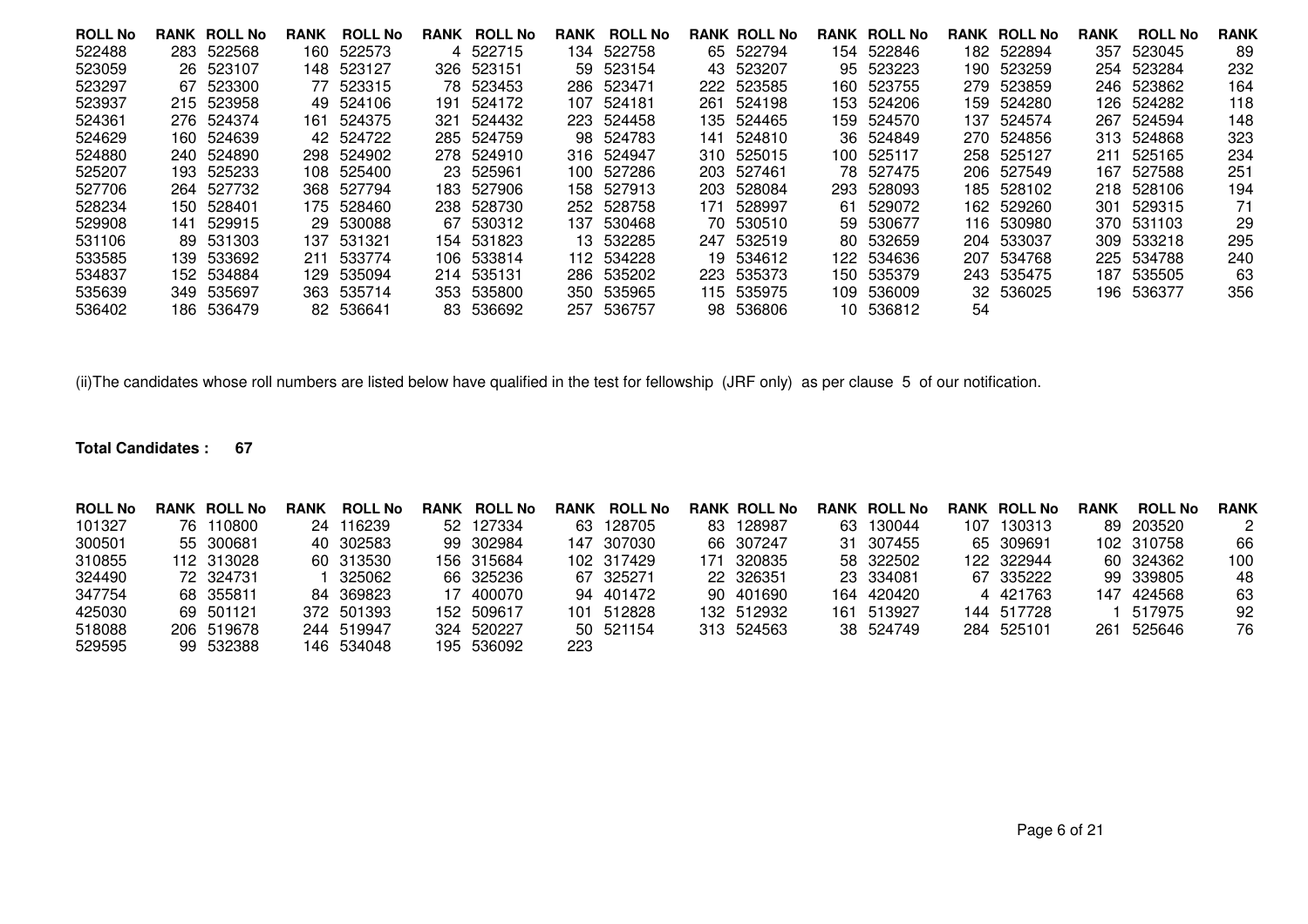| ROLL No | RANK | ROLL No | RANK | ROLL No | RANK | ROLL No | RANK | ROLL No | RANK | ROLL No | RANK | ROLL No | RANK | ROLL No | RANK | ROLL No | RANK |
|---|---|---|---|---|---|---|---|---|---|---|---|---|---|---|---|---|---|
| 522488 | 283 | 522568 | 160 | 522573 | 4 | 522715 | 134 | 522758 | 65 | 522794 | 154 | 522846 | 182 | 522894 | 357 | 523045 | 89 |
| 523059 | 26 | 523107 | 148 | 523127 | 326 | 523151 | 59 | 523154 | 43 | 523207 | 95 | 523223 | 190 | 523259 | 254 | 523284 | 232 |
| 523297 | 67 | 523300 | 77 | 523315 | 78 | 523453 | 286 | 523471 | 222 | 523585 | 160 | 523755 | 279 | 523859 | 246 | 523862 | 164 |
| 523937 | 215 | 523958 | 49 | 524106 | 191 | 524172 | 107 | 524181 | 261 | 524198 | 153 | 524206 | 159 | 524280 | 126 | 524282 | 118 |
| 524361 | 276 | 524374 | 161 | 524375 | 321 | 524432 | 223 | 524458 | 135 | 524465 | 159 | 524570 | 137 | 524574 | 267 | 524594 | 148 |
| 524629 | 160 | 524639 | 42 | 524722 | 285 | 524759 | 98 | 524783 | 141 | 524810 | 36 | 524849 | 270 | 524856 | 313 | 524868 | 323 |
| 524880 | 240 | 524890 | 298 | 524902 | 278 | 524910 | 316 | 524947 | 310 | 525015 | 100 | 525117 | 258 | 525127 | 211 | 525165 | 234 |
| 525207 | 193 | 525233 | 108 | 525400 | 23 | 525961 | 100 | 527286 | 203 | 527461 | 78 | 527475 | 206 | 527549 | 167 | 527588 | 251 |
| 527706 | 264 | 527732 | 368 | 527794 | 183 | 527906 | 158 | 527913 | 203 | 528084 | 293 | 528093 | 185 | 528102 | 218 | 528106 | 194 |
| 528234 | 150 | 528401 | 175 | 528460 | 238 | 528730 | 252 | 528758 | 171 | 528997 | 61 | 529072 | 162 | 529260 | 301 | 529315 | 71 |
| 529908 | 141 | 529915 | 29 | 530088 | 67 | 530312 | 137 | 530468 | 70 | 530510 | 59 | 530677 | 116 | 530980 | 370 | 531103 | 29 |
| 531106 | 89 | 531303 | 137 | 531321 | 154 | 531823 | 13 | 532285 | 247 | 532519 | 80 | 532659 | 204 | 533037 | 309 | 533218 | 295 |
| 533585 | 139 | 533692 | 211 | 533774 | 106 | 533814 | 112 | 534228 | 19 | 534612 | 122 | 534636 | 207 | 534768 | 225 | 534788 | 240 |
| 534837 | 152 | 534884 | 129 | 535094 | 214 | 535131 | 286 | 535202 | 223 | 535373 | 150 | 535379 | 243 | 535475 | 187 | 535505 | 63 |
| 535639 | 349 | 535697 | 363 | 535714 | 353 | 535800 | 350 | 535965 | 115 | 535975 | 109 | 536009 | 32 | 536025 | 196 | 536377 | 356 |
| 536402 | 186 | 536479 | 82 | 536641 | 83 | 536692 | 257 | 536757 | 98 | 536806 | 10 | 536812 | 54 | | | | |

(ii)The candidates whose roll numbers are listed below have qualified in the test for fellowship (JRF only) as per clause 5 of our notification.

**Total Candidates : 67**

| ROLL No | RANK | ROLL No | RANK | ROLL No | RANK | ROLL No | RANK | ROLL No | RANK | ROLL No | RANK | ROLL No | RANK | ROLL No | RANK | ROLL No | RANK |
|---|---|---|---|---|---|---|---|---|---|---|---|---|---|---|---|---|---|
| 101327 | 76 | 110800 | 24 | 116239 | 52 | 127334 | 63 | 128705 | 83 | 128987 | 63 | 130044 | 107 | 130313 | 89 | 203520 | 2 |
| 300501 | 55 | 300681 | 40 | 302583 | 99 | 302984 | 147 | 307030 | 66 | 307247 | 31 | 307455 | 65 | 309691 | 102 | 310758 | 66 |
| 310855 | 112 | 313028 | 60 | 313530 | 156 | 315684 | 102 | 317429 | 171 | 320835 | 58 | 322502 | 122 | 322944 | 60 | 324362 | 100 |
| 324490 | 72 | 324731 | 1 | 325062 | 66 | 325236 | 67 | 325271 | 22 | 326351 | 23 | 334081 | 67 | 335222 | 99 | 339805 | 48 |
| 347754 | 68 | 355811 | 84 | 369823 | 17 | 400070 | 94 | 401472 | 90 | 401690 | 164 | 420420 | 4 | 421763 | 147 | 424568 | 63 |
| 425030 | 69 | 501121 | 372 | 501393 | 152 | 509617 | 101 | 512828 | 132 | 512932 | 161 | 513927 | 144 | 517728 | 1 | 517975 | 92 |
| 518088 | 206 | 519678 | 244 | 519947 | 324 | 520227 | 50 | 521154 | 313 | 524563 | 38 | 524749 | 284 | 525101 | 261 | 525646 | 76 |
| 529595 | 99 | 532388 | 146 | 534048 | 195 | 536092 | 223 | | | | | | | | | | |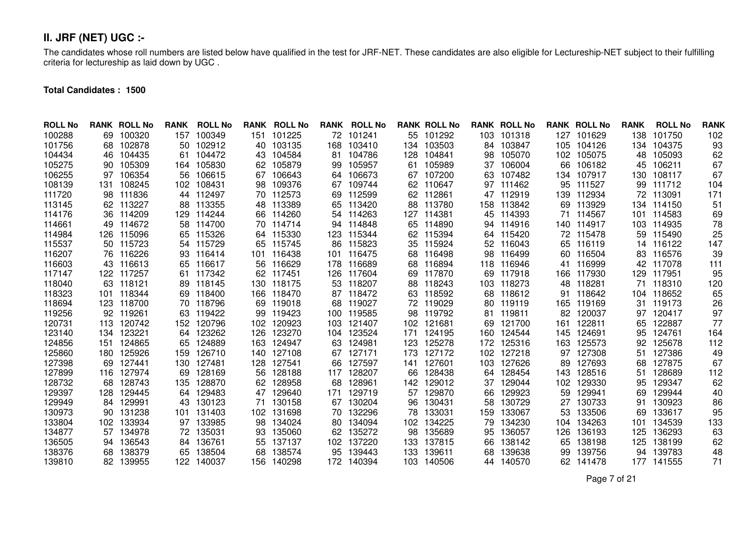## II. JRF (NET) UGC :-

The candidates whose roll numbers are listed below have qualified in the test for JRF-NET. These candidates are also eligible for Lectureship-NET subject to their fulfilling criteria for lectureship as laid down by UGC .

**Total Candidates : 1500**

| ROLL No | RANK | ROLL No | RANK | ROLL No | RANK | ROLL No | RANK | ROLL No | RANK | ROLL No | RANK | ROLL No | RANK | ROLL No | RANK | ROLL No | RANK |
|---|---|---|---|---|---|---|---|---|---|---|---|---|---|---|---|---|---|
| 100288 | 69 | 100320 | 157 | 100349 | 151 | 101225 | 72 | 101241 | 55 | 101292 | 103 | 101318 | 127 | 101629 | 138 | 101750 | 102 |
| 101756 | 68 | 102878 | 50 | 102912 | 40 | 103135 | 168 | 103410 | 134 | 103503 | 84 | 103847 | 105 | 104126 | 134 | 104375 | 93 |
| 104434 | 46 | 104435 | 61 | 104472 | 43 | 104584 | 81 | 104786 | 128 | 104841 | 98 | 105070 | 102 | 105075 | 48 | 105093 | 62 |
| 105275 | 90 | 105309 | 164 | 105830 | 62 | 105879 | 99 | 105957 | 61 | 105989 | 37 | 106004 | 66 | 106182 | 45 | 106211 | 67 |
| 106255 | 97 | 106354 | 56 | 106615 | 67 | 106643 | 64 | 106673 | 67 | 107200 | 63 | 107482 | 134 | 107917 | 130 | 108117 | 67 |
| 108139 | 131 | 108245 | 102 | 108431 | 98 | 109376 | 67 | 109744 | 62 | 110647 | 97 | 111462 | 95 | 111527 | 99 | 111712 | 104 |
| 111720 | 98 | 111836 | 44 | 112497 | 70 | 112573 | 69 | 112599 | 62 | 112861 | 47 | 112919 | 139 | 112934 | 72 | 113091 | 171 |
| 113145 | 62 | 113227 | 88 | 113355 | 48 | 113389 | 65 | 113420 | 88 | 113780 | 158 | 113842 | 69 | 113929 | 134 | 114150 | 51 |
| 114176 | 36 | 114209 | 129 | 114244 | 66 | 114260 | 54 | 114263 | 127 | 114381 | 45 | 114393 | 71 | 114567 | 101 | 114583 | 69 |
| 114661 | 49 | 114672 | 58 | 114700 | 70 | 114714 | 94 | 114848 | 65 | 114890 | 94 | 114916 | 140 | 114917 | 103 | 114935 | 78 |
| 114984 | 126 | 115096 | 65 | 115326 | 64 | 115330 | 123 | 115344 | 62 | 115394 | 64 | 115420 | 72 | 115478 | 59 | 115490 | 25 |
| 115537 | 50 | 115723 | 54 | 115729 | 65 | 115745 | 86 | 115823 | 35 | 115924 | 52 | 116043 | 65 | 116119 | 14 | 116122 | 147 |
| 116207 | 76 | 116226 | 93 | 116414 | 101 | 116438 | 101 | 116475 | 68 | 116498 | 98 | 116499 | 60 | 116504 | 83 | 116576 | 39 |
| 116603 | 43 | 116613 | 65 | 116617 | 56 | 116629 | 178 | 116689 | 68 | 116894 | 118 | 116946 | 41 | 116999 | 42 | 117078 | 111 |
| 117147 | 122 | 117257 | 61 | 117342 | 62 | 117451 | 126 | 117604 | 69 | 117870 | 69 | 117918 | 166 | 117930 | 129 | 117951 | 95 |
| 118040 | 63 | 118121 | 89 | 118145 | 130 | 118175 | 53 | 118207 | 88 | 118243 | 103 | 118273 | 48 | 118281 | 71 | 118310 | 120 |
| 118323 | 101 | 118344 | 69 | 118400 | 166 | 118470 | 87 | 118472 | 63 | 118592 | 68 | 118612 | 91 | 118642 | 104 | 118652 | 65 |
| 118694 | 123 | 118700 | 70 | 118796 | 69 | 119018 | 68 | 119027 | 72 | 119029 | 80 | 119119 | 165 | 119169 | 31 | 119173 | 26 |
| 119256 | 92 | 119261 | 63 | 119422 | 99 | 119423 | 100 | 119585 | 98 | 119792 | 81 | 119811 | 82 | 120037 | 97 | 120417 | 97 |
| 120731 | 113 | 120742 | 152 | 120796 | 102 | 120923 | 103 | 121407 | 102 | 121681 | 69 | 121700 | 161 | 122811 | 65 | 122887 | 77 |
| 123140 | 134 | 123221 | 64 | 123262 | 126 | 123270 | 104 | 123524 | 171 | 124195 | 160 | 124544 | 145 | 124691 | 95 | 124761 | 164 |
| 124856 | 151 | 124865 | 65 | 124889 | 163 | 124947 | 63 | 124981 | 123 | 125278 | 172 | 125316 | 163 | 125573 | 92 | 125678 | 112 |
| 125860 | 180 | 125926 | 159 | 126710 | 140 | 127108 | 67 | 127171 | 173 | 127172 | 102 | 127218 | 97 | 127308 | 51 | 127386 | 49 |
| 127398 | 69 | 127441 | 130 | 127481 | 128 | 127541 | 66 | 127597 | 141 | 127601 | 103 | 127626 | 89 | 127693 | 68 | 127875 | 67 |
| 127899 | 116 | 127974 | 69 | 128169 | 56 | 128188 | 117 | 128207 | 66 | 128438 | 64 | 128454 | 143 | 128516 | 51 | 128689 | 112 |
| 128732 | 68 | 128743 | 135 | 128870 | 62 | 128958 | 68 | 128961 | 142 | 129012 | 37 | 129044 | 102 | 129330 | 95 | 129347 | 62 |
| 129397 | 128 | 129445 | 64 | 129483 | 47 | 129640 | 171 | 129719 | 57 | 129870 | 66 | 129923 | 59 | 129941 | 69 | 129944 | 40 |
| 129949 | 84 | 129991 | 43 | 130123 | 71 | 130158 | 67 | 130204 | 96 | 130431 | 58 | 130729 | 27 | 130733 | 91 | 130923 | 86 |
| 130973 | 90 | 131238 | 101 | 131403 | 102 | 131698 | 70 | 132296 | 78 | 133031 | 159 | 133067 | 53 | 133506 | 69 | 133617 | 95 |
| 133804 | 102 | 133934 | 97 | 133985 | 98 | 134024 | 80 | 134094 | 102 | 134225 | 79 | 134230 | 104 | 134263 | 101 | 134539 | 133 |
| 134877 | 57 | 134978 | 72 | 135031 | 93 | 135060 | 62 | 135272 | 98 | 135689 | 95 | 136057 | 126 | 136193 | 125 | 136293 | 63 |
| 136505 | 94 | 136543 | 84 | 136761 | 55 | 137137 | 102 | 137220 | 133 | 137815 | 66 | 138142 | 65 | 138198 | 125 | 138199 | 62 |
| 138376 | 68 | 138379 | 65 | 138504 | 68 | 138574 | 95 | 139443 | 133 | 139611 | 68 | 139638 | 99 | 139756 | 94 | 139783 | 48 |
| 139810 | 82 | 139955 | 122 | 140037 | 156 | 140298 | 172 | 140394 | 103 | 140506 | 44 | 140570 | 62 | 141478 | 177 | 141555 | 71 |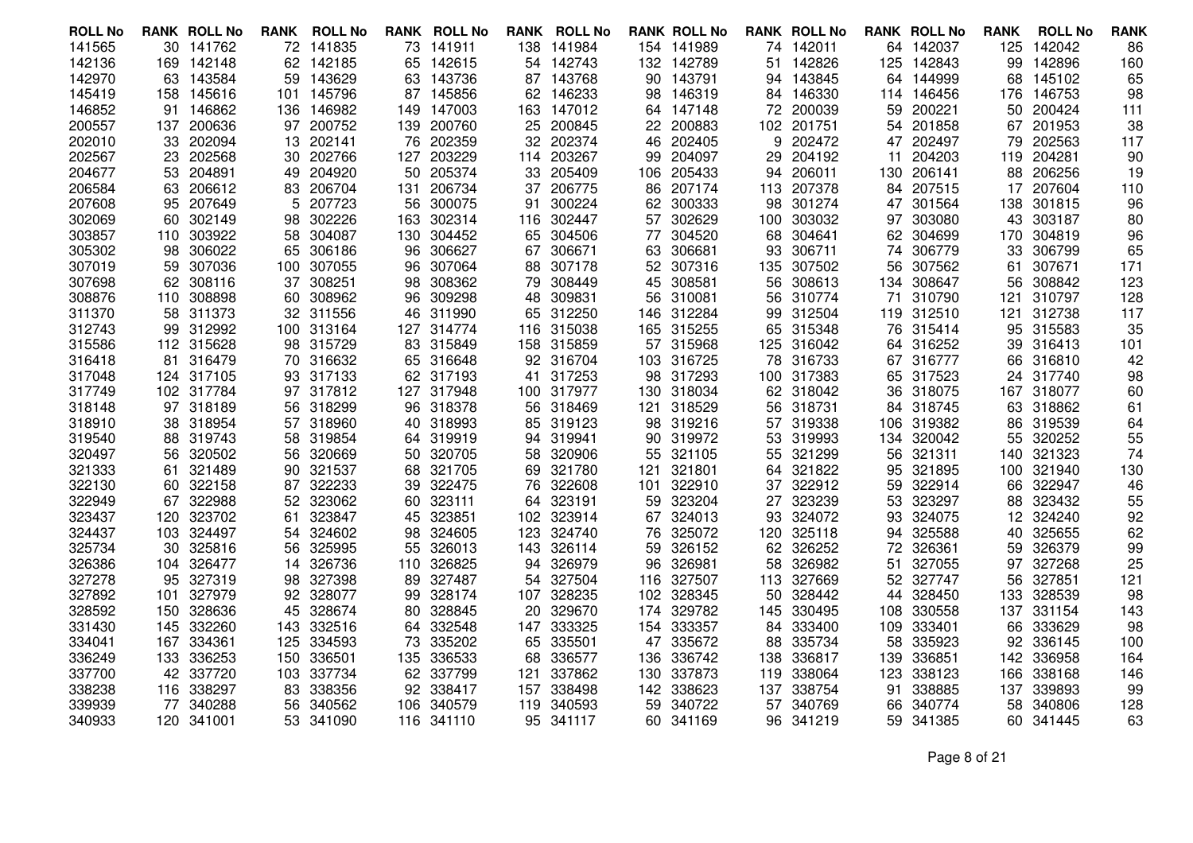| ROLL No | RANK | ROLL No | RANK | ROLL No | RANK | ROLL No | RANK | ROLL No | RANK | ROLL No | RANK | ROLL No | RANK | ROLL No | RANK | ROLL No | RANK |
|---|---|---|---|---|---|---|---|---|---|---|---|---|---|---|---|---|---|
| 141565 | 30 | 141762 | 72 | 141835 | 73 | 141911 | 138 | 141984 | 154 | 141989 | 74 | 142011 | 64 | 142037 | 125 | 142042 | 86 |
| 142136 | 169 | 142148 | 62 | 142185 | 65 | 142615 | 54 | 142743 | 132 | 142789 | 51 | 142826 | 125 | 142843 | 99 | 142896 | 160 |
| 142970 | 63 | 143584 | 59 | 143629 | 63 | 143736 | 87 | 143768 | 90 | 143791 | 94 | 143845 | 64 | 144999 | 68 | 145102 | 65 |
| 145419 | 158 | 145616 | 101 | 145796 | 87 | 145856 | 62 | 146233 | 98 | 146319 | 84 | 146330 | 114 | 146456 | 176 | 146753 | 98 |
| 146852 | 91 | 146862 | 136 | 146982 | 149 | 147003 | 163 | 147012 | 64 | 147148 | 72 | 200039 | 59 | 200221 | 50 | 200424 | 111 |
| 200557 | 137 | 200636 | 97 | 200752 | 139 | 200760 | 25 | 200845 | 22 | 200883 | 102 | 201751 | 54 | 201858 | 67 | 201953 | 38 |
| 202010 | 33 | 202094 | 13 | 202141 | 76 | 202359 | 32 | 202374 | 46 | 202405 | 9 | 202472 | 47 | 202497 | 79 | 202563 | 117 |
| 202567 | 23 | 202568 | 30 | 202766 | 127 | 203229 | 114 | 203267 | 99 | 204097 | 29 | 204192 | 11 | 204203 | 119 | 204281 | 90 |
| 204677 | 53 | 204891 | 49 | 204920 | 50 | 205374 | 33 | 205409 | 106 | 205433 | 94 | 206011 | 130 | 206141 | 88 | 206256 | 19 |
| 206584 | 63 | 206612 | 83 | 206704 | 131 | 206734 | 37 | 206775 | 86 | 207174 | 113 | 207378 | 84 | 207515 | 17 | 207604 | 110 |
| 207608 | 95 | 207649 | 5 | 207723 | 56 | 300075 | 91 | 300224 | 62 | 300333 | 98 | 301274 | 47 | 301564 | 138 | 301815 | 96 |
| 302069 | 60 | 302149 | 98 | 302226 | 163 | 302314 | 116 | 302447 | 57 | 302629 | 100 | 303032 | 97 | 303080 | 43 | 303187 | 80 |
| 303857 | 110 | 303922 | 58 | 304087 | 130 | 304452 | 65 | 304506 | 77 | 304520 | 68 | 304641 | 62 | 304699 | 170 | 304819 | 96 |
| 305302 | 98 | 306022 | 65 | 306186 | 96 | 306627 | 67 | 306671 | 63 | 306681 | 93 | 306711 | 74 | 306779 | 33 | 306799 | 65 |
| 307019 | 59 | 307036 | 100 | 307055 | 96 | 307064 | 88 | 307178 | 52 | 307316 | 135 | 307502 | 56 | 307562 | 61 | 307671 | 171 |
| 307698 | 62 | 308116 | 37 | 308251 | 98 | 308362 | 79 | 308449 | 45 | 308581 | 56 | 308613 | 134 | 308647 | 56 | 308842 | 123 |
| 308876 | 110 | 308898 | 60 | 308962 | 96 | 309298 | 48 | 309831 | 56 | 310081 | 56 | 310774 | 71 | 310790 | 121 | 310797 | 128 |
| 311370 | 58 | 311373 | 32 | 311556 | 46 | 311990 | 65 | 312250 | 146 | 312284 | 99 | 312504 | 119 | 312510 | 121 | 312738 | 117 |
| 312743 | 99 | 312992 | 100 | 313164 | 127 | 314774 | 116 | 315038 | 165 | 315255 | 65 | 315348 | 76 | 315414 | 95 | 315583 | 35 |
| 315586 | 112 | 315628 | 98 | 315729 | 83 | 315849 | 158 | 315859 | 57 | 315968 | 125 | 316042 | 64 | 316252 | 39 | 316413 | 101 |
| 316418 | 81 | 316479 | 70 | 316632 | 65 | 316648 | 92 | 316704 | 103 | 316725 | 78 | 316733 | 67 | 316777 | 66 | 316810 | 42 |
| 317048 | 124 | 317105 | 93 | 317133 | 62 | 317193 | 41 | 317253 | 98 | 317293 | 100 | 317383 | 65 | 317523 | 24 | 317740 | 98 |
| 317749 | 102 | 317784 | 97 | 317812 | 127 | 317948 | 100 | 317977 | 130 | 318034 | 62 | 318042 | 36 | 318075 | 167 | 318077 | 60 |
| 318148 | 97 | 318189 | 56 | 318299 | 96 | 318378 | 56 | 318469 | 121 | 318529 | 56 | 318731 | 84 | 318745 | 63 | 318862 | 61 |
| 318910 | 38 | 318954 | 57 | 318960 | 40 | 318993 | 85 | 319123 | 98 | 319216 | 57 | 319338 | 106 | 319382 | 86 | 319539 | 64 |
| 319540 | 88 | 319743 | 58 | 319854 | 64 | 319919 | 94 | 319941 | 90 | 319972 | 53 | 319993 | 134 | 320042 | 55 | 320252 | 55 |
| 320497 | 56 | 320502 | 56 | 320669 | 50 | 320705 | 58 | 320906 | 55 | 321105 | 55 | 321299 | 56 | 321311 | 140 | 321323 | 74 |
| 321333 | 61 | 321489 | 90 | 321537 | 68 | 321705 | 69 | 321780 | 121 | 321801 | 64 | 321822 | 95 | 321895 | 100 | 321940 | 130 |
| 322130 | 60 | 322158 | 87 | 322233 | 39 | 322475 | 76 | 322608 | 101 | 322910 | 37 | 322912 | 59 | 322914 | 66 | 322947 | 46 |
| 322949 | 67 | 322988 | 52 | 323062 | 60 | 323111 | 64 | 323191 | 59 | 323204 | 27 | 323239 | 53 | 323297 | 88 | 323432 | 55 |
| 323437 | 120 | 323702 | 61 | 323847 | 45 | 323851 | 102 | 323914 | 67 | 324013 | 93 | 324072 | 93 | 324075 | 12 | 324240 | 92 |
| 324437 | 103 | 324497 | 54 | 324602 | 98 | 324605 | 123 | 324740 | 76 | 325072 | 120 | 325118 | 94 | 325588 | 40 | 325655 | 62 |
| 325734 | 30 | 325816 | 56 | 325995 | 55 | 326013 | 143 | 326114 | 59 | 326152 | 62 | 326252 | 72 | 326361 | 59 | 326379 | 99 |
| 326386 | 104 | 326477 | 14 | 326736 | 110 | 326825 | 94 | 326979 | 96 | 326981 | 58 | 326982 | 51 | 327055 | 97 | 327268 | 25 |
| 327278 | 95 | 327319 | 98 | 327398 | 89 | 327487 | 54 | 327504 | 116 | 327507 | 113 | 327669 | 52 | 327747 | 56 | 327851 | 121 |
| 327892 | 101 | 327979 | 92 | 328077 | 99 | 328174 | 107 | 328235 | 102 | 328345 | 50 | 328442 | 44 | 328450 | 133 | 328539 | 98 |
| 328592 | 150 | 328636 | 45 | 328674 | 80 | 328845 | 20 | 329670 | 174 | 329782 | 145 | 330495 | 108 | 330558 | 137 | 331154 | 143 |
| 331430 | 145 | 332260 | 143 | 332516 | 64 | 332548 | 147 | 333325 | 154 | 333357 | 84 | 333400 | 109 | 333401 | 66 | 333629 | 98 |
| 334041 | 167 | 334361 | 125 | 334593 | 73 | 335202 | 65 | 335501 | 47 | 335672 | 88 | 335734 | 58 | 335923 | 92 | 336145 | 100 |
| 336249 | 133 | 336253 | 150 | 336501 | 135 | 336533 | 68 | 336577 | 136 | 336742 | 138 | 336817 | 139 | 336851 | 142 | 336958 | 164 |
| 337700 | 42 | 337720 | 103 | 337734 | 62 | 337799 | 121 | 337862 | 130 | 337873 | 119 | 338064 | 123 | 338123 | 166 | 338168 | 146 |
| 338238 | 116 | 338297 | 83 | 338356 | 92 | 338417 | 157 | 338498 | 142 | 338623 | 137 | 338754 | 91 | 338885 | 137 | 339893 | 99 |
| 339939 | 77 | 340288 | 56 | 340562 | 106 | 340579 | 119 | 340593 | 59 | 340722 | 57 | 340769 | 66 | 340774 | 58 | 340806 | 128 |
| 340933 | 120 | 341001 | 53 | 341090 | 116 | 341110 | 95 | 341117 | 60 | 341169 | 96 | 341219 | 59 | 341385 | 60 | 341445 | 63 |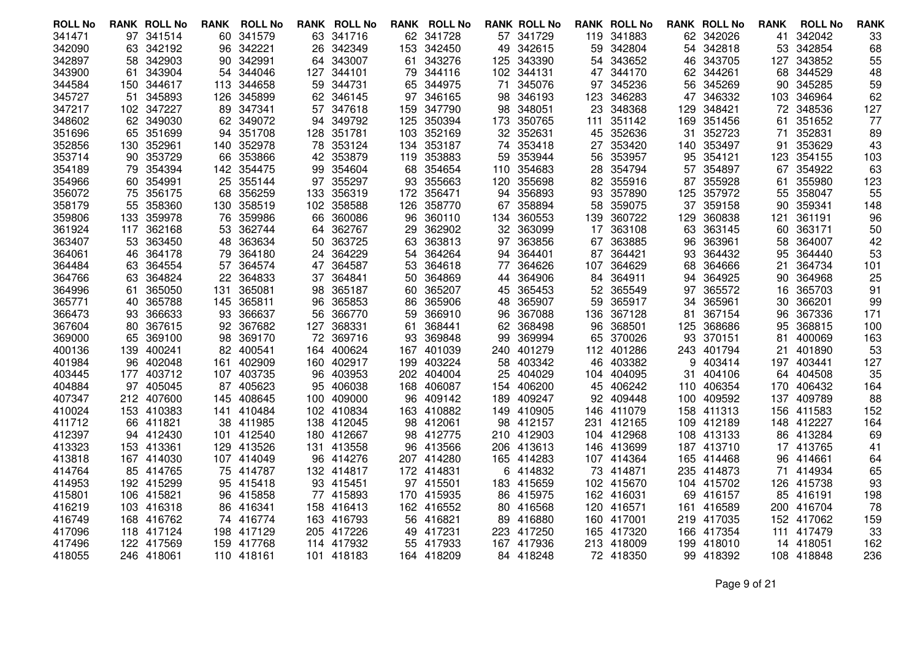| ROLL No | RANK | ROLL No | RANK | ROLL No | RANK | ROLL No | RANK | ROLL No | RANK | ROLL No | RANK | ROLL No | RANK | ROLL No | RANK | ROLL No | RANK |
|---|---|---|---|---|---|---|---|---|---|---|---|---|---|---|---|---|---|
| 341471 | 97 | 341514 | 60 | 341579 | 63 | 341716 | 62 | 341728 | 57 | 341729 | 119 | 341883 | 62 | 342026 | 41 | 342042 | 33 |
| 342090 | 63 | 342192 | 96 | 342221 | 26 | 342349 | 153 | 342450 | 49 | 342615 | 59 | 342804 | 54 | 342818 | 53 | 342854 | 68 |
| 342897 | 58 | 342903 | 90 | 342991 | 64 | 343007 | 61 | 343276 | 125 | 343390 | 54 | 343652 | 46 | 343705 | 127 | 343852 | 55 |
| 343900 | 61 | 343904 | 54 | 344046 | 127 | 344101 | 79 | 344116 | 102 | 344131 | 47 | 344170 | 62 | 344261 | 68 | 344529 | 48 |
| 344584 | 150 | 344617 | 113 | 344658 | 59 | 344731 | 65 | 344975 | 71 | 345076 | 97 | 345236 | 56 | 345269 | 90 | 345285 | 59 |
| 345727 | 51 | 345893 | 126 | 345899 | 62 | 346145 | 97 | 346165 | 98 | 346193 | 123 | 346283 | 47 | 346332 | 103 | 346964 | 62 |
| 347217 | 102 | 347227 | 89 | 347341 | 57 | 347618 | 159 | 347790 | 98 | 348051 | 23 | 348368 | 129 | 348421 | 72 | 348536 | 127 |
| 348602 | 62 | 349030 | 62 | 349072 | 94 | 349792 | 125 | 350394 | 173 | 350765 | 111 | 351142 | 169 | 351456 | 61 | 351652 | 77 |
| 351696 | 65 | 351699 | 94 | 351708 | 128 | 351781 | 103 | 352169 | 32 | 352631 | 45 | 352636 | 31 | 352723 | 71 | 352831 | 89 |
| 352856 | 130 | 352961 | 140 | 352978 | 78 | 353124 | 134 | 353187 | 74 | 353418 | 27 | 353420 | 140 | 353497 | 91 | 353629 | 43 |
| 353714 | 90 | 353729 | 66 | 353866 | 42 | 353879 | 119 | 353883 | 59 | 353944 | 56 | 353957 | 95 | 354121 | 123 | 354155 | 103 |
| 354189 | 79 | 354394 | 142 | 354475 | 99 | 354604 | 68 | 354654 | 110 | 354683 | 28 | 354794 | 57 | 354897 | 67 | 354922 | 63 |
| 354966 | 60 | 354991 | 25 | 355144 | 97 | 355297 | 93 | 355663 | 120 | 355698 | 82 | 355916 | 87 | 355928 | 61 | 355980 | 123 |
| 356072 | 75 | 356175 | 68 | 356259 | 133 | 356319 | 172 | 356471 | 94 | 356893 | 93 | 357890 | 125 | 357972 | 55 | 358047 | 55 |
| 358179 | 55 | 358360 | 130 | 358519 | 102 | 358588 | 126 | 358770 | 67 | 358894 | 58 | 359075 | 37 | 359158 | 90 | 359341 | 148 |
| 359806 | 133 | 359978 | 76 | 359986 | 66 | 360086 | 96 | 360110 | 134 | 360553 | 139 | 360722 | 129 | 360838 | 121 | 361191 | 96 |
| 361924 | 117 | 362168 | 53 | 362744 | 64 | 362767 | 29 | 362902 | 32 | 363099 | 17 | 363108 | 63 | 363145 | 60 | 363171 | 50 |
| 363407 | 53 | 363450 | 48 | 363634 | 50 | 363725 | 63 | 363813 | 97 | 363856 | 67 | 363885 | 96 | 363961 | 58 | 364007 | 42 |
| 364061 | 46 | 364178 | 79 | 364180 | 24 | 364229 | 54 | 364264 | 94 | 364401 | 87 | 364421 | 93 | 364432 | 95 | 364440 | 53 |
| 364484 | 63 | 364554 | 57 | 364574 | 47 | 364587 | 53 | 364618 | 77 | 364626 | 107 | 364629 | 68 | 364666 | 21 | 364734 | 101 |
| 364766 | 63 | 364824 | 22 | 364833 | 37 | 364841 | 50 | 364869 | 44 | 364906 | 84 | 364911 | 94 | 364925 | 90 | 364968 | 25 |
| 364996 | 61 | 365050 | 131 | 365081 | 98 | 365187 | 60 | 365207 | 45 | 365453 | 52 | 365549 | 97 | 365572 | 16 | 365703 | 91 |
| 365771 | 40 | 365788 | 145 | 365811 | 96 | 365853 | 86 | 365906 | 48 | 365907 | 59 | 365917 | 34 | 365961 | 30 | 366201 | 99 |
| 366473 | 93 | 366633 | 93 | 366637 | 56 | 366770 | 59 | 366910 | 96 | 367088 | 136 | 367128 | 81 | 367154 | 96 | 367336 | 171 |
| 367604 | 80 | 367615 | 92 | 367682 | 127 | 368331 | 61 | 368441 | 62 | 368498 | 96 | 368501 | 125 | 368686 | 95 | 368815 | 100 |
| 369000 | 65 | 369100 | 98 | 369170 | 72 | 369716 | 93 | 369848 | 99 | 369994 | 65 | 370026 | 93 | 370151 | 81 | 400069 | 163 |
| 400136 | 139 | 400241 | 82 | 400541 | 164 | 400624 | 167 | 401039 | 240 | 401279 | 112 | 401286 | 243 | 401794 | 21 | 401890 | 53 |
| 401984 | 96 | 402048 | 161 | 402909 | 160 | 402917 | 199 | 403224 | 58 | 403342 | 46 | 403382 | 9 | 403414 | 197 | 403441 | 127 |
| 403445 | 177 | 403712 | 107 | 403735 | 96 | 403953 | 202 | 404004 | 25 | 404029 | 104 | 404095 | 31 | 404106 | 64 | 404508 | 35 |
| 404884 | 97 | 405045 | 87 | 405623 | 95 | 406038 | 168 | 406087 | 154 | 406200 | 45 | 406242 | 110 | 406354 | 170 | 406432 | 164 |
| 407347 | 212 | 407600 | 145 | 408645 | 100 | 409000 | 96 | 409142 | 189 | 409247 | 92 | 409448 | 100 | 409592 | 137 | 409789 | 88 |
| 410024 | 153 | 410383 | 141 | 410484 | 102 | 410834 | 163 | 410882 | 149 | 410905 | 146 | 411079 | 158 | 411313 | 156 | 411583 | 152 |
| 411712 | 66 | 411821 | 38 | 411985 | 138 | 412045 | 98 | 412061 | 98 | 412157 | 231 | 412165 | 109 | 412189 | 148 | 412227 | 164 |
| 412397 | 94 | 412430 | 101 | 412540 | 180 | 412667 | 98 | 412775 | 210 | 412903 | 104 | 412968 | 108 | 413133 | 86 | 413284 | 69 |
| 413323 | 153 | 413361 | 129 | 413526 | 131 | 413558 | 96 | 413566 | 206 | 413613 | 146 | 413699 | 187 | 413710 | 17 | 413765 | 41 |
| 413818 | 167 | 414030 | 107 | 414049 | 96 | 414276 | 207 | 414280 | 165 | 414283 | 107 | 414364 | 165 | 414468 | 96 | 414661 | 64 |
| 414764 | 85 | 414765 | 75 | 414787 | 132 | 414817 | 172 | 414831 | 6 | 414832 | 73 | 414871 | 235 | 414873 | 71 | 414934 | 65 |
| 414953 | 192 | 415299 | 95 | 415418 | 93 | 415451 | 97 | 415501 | 183 | 415659 | 102 | 415670 | 104 | 415702 | 126 | 415738 | 93 |
| 415801 | 106 | 415821 | 96 | 415858 | 77 | 415893 | 170 | 415935 | 86 | 415975 | 162 | 416031 | 69 | 416157 | 85 | 416191 | 198 |
| 416219 | 103 | 416318 | 86 | 416341 | 158 | 416413 | 162 | 416552 | 80 | 416568 | 120 | 416571 | 161 | 416589 | 200 | 416704 | 78 |
| 416749 | 168 | 416762 | 74 | 416774 | 163 | 416793 | 56 | 416821 | 89 | 416880 | 160 | 417001 | 219 | 417035 | 152 | 417062 | 159 |
| 417096 | 118 | 417124 | 198 | 417129 | 205 | 417226 | 49 | 417231 | 223 | 417250 | 165 | 417320 | 166 | 417354 | 111 | 417479 | 33 |
| 417496 | 122 | 417569 | 159 | 417768 | 114 | 417932 | 55 | 417933 | 167 | 417936 | 213 | 418009 | 199 | 418010 | 14 | 418051 | 162 |
| 418055 | 246 | 418061 | 110 | 418161 | 101 | 418183 | 164 | 418209 | 84 | 418248 | 72 | 418350 | 99 | 418392 | 108 | 418848 | 236 |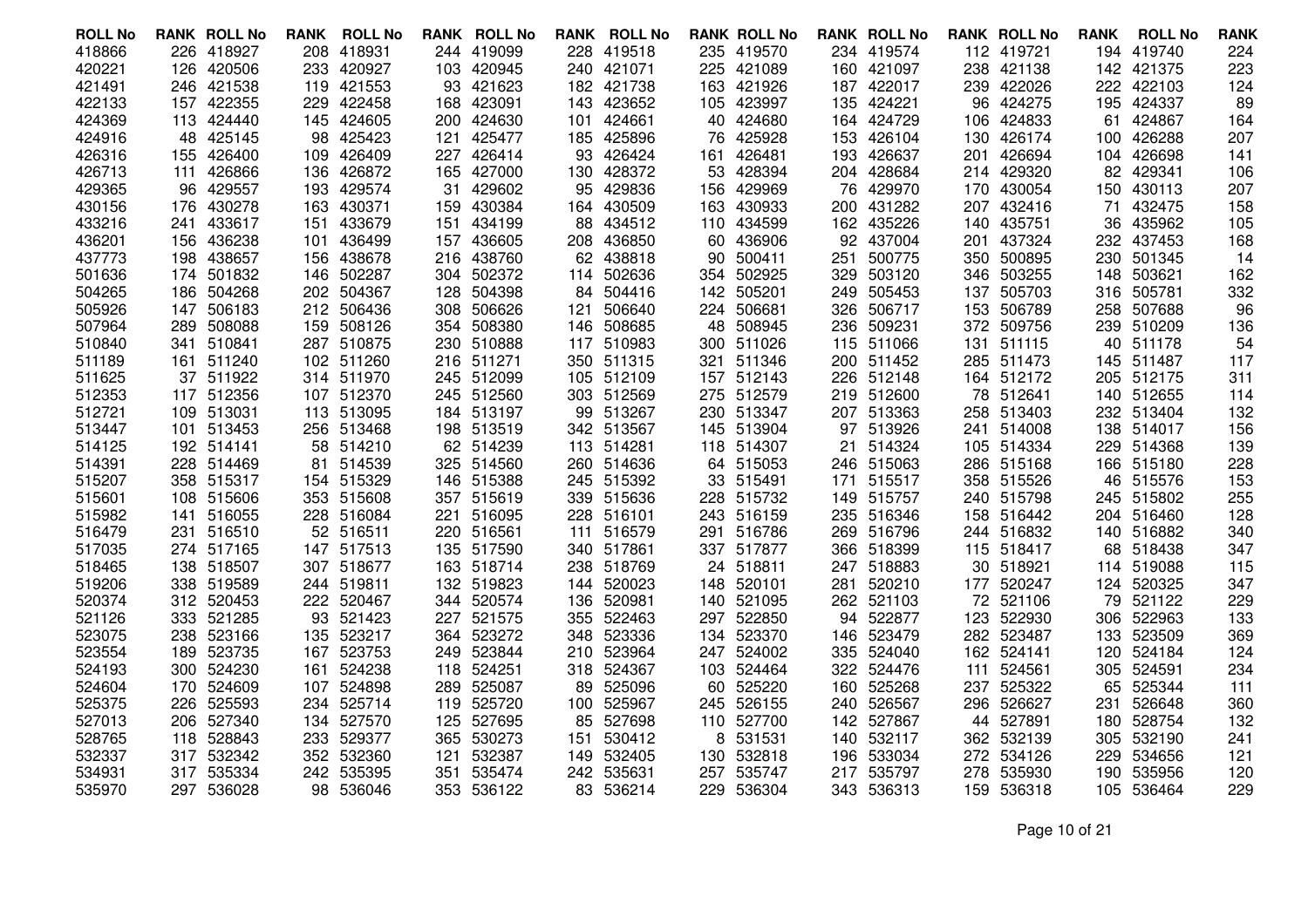| ROLL No | RANK | ROLL No | RANK | ROLL No | RANK | ROLL No | RANK | ROLL No | RANK | ROLL No | RANK | ROLL No | RANK | ROLL No | RANK | ROLL No | RANK | ROLL No | RANK |
|---|---|---|---|---|---|---|---|---|---|---|---|---|---|---|---|---|---|---|---|
| 418866 | 226 | 418927 | 208 | 418931 | 244 | 419099 | 228 | 419518 | 235 | 419570 | 234 | 419574 | 112 | 419721 | 194 | 419740 | 224 |
| 420221 | 126 | 420506 | 233 | 420927 | 103 | 420945 | 240 | 421071 | 225 | 421089 | 160 | 421097 | 238 | 421138 | 142 | 421375 | 223 |
| 421491 | 246 | 421538 | 119 | 421553 | 93 | 421623 | 182 | 421738 | 163 | 421926 | 187 | 422017 | 239 | 422026 | 222 | 422103 | 124 |
| 422133 | 157 | 422355 | 229 | 422458 | 168 | 423091 | 143 | 423652 | 105 | 423997 | 135 | 424221 | 96 | 424275 | 195 | 424337 | 89 |
| 424369 | 113 | 424440 | 145 | 424605 | 200 | 424630 | 101 | 424661 | 40 | 424680 | 164 | 424729 | 106 | 424833 | 61 | 424867 | 164 |
| 424916 | 48 | 425145 | 98 | 425423 | 121 | 425477 | 185 | 425896 | 76 | 425928 | 153 | 426104 | 130 | 426174 | 100 | 426288 | 207 |
| 426316 | 155 | 426400 | 109 | 426409 | 227 | 426414 | 93 | 426424 | 161 | 426481 | 193 | 426637 | 201 | 426694 | 104 | 426698 | 141 |
| 426713 | 111 | 426866 | 136 | 426872 | 165 | 427000 | 130 | 428372 | 53 | 428394 | 204 | 428684 | 214 | 429320 | 82 | 429341 | 106 |
| 429365 | 96 | 429557 | 193 | 429574 | 31 | 429602 | 95 | 429836 | 156 | 429969 | 76 | 429970 | 170 | 430054 | 150 | 430113 | 207 |
| 430156 | 176 | 430278 | 163 | 430371 | 159 | 430384 | 164 | 430509 | 163 | 430933 | 200 | 431282 | 207 | 432416 | 71 | 432475 | 158 |
| 433216 | 241 | 433617 | 151 | 433679 | 151 | 434199 | 88 | 434512 | 110 | 434599 | 162 | 435226 | 140 | 435751 | 36 | 435962 | 105 |
| 436201 | 156 | 436238 | 101 | 436499 | 157 | 436605 | 208 | 436850 | 60 | 436906 | 92 | 437004 | 201 | 437324 | 232 | 437453 | 168 |
| 437773 | 198 | 438657 | 156 | 438678 | 216 | 438760 | 62 | 438818 | 90 | 500411 | 251 | 500775 | 350 | 500895 | 230 | 501345 | 14 |
| 501636 | 174 | 501832 | 146 | 502287 | 304 | 502372 | 114 | 502636 | 354 | 502925 | 329 | 503120 | 346 | 503255 | 148 | 503621 | 162 |
| 504265 | 186 | 504268 | 202 | 504367 | 128 | 504398 | 84 | 504416 | 142 | 505201 | 249 | 505453 | 137 | 505703 | 316 | 505781 | 332 |
| 505926 | 147 | 506183 | 212 | 506436 | 308 | 506626 | 121 | 506640 | 224 | 506681 | 326 | 506717 | 153 | 506789 | 258 | 507688 | 96 |
| 507964 | 289 | 508088 | 159 | 508126 | 354 | 508380 | 146 | 508685 | 48 | 508945 | 236 | 509231 | 372 | 509756 | 239 | 510209 | 136 |
| 510840 | 341 | 510841 | 287 | 510875 | 230 | 510888 | 117 | 510983 | 300 | 511026 | 115 | 511066 | 131 | 511115 | 40 | 511178 | 54 |
| 511189 | 161 | 511240 | 102 | 511260 | 216 | 511271 | 350 | 511315 | 321 | 511346 | 200 | 511452 | 285 | 511473 | 145 | 511487 | 117 |
| 511625 | 37 | 511922 | 314 | 511970 | 245 | 512099 | 105 | 512109 | 157 | 512143 | 226 | 512148 | 164 | 512172 | 205 | 512175 | 311 |
| 512353 | 117 | 512356 | 107 | 512370 | 245 | 512560 | 303 | 512569 | 275 | 512579 | 219 | 512600 | 78 | 512641 | 140 | 512655 | 114 |
| 512721 | 109 | 513031 | 113 | 513095 | 184 | 513197 | 99 | 513267 | 230 | 513347 | 207 | 513363 | 258 | 513403 | 232 | 513404 | 132 |
| 513447 | 101 | 513453 | 256 | 513468 | 198 | 513519 | 342 | 513567 | 145 | 513904 | 97 | 513926 | 241 | 514008 | 138 | 514017 | 156 |
| 514125 | 192 | 514141 | 58 | 514210 | 62 | 514239 | 113 | 514281 | 118 | 514307 | 21 | 514324 | 105 | 514334 | 229 | 514368 | 139 |
| 514391 | 228 | 514469 | 81 | 514539 | 325 | 514560 | 260 | 514636 | 64 | 515053 | 246 | 515063 | 286 | 515168 | 166 | 515180 | 228 |
| 515207 | 358 | 515317 | 154 | 515329 | 146 | 515388 | 245 | 515392 | 33 | 515491 | 171 | 515517 | 358 | 515526 | 46 | 515576 | 153 |
| 515601 | 108 | 515606 | 353 | 515608 | 357 | 515619 | 339 | 515636 | 228 | 515732 | 149 | 515757 | 240 | 515798 | 245 | 515802 | 255 |
| 515982 | 141 | 516055 | 228 | 516084 | 221 | 516095 | 228 | 516101 | 243 | 516159 | 235 | 516346 | 158 | 516442 | 204 | 516460 | 128 |
| 516479 | 231 | 516510 | 52 | 516511 | 220 | 516561 | 111 | 516579 | 291 | 516786 | 269 | 516796 | 244 | 516832 | 140 | 516882 | 340 |
| 517035 | 274 | 517165 | 147 | 517513 | 135 | 517590 | 340 | 517861 | 337 | 517877 | 366 | 518399 | 115 | 518417 | 68 | 518438 | 347 |
| 518465 | 138 | 518507 | 307 | 518677 | 163 | 518714 | 238 | 518769 | 24 | 518811 | 247 | 518883 | 30 | 518921 | 114 | 519088 | 115 |
| 519206 | 338 | 519589 | 244 | 519811 | 132 | 519823 | 144 | 520023 | 148 | 520101 | 281 | 520210 | 177 | 520247 | 124 | 520325 | 347 |
| 520374 | 312 | 520453 | 222 | 520467 | 344 | 520574 | 136 | 520981 | 140 | 521095 | 262 | 521103 | 72 | 521106 | 79 | 521122 | 229 |
| 521126 | 333 | 521285 | 93 | 521423 | 227 | 521575 | 355 | 522463 | 297 | 522850 | 94 | 522877 | 123 | 522930 | 306 | 522963 | 133 |
| 523075 | 238 | 523166 | 135 | 523217 | 364 | 523272 | 348 | 523336 | 134 | 523370 | 146 | 523479 | 282 | 523487 | 133 | 523509 | 369 |
| 523554 | 189 | 523735 | 167 | 523753 | 249 | 523844 | 210 | 523964 | 247 | 524002 | 335 | 524040 | 162 | 524141 | 120 | 524184 | 124 |
| 524193 | 300 | 524230 | 161 | 524238 | 118 | 524251 | 318 | 524367 | 103 | 524464 | 322 | 524476 | 111 | 524561 | 305 | 524591 | 234 |
| 524604 | 170 | 524609 | 107 | 524898 | 289 | 525087 | 89 | 525096 | 60 | 525220 | 160 | 525268 | 237 | 525322 | 65 | 525344 | 111 |
| 525375 | 226 | 525593 | 234 | 525714 | 119 | 525720 | 100 | 525967 | 245 | 526155 | 240 | 526567 | 296 | 526627 | 231 | 526648 | 360 |
| 527013 | 206 | 527340 | 134 | 527570 | 125 | 527695 | 85 | 527698 | 110 | 527700 | 142 | 527867 | 44 | 527891 | 180 | 528754 | 132 |
| 528765 | 118 | 528843 | 233 | 529377 | 365 | 530273 | 151 | 530412 | 8 | 531531 | 140 | 532117 | 362 | 532139 | 305 | 532190 | 241 |
| 532337 | 317 | 532342 | 352 | 532360 | 121 | 532387 | 149 | 532405 | 130 | 532818 | 196 | 533034 | 272 | 534126 | 229 | 534656 | 121 |
| 534931 | 317 | 535334 | 242 | 535395 | 351 | 535474 | 242 | 535631 | 257 | 535747 | 217 | 535797 | 278 | 535930 | 190 | 535956 | 120 |
| 535970 | 297 | 536028 | 98 | 536046 | 353 | 536122 | 83 | 536214 | 229 | 536304 | 343 | 536313 | 159 | 536318 | 105 | 536464 | 229 |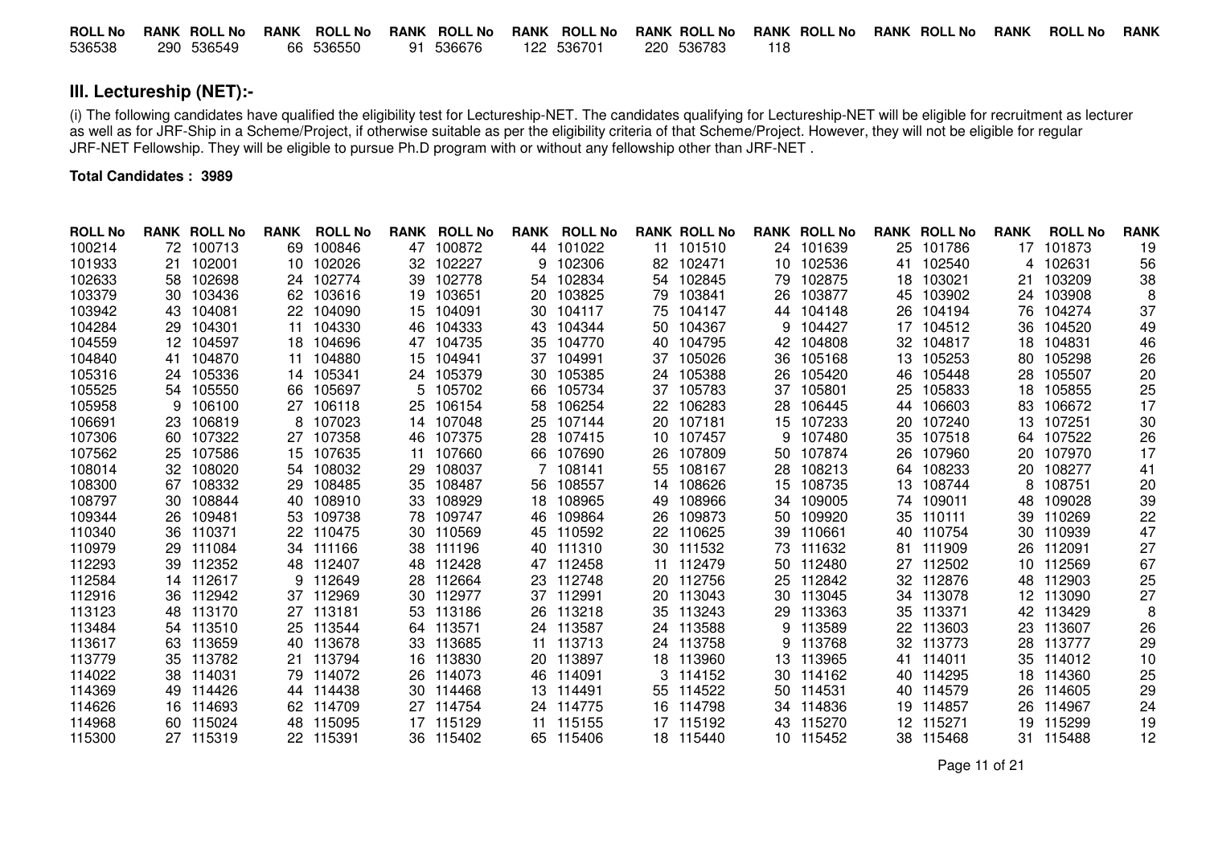| ROLL No | RANK | ROLL No | RANK | ROLL No | RANK | ROLL No | RANK | ROLL No | RANK | ROLL No | RANK | ROLL No | RANK | ROLL No | RANK | ROLL No | RANK |
|---|---|---|---|---|---|---|---|---|---|---|---|---|---|---|---|---|---|
| 536538 | 290 | 536549 | 66 | 536550 | 91 | 536676 | 122 | 536701 | 220 | 536783 | 118 | | | | | | |

## III. Lectureship (NET):-

(i) The following candidates have qualified the eligibility test for Lectureship-NET. The candidates qualifying for Lectureship-NET will be eligible for recruitment as lecturer as well as for JRF-Ship in a Scheme/Project, if otherwise suitable as per the eligibility criteria of that Scheme/Project. However, they will not be eligible for regular JRF-NET Fellowship. They will be eligible to pursue Ph.D program with or without any fellowship other than JRF-NET .

**Total Candidates : 3989**

| ROLL No | RANK | ROLL No | RANK | ROLL No | RANK | ROLL No | RANK | ROLL No | RANK | ROLL No | RANK | ROLL No | RANK | ROLL No | RANK | ROLL No | RANK |
|---|---|---|---|---|---|---|---|---|---|---|---|---|---|---|---|---|---|
| 100214 | 72 | 100713 | 69 | 100846 | 47 | 100872 | 44 | 101022 | 11 | 101510 | 24 | 101639 | 25 | 101786 | 17 | 101873 | 19 |
| 101933 | 21 | 102001 | 10 | 102026 | 32 | 102227 | 9 | 102306 | 82 | 102471 | 10 | 102536 | 41 | 102540 | 4 | 102631 | 56 |
| 102633 | 58 | 102698 | 24 | 102774 | 39 | 102778 | 54 | 102834 | 54 | 102845 | 79 | 102875 | 18 | 103021 | 21 | 103209 | 38 |
| 103379 | 30 | 103436 | 62 | 103616 | 19 | 103651 | 20 | 103825 | 79 | 103841 | 26 | 103877 | 45 | 103902 | 24 | 103908 | 8 |
| 103942 | 43 | 104081 | 22 | 104090 | 15 | 104091 | 30 | 104117 | 75 | 104147 | 44 | 104148 | 26 | 104194 | 76 | 104274 | 37 |
| 104284 | 29 | 104301 | 11 | 104330 | 46 | 104333 | 43 | 104344 | 50 | 104367 | 9 | 104427 | 17 | 104512 | 36 | 104520 | 49 |
| 104559 | 12 | 104597 | 18 | 104696 | 47 | 104735 | 35 | 104770 | 40 | 104795 | 42 | 104808 | 32 | 104817 | 18 | 104831 | 46 |
| 104840 | 41 | 104870 | 11 | 104880 | 15 | 104941 | 37 | 104991 | 37 | 105026 | 36 | 105168 | 13 | 105253 | 80 | 105298 | 26 |
| 105316 | 24 | 105336 | 14 | 105341 | 24 | 105379 | 30 | 105385 | 24 | 105388 | 26 | 105420 | 46 | 105448 | 28 | 105507 | 20 |
| 105525 | 54 | 105550 | 66 | 105697 | 5 | 105702 | 66 | 105734 | 37 | 105783 | 37 | 105801 | 25 | 105833 | 18 | 105855 | 25 |
| 105958 | 9 | 106100 | 27 | 106118 | 25 | 106154 | 58 | 106254 | 22 | 106283 | 28 | 106445 | 44 | 106603 | 83 | 106672 | 17 |
| 106691 | 23 | 106819 | 8 | 107023 | 14 | 107048 | 25 | 107144 | 20 | 107181 | 15 | 107233 | 20 | 107240 | 13 | 107251 | 30 |
| 107306 | 60 | 107322 | 27 | 107358 | 46 | 107375 | 28 | 107415 | 10 | 107457 | 9 | 107480 | 35 | 107518 | 64 | 107522 | 26 |
| 107562 | 25 | 107586 | 15 | 107635 | 11 | 107660 | 66 | 107690 | 26 | 107809 | 50 | 107874 | 26 | 107960 | 20 | 107970 | 17 |
| 108014 | 32 | 108020 | 54 | 108032 | 29 | 108037 | 7 | 108141 | 55 | 108167 | 28 | 108213 | 64 | 108233 | 20 | 108277 | 41 |
| 108300 | 67 | 108332 | 29 | 108485 | 35 | 108487 | 56 | 108557 | 14 | 108626 | 15 | 108735 | 13 | 108744 | 8 | 108751 | 20 |
| 108797 | 30 | 108844 | 40 | 108910 | 33 | 108929 | 18 | 108965 | 49 | 108966 | 34 | 109005 | 74 | 109011 | 48 | 109028 | 39 |
| 109344 | 26 | 109481 | 53 | 109738 | 78 | 109747 | 46 | 109864 | 26 | 109873 | 50 | 109920 | 35 | 110111 | 39 | 110269 | 22 |
| 110340 | 36 | 110371 | 22 | 110475 | 30 | 110569 | 45 | 110592 | 22 | 110625 | 39 | 110661 | 40 | 110754 | 30 | 110939 | 47 |
| 110979 | 29 | 111084 | 34 | 111166 | 38 | 111196 | 40 | 111310 | 30 | 111532 | 73 | 111632 | 81 | 111909 | 26 | 112091 | 27 |
| 112293 | 39 | 112352 | 48 | 112407 | 48 | 112428 | 47 | 112458 | 11 | 112479 | 50 | 112480 | 27 | 112502 | 10 | 112569 | 67 |
| 112584 | 14 | 112617 | 9 | 112649 | 28 | 112664 | 23 | 112748 | 20 | 112756 | 25 | 112842 | 32 | 112876 | 48 | 112903 | 25 |
| 112916 | 36 | 112942 | 37 | 112969 | 30 | 112977 | 37 | 112991 | 20 | 113043 | 30 | 113045 | 34 | 113078 | 12 | 113090 | 27 |
| 113123 | 48 | 113170 | 27 | 113181 | 53 | 113186 | 26 | 113218 | 35 | 113243 | 29 | 113363 | 35 | 113371 | 42 | 113429 | 8 |
| 113484 | 54 | 113510 | 25 | 113544 | 64 | 113571 | 24 | 113587 | 24 | 113588 | 9 | 113589 | 22 | 113603 | 23 | 113607 | 26 |
| 113617 | 63 | 113659 | 40 | 113678 | 33 | 113685 | 11 | 113713 | 24 | 113758 | 9 | 113768 | 32 | 113773 | 28 | 113777 | 29 |
| 113779 | 35 | 113782 | 21 | 113794 | 16 | 113830 | 20 | 113897 | 18 | 113960 | 13 | 113965 | 41 | 114011 | 35 | 114012 | 10 |
| 114022 | 38 | 114031 | 79 | 114072 | 26 | 114073 | 46 | 114091 | 3 | 114152 | 30 | 114162 | 40 | 114295 | 18 | 114360 | 25 |
| 114369 | 49 | 114426 | 44 | 114438 | 30 | 114468 | 13 | 114491 | 55 | 114522 | 50 | 114531 | 40 | 114579 | 26 | 114605 | 29 |
| 114626 | 16 | 114693 | 62 | 114709 | 27 | 114754 | 24 | 114775 | 16 | 114798 | 34 | 114836 | 19 | 114857 | 26 | 114967 | 24 |
| 114968 | 60 | 115024 | 48 | 115095 | 17 | 115129 | 11 | 115155 | 17 | 115192 | 43 | 115270 | 12 | 115271 | 19 | 115299 | 19 |
| 115300 | 27 | 115319 | 22 | 115391 | 36 | 115402 | 65 | 115406 | 18 | 115440 | 10 | 115452 | 38 | 115468 | 31 | 115488 | 12 |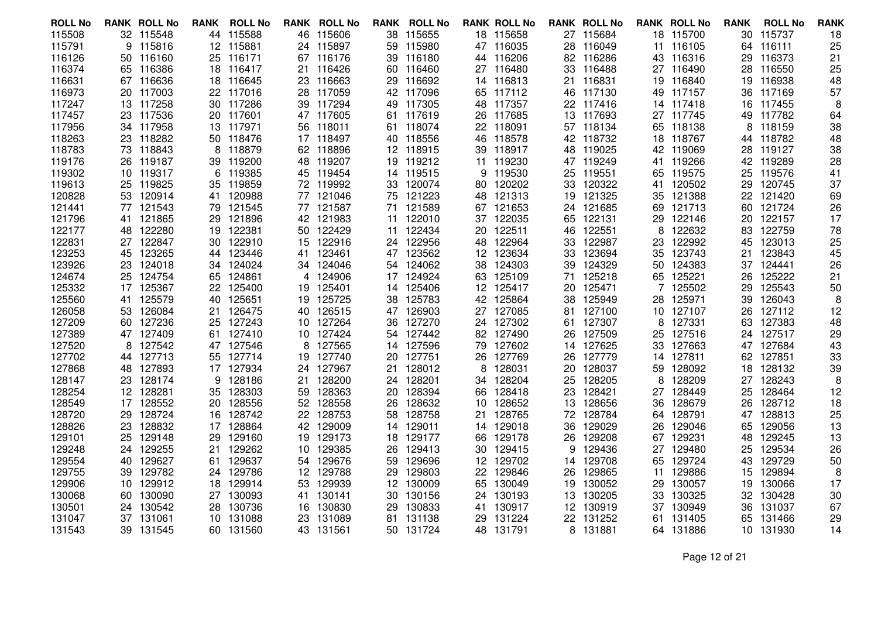| ROLL No | RANK | ROLL No | RANK | ROLL No | RANK | ROLL No | RANK | ROLL No | RANK | ROLL No | RANK | ROLL No | RANK | ROLL No | RANK | ROLL No | RANK |
|---|---|---|---|---|---|---|---|---|---|---|---|---|---|---|---|---|---|
| 115508 | 32 | 115548 | 44 | 115588 | 46 | 115606 | 38 | 115655 | 18 | 115658 | 27 | 115684 | 18 | 115700 | 30 | 115737 | 18 |
| 115791 | 9 | 115816 | 12 | 115881 | 24 | 115897 | 59 | 115980 | 47 | 116035 | 28 | 116049 | 11 | 116105 | 64 | 116111 | 25 |
| 116126 | 50 | 116160 | 25 | 116171 | 67 | 116176 | 39 | 116180 | 44 | 116206 | 82 | 116286 | 43 | 116316 | 29 | 116373 | 21 |
| 116374 | 65 | 116386 | 18 | 116417 | 21 | 116426 | 60 | 116460 | 27 | 116480 | 33 | 116488 | 27 | 116490 | 28 | 116550 | 25 |
| 116631 | 67 | 116636 | 18 | 116645 | 23 | 116663 | 29 | 116692 | 14 | 116813 | 21 | 116831 | 19 | 116840 | 19 | 116938 | 48 |
| 116973 | 20 | 117003 | 22 | 117016 | 28 | 117059 | 42 | 117096 | 65 | 117112 | 46 | 117130 | 49 | 117157 | 36 | 117169 | 57 |
| 117247 | 13 | 117258 | 30 | 117286 | 39 | 117294 | 49 | 117305 | 48 | 117357 | 22 | 117416 | 14 | 117418 | 16 | 117455 | 8 |
| 117457 | 23 | 117536 | 20 | 117601 | 47 | 117605 | 61 | 117619 | 26 | 117685 | 13 | 117693 | 27 | 117745 | 49 | 117782 | 64 |
| 117956 | 34 | 117958 | 13 | 117971 | 56 | 118011 | 61 | 118074 | 22 | 118091 | 57 | 118134 | 65 | 118138 | 8 | 118159 | 38 |
| 118263 | 23 | 118282 | 50 | 118476 | 17 | 118497 | 40 | 118556 | 46 | 118578 | 42 | 118732 | 18 | 118767 | 44 | 118782 | 48 |
| 118783 | 73 | 118843 | 8 | 118879 | 62 | 118896 | 12 | 118915 | 39 | 118917 | 48 | 119025 | 42 | 119069 | 28 | 119127 | 38 |
| 119176 | 26 | 119187 | 39 | 119200 | 48 | 119207 | 19 | 119212 | 11 | 119230 | 47 | 119249 | 41 | 119266 | 42 | 119289 | 28 |
| 119302 | 10 | 119317 | 6 | 119385 | 45 | 119454 | 14 | 119515 | 9 | 119530 | 25 | 119551 | 65 | 119575 | 25 | 119576 | 41 |
| 119613 | 25 | 119825 | 35 | 119859 | 72 | 119992 | 33 | 120074 | 80 | 120202 | 33 | 120322 | 41 | 120502 | 29 | 120745 | 37 |
| 120828 | 53 | 120914 | 41 | 120988 | 77 | 121046 | 75 | 121223 | 48 | 121313 | 19 | 121325 | 35 | 121388 | 22 | 121420 | 69 |
| 121441 | 77 | 121543 | 79 | 121545 | 77 | 121587 | 71 | 121589 | 67 | 121653 | 24 | 121685 | 69 | 121713 | 60 | 121724 | 26 |
| 121796 | 41 | 121865 | 29 | 121896 | 42 | 121983 | 11 | 122010 | 37 | 122035 | 65 | 122131 | 29 | 122146 | 20 | 122157 | 17 |
| 122177 | 48 | 122280 | 19 | 122381 | 50 | 122429 | 11 | 122434 | 20 | 122511 | 46 | 122551 | 8 | 122632 | 83 | 122759 | 78 |
| 122831 | 27 | 122847 | 30 | 122910 | 15 | 122916 | 24 | 122956 | 48 | 122964 | 33 | 122987 | 23 | 122992 | 45 | 123013 | 25 |
| 123253 | 45 | 123265 | 44 | 123446 | 41 | 123461 | 47 | 123562 | 12 | 123634 | 33 | 123694 | 35 | 123743 | 21 | 123843 | 45 |
| 123926 | 23 | 124018 | 34 | 124024 | 34 | 124046 | 54 | 124062 | 38 | 124303 | 39 | 124329 | 50 | 124383 | 37 | 124441 | 26 |
| 124674 | 25 | 124754 | 65 | 124861 | 4 | 124906 | 17 | 124924 | 63 | 125109 | 71 | 125218 | 65 | 125221 | 26 | 125222 | 21 |
| 125332 | 17 | 125367 | 22 | 125400 | 19 | 125401 | 14 | 125406 | 12 | 125417 | 20 | 125471 | 7 | 125502 | 29 | 125543 | 50 |
| 125560 | 41 | 125579 | 40 | 125651 | 19 | 125725 | 38 | 125783 | 42 | 125864 | 38 | 125949 | 28 | 125971 | 39 | 126043 | 8 |
| 126058 | 53 | 126084 | 21 | 126475 | 40 | 126515 | 47 | 126903 | 27 | 127085 | 81 | 127100 | 10 | 127107 | 26 | 127112 | 12 |
| 127209 | 60 | 127236 | 25 | 127243 | 10 | 127264 | 36 | 127270 | 24 | 127302 | 61 | 127307 | 8 | 127331 | 63 | 127383 | 48 |
| 127389 | 47 | 127409 | 61 | 127410 | 10 | 127424 | 54 | 127442 | 82 | 127490 | 26 | 127509 | 25 | 127516 | 24 | 127517 | 29 |
| 127520 | 8 | 127542 | 47 | 127546 | 8 | 127565 | 14 | 127596 | 79 | 127602 | 14 | 127625 | 33 | 127663 | 47 | 127684 | 43 |
| 127702 | 44 | 127713 | 55 | 127714 | 19 | 127740 | 20 | 127751 | 26 | 127769 | 26 | 127779 | 14 | 127811 | 62 | 127851 | 33 |
| 127868 | 48 | 127893 | 17 | 127934 | 24 | 127967 | 21 | 128012 | 8 | 128031 | 20 | 128037 | 59 | 128092 | 18 | 128132 | 39 |
| 128147 | 23 | 128174 | 9 | 128186 | 21 | 128200 | 24 | 128201 | 34 | 128204 | 25 | 128205 | 8 | 128209 | 27 | 128243 | 8 |
| 128254 | 12 | 128281 | 35 | 128303 | 59 | 128363 | 20 | 128394 | 66 | 128418 | 23 | 128421 | 27 | 128449 | 25 | 128464 | 12 |
| 128549 | 17 | 128552 | 20 | 128556 | 52 | 128558 | 26 | 128632 | 10 | 128652 | 13 | 128656 | 36 | 128679 | 26 | 128712 | 18 |
| 128720 | 29 | 128724 | 16 | 128742 | 22 | 128753 | 58 | 128758 | 21 | 128765 | 72 | 128784 | 64 | 128791 | 47 | 128813 | 25 |
| 128826 | 23 | 128832 | 17 | 128864 | 42 | 129009 | 14 | 129011 | 14 | 129018 | 36 | 129029 | 26 | 129046 | 65 | 129056 | 13 |
| 129101 | 25 | 129148 | 29 | 129160 | 19 | 129173 | 18 | 129177 | 66 | 129178 | 26 | 129208 | 67 | 129231 | 48 | 129245 | 13 |
| 129248 | 24 | 129255 | 21 | 129262 | 10 | 129385 | 26 | 129413 | 30 | 129415 | 9 | 129436 | 27 | 129480 | 25 | 129534 | 26 |
| 129554 | 40 | 129627 | 61 | 129637 | 54 | 129676 | 59 | 129696 | 12 | 129702 | 14 | 129708 | 65 | 129724 | 43 | 129729 | 50 |
| 129755 | 39 | 129782 | 24 | 129786 | 12 | 129788 | 29 | 129803 | 22 | 129846 | 26 | 129865 | 11 | 129886 | 15 | 129894 | 8 |
| 129906 | 10 | 129912 | 18 | 129914 | 53 | 129939 | 12 | 130009 | 65 | 130049 | 19 | 130052 | 29 | 130057 | 19 | 130066 | 17 |
| 130068 | 60 | 130090 | 27 | 130093 | 41 | 130141 | 30 | 130156 | 24 | 130193 | 13 | 130205 | 33 | 130325 | 32 | 130428 | 30 |
| 130501 | 24 | 130542 | 28 | 130736 | 16 | 130830 | 29 | 130833 | 41 | 130917 | 12 | 130919 | 37 | 130949 | 36 | 131037 | 67 |
| 131047 | 37 | 131061 | 10 | 131088 | 23 | 131089 | 81 | 131138 | 29 | 131224 | 22 | 131252 | 61 | 131405 | 65 | 131466 | 29 |
| 131543 | 39 | 131545 | 60 | 131560 | 43 | 131561 | 50 | 131724 | 48 | 131791 | 8 | 131881 | 64 | 131886 | 10 | 131930 | 14 |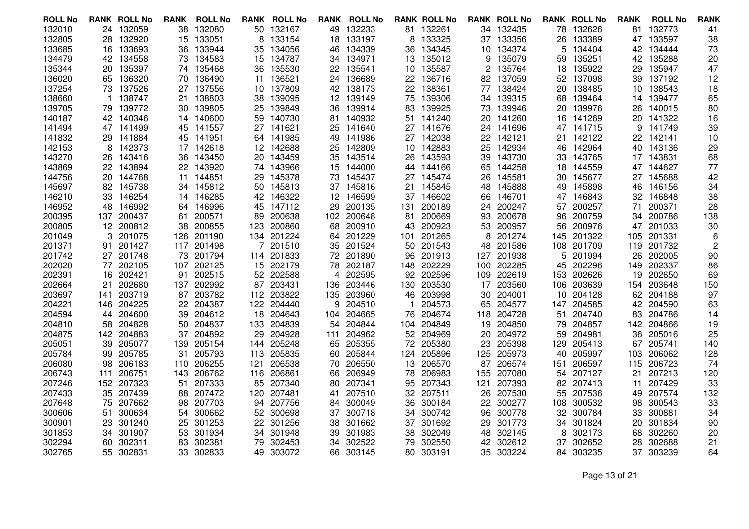| ROLL No | RANK | ROLL No | RANK | ROLL No | RANK | ROLL No | RANK | ROLL No | RANK | ROLL No | RANK | ROLL No | RANK | ROLL No | RANK | ROLL No | RANK |
|---|---|---|---|---|---|---|---|---|---|---|---|---|---|---|---|---|---|
| 132010 | 24 | 132059 | 38 | 132080 | 50 | 132167 | 49 | 132233 | 81 | 132261 | 34 | 132435 | 78 | 132626 | 81 | 132773 | 41 |
| 132805 | 28 | 132920 | 15 | 133051 | 8 | 133154 | 18 | 133197 | 8 | 133325 | 37 | 133356 | 26 | 133389 | 47 | 133597 | 38 |
| 133685 | 16 | 133693 | 36 | 133944 | 35 | 134056 | 46 | 134339 | 36 | 134345 | 10 | 134374 | 5 | 134404 | 42 | 134444 | 73 |
| 134479 | 42 | 134558 | 73 | 134583 | 15 | 134787 | 34 | 134971 | 13 | 135012 | 9 | 135079 | 59 | 135251 | 42 | 135288 | 20 |
| 135344 | 20 | 135397 | 74 | 135468 | 36 | 135530 | 22 | 135541 | 10 | 135587 | 2 | 135764 | 18 | 135922 | 29 | 135947 | 47 |
| 136020 | 65 | 136320 | 70 | 136490 | 11 | 136521 | 24 | 136689 | 22 | 136716 | 82 | 137059 | 52 | 137098 | 39 | 137192 | 12 |
| 137254 | 73 | 137526 | 27 | 137556 | 10 | 137809 | 42 | 138173 | 22 | 138361 | 77 | 138424 | 20 | 138485 | 10 | 138543 | 18 |
| 138660 | 1 | 138747 | 21 | 138803 | 38 | 139095 | 12 | 139149 | 75 | 139306 | 34 | 139315 | 68 | 139464 | 14 | 139477 | 65 |
| 139705 | 79 | 139772 | 30 | 139805 | 25 | 139849 | 36 | 139914 | 83 | 139925 | 73 | 139946 | 20 | 139976 | 26 | 140015 | 80 |
| 140187 | 42 | 140346 | 14 | 140600 | 59 | 140730 | 81 | 140932 | 51 | 141240 | 20 | 141260 | 16 | 141269 | 20 | 141322 | 16 |
| 141494 | 47 | 141499 | 45 | 141557 | 27 | 141621 | 25 | 141640 | 27 | 141676 | 24 | 141696 | 47 | 141715 | 9 | 141749 | 39 |
| 141832 | 29 | 141884 | 45 | 141951 | 64 | 141985 | 49 | 141986 | 27 | 142038 | 22 | 142121 | 21 | 142122 | 22 | 142141 | 10 |
| 142153 | 8 | 142373 | 17 | 142618 | 12 | 142688 | 25 | 142809 | 10 | 142883 | 25 | 142934 | 46 | 142964 | 40 | 143136 | 29 |
| 143270 | 26 | 143416 | 36 | 143450 | 20 | 143459 | 35 | 143514 | 26 | 143593 | 39 | 143730 | 33 | 143765 | 17 | 143831 | 68 |
| 143869 | 22 | 143894 | 22 | 143920 | 74 | 143966 | 15 | 144000 | 44 | 144166 | 65 | 144258 | 18 | 144559 | 47 | 144627 | 77 |
| 144756 | 20 | 144768 | 11 | 144851 | 29 | 145378 | 73 | 145437 | 27 | 145474 | 26 | 145581 | 30 | 145677 | 27 | 145688 | 42 |
| 145697 | 82 | 145738 | 34 | 145812 | 50 | 145813 | 37 | 145816 | 21 | 145845 | 48 | 145888 | 49 | 145898 | 46 | 146156 | 34 |
| 146210 | 33 | 146254 | 14 | 146285 | 42 | 146322 | 12 | 146599 | 37 | 146602 | 66 | 146701 | 47 | 146843 | 32 | 146848 | 38 |
| 146952 | 48 | 146992 | 64 | 146996 | 45 | 147112 | 29 | 200135 | 131 | 200189 | 24 | 200247 | 57 | 200257 | 71 | 200371 | 28 |
| 200395 | 137 | 200437 | 61 | 200571 | 89 | 200638 | 102 | 200648 | 81 | 200669 | 93 | 200678 | 96 | 200759 | 34 | 200786 | 138 |
| 200805 | 12 | 200812 | 38 | 200855 | 123 | 200860 | 68 | 200910 | 43 | 200923 | 53 | 200957 | 56 | 200976 | 47 | 201033 | 30 |
| 201049 | 3 | 201075 | 126 | 201190 | 134 | 201224 | 64 | 201229 | 101 | 201265 | 8 | 201274 | 145 | 201322 | 105 | 201331 | 6 |
| 201371 | 91 | 201427 | 117 | 201498 | 7 | 201510 | 35 | 201524 | 50 | 201543 | 48 | 201586 | 108 | 201709 | 119 | 201732 | 2 |
| 201742 | 27 | 201748 | 73 | 201794 | 114 | 201833 | 72 | 201890 | 96 | 201913 | 127 | 201938 | 5 | 201994 | 26 | 202005 | 90 |
| 202020 | 77 | 202105 | 107 | 202125 | 15 | 202179 | 78 | 202187 | 148 | 202229 | 100 | 202285 | 45 | 202296 | 149 | 202337 | 86 |
| 202391 | 16 | 202421 | 91 | 202515 | 52 | 202588 | 4 | 202595 | 92 | 202596 | 109 | 202619 | 153 | 202626 | 19 | 202650 | 69 |
| 202664 | 21 | 202680 | 137 | 202992 | 87 | 203431 | 136 | 203446 | 130 | 203530 | 17 | 203560 | 106 | 203639 | 154 | 203648 | 150 |
| 203697 | 141 | 203719 | 87 | 203782 | 112 | 203822 | 135 | 203960 | 46 | 203998 | 30 | 204001 | 10 | 204128 | 62 | 204188 | 97 |
| 204221 | 146 | 204225 | 22 | 204387 | 122 | 204440 | 9 | 204510 | 1 | 204573 | 65 | 204577 | 147 | 204585 | 42 | 204590 | 63 |
| 204594 | 44 | 204600 | 39 | 204612 | 18 | 204643 | 104 | 204665 | 76 | 204674 | 118 | 204728 | 51 | 204740 | 83 | 204786 | 14 |
| 204810 | 58 | 204828 | 50 | 204837 | 133 | 204839 | 54 | 204844 | 104 | 204849 | 19 | 204850 | 79 | 204857 | 142 | 204866 | 19 |
| 204875 | 142 | 204883 | 37 | 204892 | 29 | 204928 | 111 | 204962 | 52 | 204969 | 20 | 204972 | 59 | 204981 | 36 | 205016 | 25 |
| 205051 | 39 | 205077 | 139 | 205154 | 144 | 205248 | 65 | 205355 | 72 | 205380 | 23 | 205398 | 129 | 205413 | 67 | 205741 | 140 |
| 205784 | 99 | 205785 | 31 | 205793 | 113 | 205835 | 60 | 205844 | 124 | 205896 | 125 | 205973 | 40 | 205997 | 103 | 206062 | 128 |
| 206080 | 98 | 206183 | 110 | 206255 | 121 | 206538 | 70 | 206550 | 13 | 206570 | 87 | 206574 | 151 | 206597 | 115 | 206723 | 74 |
| 206743 | 111 | 206751 | 143 | 206762 | 116 | 206861 | 66 | 206949 | 78 | 206983 | 155 | 207080 | 54 | 207127 | 21 | 207213 | 120 |
| 207246 | 152 | 207323 | 51 | 207333 | 85 | 207340 | 80 | 207341 | 95 | 207343 | 121 | 207393 | 82 | 207413 | 11 | 207429 | 33 |
| 207433 | 35 | 207439 | 88 | 207472 | 120 | 207481 | 41 | 207510 | 32 | 207511 | 26 | 207530 | 55 | 207536 | 49 | 207574 | 132 |
| 207648 | 75 | 207662 | 98 | 207703 | 94 | 207756 | 84 | 300049 | 36 | 300184 | 22 | 300277 | 108 | 300532 | 98 | 300543 | 33 |
| 300606 | 51 | 300634 | 54 | 300662 | 52 | 300698 | 37 | 300718 | 34 | 300742 | 96 | 300778 | 32 | 300784 | 33 | 300881 | 34 |
| 300901 | 23 | 301240 | 25 | 301253 | 22 | 301256 | 38 | 301662 | 37 | 301692 | 29 | 301773 | 34 | 301824 | 20 | 301834 | 90 |
| 301853 | 34 | 301907 | 53 | 301934 | 34 | 301948 | 39 | 301983 | 38 | 302049 | 48 | 302145 | 8 | 302173 | 68 | 302260 | 20 |
| 302294 | 60 | 302311 | 83 | 302381 | 79 | 302453 | 34 | 302522 | 79 | 302550 | 42 | 302612 | 37 | 302652 | 28 | 302688 | 21 |
| 302765 | 55 | 302831 | 33 | 302833 | 49 | 303072 | 66 | 303145 | 80 | 303191 | 35 | 303224 | 84 | 303235 | 37 | 303239 | 64 |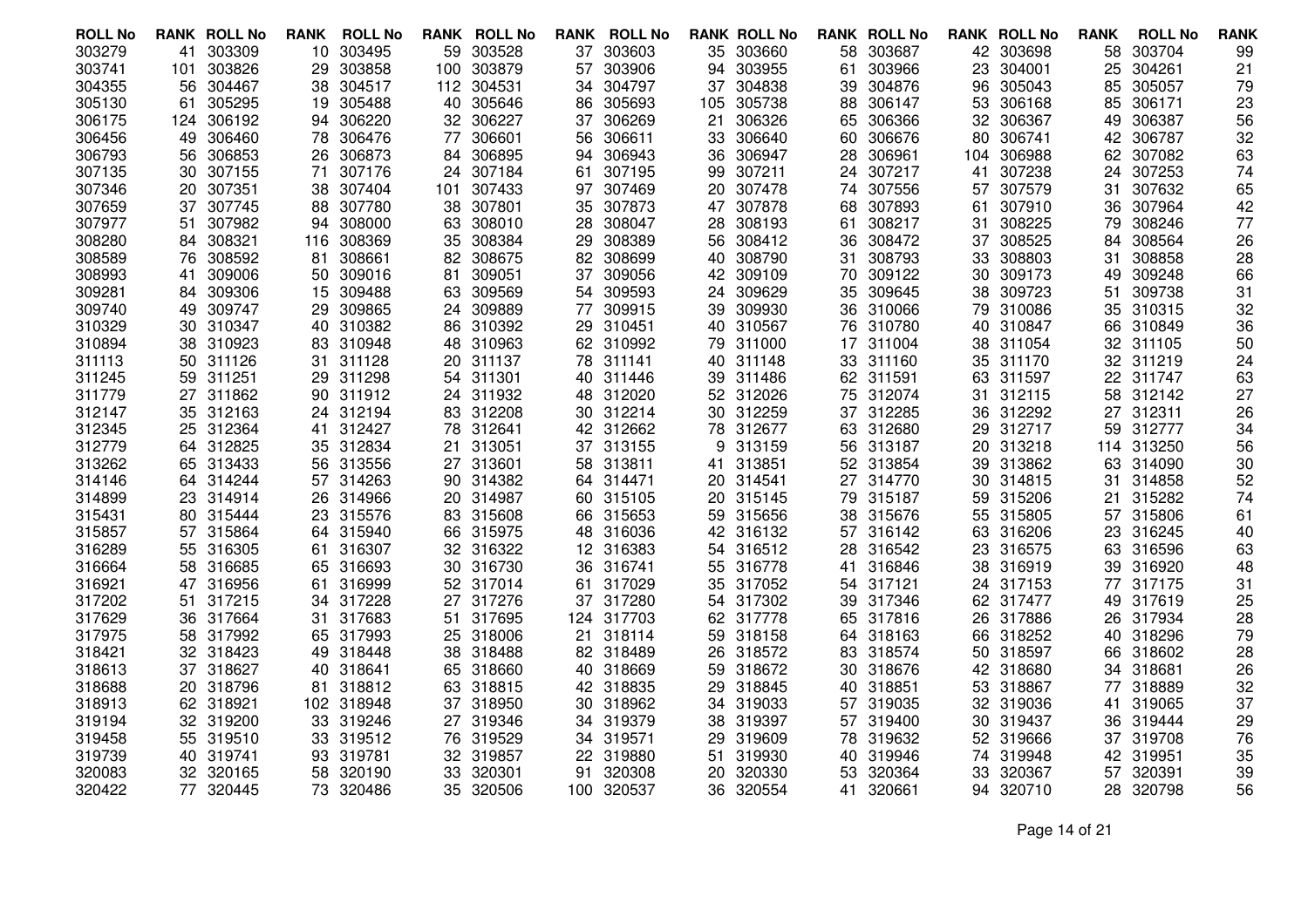| ROLL No | RANK | ROLL No | RANK | ROLL No | RANK | ROLL No | RANK | ROLL No | RANK | ROLL No | RANK | ROLL No | RANK | ROLL No | RANK | ROLL No | RANK | ROLL No | RANK |
|---|---|---|---|---|---|---|---|---|---|---|---|---|---|---|---|---|---|---|---|
| 303279 | 41 | 303309 | 10 | 303495 | 59 | 303528 | 37 | 303603 | 35 | 303660 | 58 | 303687 | 42 | 303698 | 58 | 303704 | 99 |
| 303741 | 101 | 303826 | 29 | 303858 | 100 | 303879 | 57 | 303906 | 94 | 303955 | 61 | 303966 | 23 | 304001 | 25 | 304261 | 21 |
| 304355 | 56 | 304467 | 38 | 304517 | 112 | 304531 | 34 | 304797 | 37 | 304838 | 39 | 304876 | 96 | 305043 | 85 | 305057 | 79 |
| 305130 | 61 | 305295 | 19 | 305488 | 40 | 305646 | 86 | 305693 | 105 | 305738 | 88 | 306147 | 53 | 306168 | 85 | 306171 | 23 |
| 306175 | 124 | 306192 | 94 | 306220 | 32 | 306227 | 37 | 306269 | 21 | 306326 | 65 | 306366 | 32 | 306367 | 49 | 306387 | 56 |
| 306456 | 49 | 306460 | 78 | 306476 | 77 | 306601 | 56 | 306611 | 33 | 306640 | 60 | 306676 | 80 | 306741 | 42 | 306787 | 32 |
| 306793 | 56 | 306853 | 26 | 306873 | 84 | 306895 | 94 | 306943 | 36 | 306947 | 28 | 306961 | 104 | 306988 | 62 | 307082 | 63 |
| 307135 | 30 | 307155 | 71 | 307176 | 24 | 307184 | 61 | 307195 | 99 | 307211 | 24 | 307217 | 41 | 307238 | 24 | 307253 | 74 |
| 307346 | 20 | 307351 | 38 | 307404 | 101 | 307433 | 97 | 307469 | 20 | 307478 | 74 | 307556 | 57 | 307579 | 31 | 307632 | 65 |
| 307659 | 37 | 307745 | 88 | 307780 | 38 | 307801 | 35 | 307873 | 47 | 307878 | 68 | 307893 | 61 | 307910 | 36 | 307964 | 42 |
| 307977 | 51 | 307982 | 94 | 308000 | 63 | 308010 | 28 | 308047 | 28 | 308193 | 61 | 308217 | 31 | 308225 | 79 | 308246 | 77 |
| 308280 | 84 | 308321 | 116 | 308369 | 35 | 308384 | 29 | 308389 | 56 | 308412 | 36 | 308472 | 37 | 308525 | 84 | 308564 | 26 |
| 308589 | 76 | 308592 | 81 | 308661 | 82 | 308675 | 82 | 308699 | 40 | 308790 | 31 | 308793 | 33 | 308803 | 31 | 308858 | 28 |
| 308993 | 41 | 309006 | 50 | 309016 | 81 | 309051 | 37 | 309056 | 42 | 309109 | 70 | 309122 | 30 | 309173 | 49 | 309248 | 66 |
| 309281 | 84 | 309306 | 15 | 309488 | 63 | 309569 | 54 | 309593 | 24 | 309629 | 35 | 309645 | 38 | 309723 | 51 | 309738 | 31 |
| 309740 | 49 | 309747 | 29 | 309865 | 24 | 309889 | 77 | 309915 | 39 | 309930 | 36 | 310066 | 79 | 310086 | 35 | 310315 | 32 |
| 310329 | 30 | 310347 | 40 | 310382 | 86 | 310392 | 29 | 310451 | 40 | 310567 | 76 | 310780 | 40 | 310847 | 66 | 310849 | 36 |
| 310894 | 38 | 310923 | 83 | 310948 | 48 | 310963 | 62 | 310992 | 79 | 311000 | 17 | 311004 | 38 | 311054 | 32 | 311105 | 50 |
| 311113 | 50 | 311126 | 31 | 311128 | 20 | 311137 | 78 | 311141 | 40 | 311148 | 33 | 311160 | 35 | 311170 | 32 | 311219 | 24 |
| 311245 | 59 | 311251 | 29 | 311298 | 54 | 311301 | 40 | 311446 | 39 | 311486 | 62 | 311591 | 63 | 311597 | 22 | 311747 | 63 |
| 311779 | 27 | 311862 | 90 | 311912 | 24 | 311932 | 48 | 312020 | 52 | 312026 | 75 | 312074 | 31 | 312115 | 58 | 312142 | 27 |
| 312147 | 35 | 312163 | 24 | 312194 | 83 | 312208 | 30 | 312214 | 30 | 312259 | 37 | 312285 | 36 | 312292 | 27 | 312311 | 26 |
| 312345 | 25 | 312364 | 41 | 312427 | 78 | 312641 | 42 | 312662 | 78 | 312677 | 63 | 312680 | 29 | 312717 | 59 | 312777 | 34 |
| 312779 | 64 | 312825 | 35 | 312834 | 21 | 313051 | 37 | 313155 | 9 | 313159 | 56 | 313187 | 20 | 313218 | 114 | 313250 | 56 |
| 313262 | 65 | 313433 | 56 | 313556 | 27 | 313601 | 58 | 313811 | 41 | 313851 | 52 | 313854 | 39 | 313862 | 63 | 314090 | 30 |
| 314146 | 64 | 314244 | 57 | 314263 | 90 | 314382 | 64 | 314471 | 20 | 314541 | 27 | 314770 | 30 | 314815 | 31 | 314858 | 52 |
| 314899 | 23 | 314914 | 26 | 314966 | 20 | 314987 | 60 | 315105 | 20 | 315145 | 79 | 315187 | 59 | 315206 | 21 | 315282 | 74 |
| 315431 | 80 | 315444 | 23 | 315576 | 83 | 315608 | 66 | 315653 | 59 | 315656 | 38 | 315676 | 55 | 315805 | 57 | 315806 | 61 |
| 315857 | 57 | 315864 | 64 | 315940 | 66 | 315975 | 48 | 316036 | 42 | 316132 | 57 | 316142 | 63 | 316206 | 23 | 316245 | 40 |
| 316289 | 55 | 316305 | 61 | 316307 | 32 | 316322 | 12 | 316383 | 54 | 316512 | 28 | 316542 | 23 | 316575 | 63 | 316596 | 63 |
| 316664 | 58 | 316685 | 65 | 316693 | 30 | 316730 | 36 | 316741 | 55 | 316778 | 41 | 316846 | 38 | 316919 | 39 | 316920 | 48 |
| 316921 | 47 | 316956 | 61 | 316999 | 52 | 317014 | 61 | 317029 | 35 | 317052 | 54 | 317121 | 24 | 317153 | 77 | 317175 | 31 |
| 317202 | 51 | 317215 | 34 | 317228 | 27 | 317276 | 37 | 317280 | 54 | 317302 | 39 | 317346 | 62 | 317477 | 49 | 317619 | 25 |
| 317629 | 36 | 317664 | 31 | 317683 | 51 | 317695 | 124 | 317703 | 62 | 317778 | 65 | 317816 | 26 | 317886 | 26 | 317934 | 28 |
| 317975 | 58 | 317992 | 65 | 317993 | 25 | 318006 | 21 | 318114 | 59 | 318158 | 64 | 318163 | 66 | 318252 | 40 | 318296 | 79 |
| 318421 | 32 | 318423 | 49 | 318448 | 38 | 318488 | 82 | 318489 | 26 | 318572 | 83 | 318574 | 50 | 318597 | 66 | 318602 | 28 |
| 318613 | 37 | 318627 | 40 | 318641 | 65 | 318660 | 40 | 318669 | 59 | 318672 | 30 | 318676 | 42 | 318680 | 34 | 318681 | 26 |
| 318688 | 20 | 318796 | 81 | 318812 | 63 | 318815 | 42 | 318835 | 29 | 318845 | 40 | 318851 | 53 | 318867 | 77 | 318889 | 32 |
| 318913 | 62 | 318921 | 102 | 318948 | 37 | 318950 | 30 | 318962 | 34 | 319033 | 57 | 319035 | 32 | 319036 | 41 | 319065 | 37 |
| 319194 | 32 | 319200 | 33 | 319246 | 27 | 319346 | 34 | 319379 | 38 | 319397 | 57 | 319400 | 30 | 319437 | 36 | 319444 | 29 |
| 319458 | 55 | 319510 | 33 | 319512 | 76 | 319529 | 34 | 319571 | 29 | 319609 | 78 | 319632 | 52 | 319666 | 37 | 319708 | 76 |
| 319739 | 40 | 319741 | 93 | 319781 | 32 | 319857 | 22 | 319880 | 51 | 319930 | 40 | 319946 | 74 | 319948 | 42 | 319951 | 35 |
| 320083 | 32 | 320165 | 58 | 320190 | 33 | 320301 | 91 | 320308 | 20 | 320330 | 53 | 320364 | 33 | 320367 | 57 | 320391 | 39 |
| 320422 | 77 | 320445 | 73 | 320486 | 35 | 320506 | 100 | 320537 | 36 | 320554 | 41 | 320661 | 94 | 320710 | 28 | 320798 | 56 |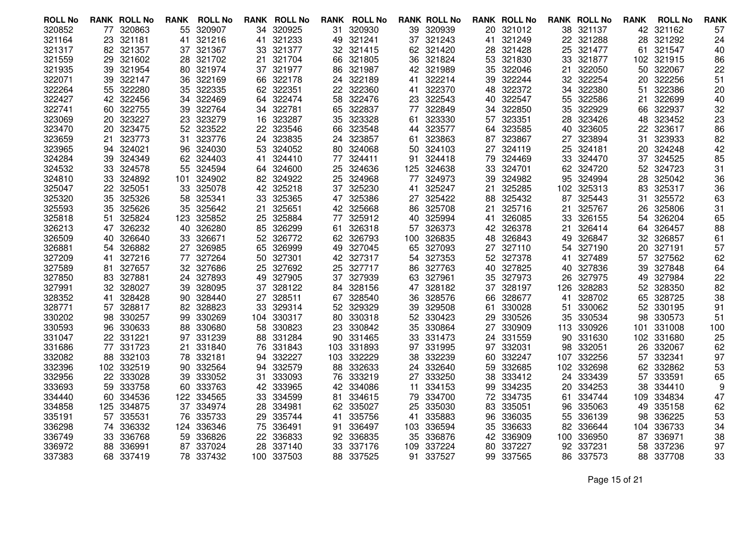| ROLL No | RANK | ROLL No | RANK | ROLL No | RANK | ROLL No | RANK | ROLL No | RANK | ROLL No | RANK | ROLL No | RANK | ROLL No | RANK | ROLL No | RANK |
|---|---|---|---|---|---|---|---|---|---|---|---|---|---|---|---|---|---|
| 320852 | 77 | 320863 | 55 | 320907 | 34 | 320925 | 31 | 320930 | 39 | 320939 | 20 | 321012 | 38 | 321137 | 42 | 321162 | 57 |
| 321164 | 23 | 321181 | 41 | 321216 | 41 | 321233 | 49 | 321241 | 37 | 321243 | 41 | 321249 | 22 | 321288 | 28 | 321292 | 24 |
| 321317 | 82 | 321357 | 37 | 321367 | 33 | 321377 | 32 | 321415 | 62 | 321420 | 28 | 321428 | 25 | 321477 | 61 | 321547 | 40 |
| 321559 | 29 | 321602 | 28 | 321702 | 21 | 321704 | 66 | 321805 | 36 | 321824 | 53 | 321830 | 33 | 321877 | 102 | 321915 | 86 |
| 321935 | 39 | 321954 | 80 | 321974 | 37 | 321977 | 86 | 321987 | 42 | 321989 | 35 | 322046 | 21 | 322050 | 50 | 322067 | 22 |
| 322071 | 39 | 322147 | 36 | 322169 | 66 | 322178 | 24 | 322189 | 41 | 322214 | 39 | 322244 | 32 | 322254 | 20 | 322256 | 51 |
| 322264 | 55 | 322280 | 35 | 322335 | 62 | 322351 | 22 | 322360 | 41 | 322370 | 48 | 322372 | 34 | 322380 | 51 | 322386 | 20 |
| 322427 | 42 | 322456 | 34 | 322469 | 64 | 322474 | 58 | 322476 | 23 | 322543 | 40 | 322547 | 55 | 322586 | 21 | 322699 | 40 |
| 322741 | 60 | 322755 | 39 | 322764 | 34 | 322781 | 65 | 322837 | 77 | 322849 | 34 | 322850 | 35 | 322929 | 66 | 322937 | 32 |
| 323069 | 20 | 323227 | 23 | 323279 | 16 | 323287 | 35 | 323328 | 61 | 323330 | 57 | 323351 | 28 | 323426 | 48 | 323452 | 23 |
| 323470 | 20 | 323475 | 52 | 323522 | 22 | 323546 | 66 | 323548 | 44 | 323577 | 64 | 323585 | 40 | 323605 | 22 | 323617 | 86 |
| 323659 | 21 | 323773 | 31 | 323776 | 24 | 323835 | 24 | 323857 | 61 | 323863 | 87 | 323867 | 27 | 323894 | 31 | 323933 | 82 |
| 323965 | 94 | 324021 | 96 | 324030 | 53 | 324052 | 80 | 324068 | 50 | 324103 | 27 | 324119 | 25 | 324181 | 20 | 324248 | 42 |
| 324284 | 39 | 324349 | 62 | 324403 | 41 | 324410 | 77 | 324411 | 91 | 324418 | 79 | 324469 | 33 | 324470 | 37 | 324525 | 85 |
| 324532 | 33 | 324578 | 55 | 324594 | 64 | 324600 | 25 | 324636 | 125 | 324638 | 33 | 324701 | 62 | 324720 | 52 | 324723 | 31 |
| 324810 | 33 | 324892 | 101 | 324902 | 82 | 324922 | 25 | 324968 | 77 | 324973 | 39 | 324982 | 95 | 324994 | 28 | 325042 | 36 |
| 325047 | 22 | 325051 | 33 | 325078 | 42 | 325218 | 37 | 325230 | 41 | 325247 | 21 | 325285 | 102 | 325313 | 83 | 325317 | 36 |
| 325320 | 35 | 325326 | 58 | 325341 | 33 | 325365 | 47 | 325386 | 27 | 325422 | 88 | 325432 | 87 | 325443 | 31 | 325572 | 63 |
| 325593 | 35 | 325626 | 35 | 325642 | 21 | 325651 | 42 | 325668 | 86 | 325708 | 21 | 325716 | 21 | 325767 | 26 | 325806 | 31 |
| 325818 | 51 | 325824 | 123 | 325852 | 25 | 325884 | 77 | 325912 | 40 | 325994 | 41 | 326085 | 33 | 326155 | 54 | 326204 | 65 |
| 326213 | 47 | 326232 | 40 | 326280 | 85 | 326299 | 61 | 326318 | 57 | 326373 | 42 | 326378 | 21 | 326414 | 64 | 326457 | 88 |
| 326509 | 40 | 326640 | 33 | 326671 | 52 | 326772 | 62 | 326793 | 100 | 326835 | 48 | 326843 | 49 | 326847 | 32 | 326857 | 61 |
| 326881 | 54 | 326882 | 27 | 326985 | 65 | 326999 | 49 | 327045 | 65 | 327093 | 27 | 327110 | 54 | 327190 | 20 | 327191 | 57 |
| 327209 | 41 | 327216 | 77 | 327264 | 50 | 327301 | 42 | 327317 | 54 | 327353 | 52 | 327378 | 41 | 327489 | 57 | 327562 | 62 |
| 327589 | 81 | 327657 | 32 | 327686 | 25 | 327692 | 25 | 327717 | 86 | 327763 | 40 | 327825 | 40 | 327836 | 39 | 327848 | 64 |
| 327850 | 83 | 327881 | 24 | 327893 | 49 | 327905 | 37 | 327939 | 63 | 327961 | 35 | 327973 | 26 | 327975 | 49 | 327984 | 22 |
| 327991 | 32 | 328027 | 39 | 328095 | 37 | 328122 | 84 | 328156 | 47 | 328182 | 37 | 328197 | 126 | 328283 | 52 | 328350 | 82 |
| 328352 | 41 | 328428 | 90 | 328440 | 27 | 328511 | 67 | 328540 | 36 | 328576 | 66 | 328677 | 41 | 328702 | 65 | 328725 | 38 |
| 328771 | 57 | 328817 | 82 | 328823 | 33 | 329314 | 52 | 329329 | 39 | 329508 | 61 | 330028 | 51 | 330062 | 52 | 330195 | 91 |
| 330202 | 98 | 330257 | 99 | 330269 | 104 | 330317 | 80 | 330318 | 52 | 330423 | 29 | 330526 | 35 | 330534 | 98 | 330573 | 51 |
| 330593 | 96 | 330633 | 88 | 330680 | 58 | 330823 | 23 | 330842 | 35 | 330864 | 27 | 330909 | 113 | 330926 | 101 | 331008 | 100 |
| 331047 | 22 | 331221 | 97 | 331239 | 88 | 331284 | 90 | 331465 | 33 | 331473 | 24 | 331559 | 90 | 331630 | 102 | 331680 | 25 |
| 331686 | 77 | 331723 | 21 | 331840 | 76 | 331843 | 103 | 331893 | 97 | 331995 | 97 | 332031 | 98 | 332051 | 26 | 332067 | 62 |
| 332082 | 88 | 332103 | 78 | 332181 | 94 | 332227 | 103 | 332229 | 38 | 332239 | 60 | 332247 | 107 | 332256 | 57 | 332341 | 97 |
| 332396 | 102 | 332519 | 90 | 332564 | 94 | 332579 | 88 | 332633 | 24 | 332640 | 59 | 332685 | 102 | 332698 | 62 | 332862 | 53 |
| 332956 | 22 | 333028 | 39 | 333052 | 31 | 333093 | 76 | 333219 | 27 | 333250 | 38 | 333412 | 24 | 333439 | 57 | 333591 | 65 |
| 333693 | 59 | 333758 | 60 | 333763 | 42 | 333965 | 42 | 334086 | 11 | 334153 | 99 | 334235 | 20 | 334253 | 38 | 334410 | 9 |
| 334440 | 60 | 334536 | 122 | 334565 | 33 | 334599 | 81 | 334615 | 79 | 334700 | 72 | 334735 | 61 | 334744 | 109 | 334834 | 47 |
| 334858 | 125 | 334875 | 37 | 334974 | 28 | 334981 | 62 | 335027 | 25 | 335030 | 83 | 335051 | 96 | 335063 | 49 | 335158 | 62 |
| 335191 | 57 | 335531 | 76 | 335733 | 29 | 335744 | 41 | 335756 | 41 | 335883 | 96 | 336035 | 55 | 336139 | 98 | 336225 | 53 |
| 336298 | 74 | 336332 | 124 | 336346 | 75 | 336491 | 91 | 336497 | 103 | 336594 | 35 | 336633 | 82 | 336644 | 104 | 336733 | 34 |
| 336749 | 33 | 336768 | 59 | 336826 | 22 | 336833 | 92 | 336835 | 35 | 336876 | 42 | 336909 | 100 | 336950 | 87 | 336971 | 38 |
| 336972 | 88 | 336991 | 87 | 337024 | 28 | 337140 | 33 | 337176 | 109 | 337224 | 80 | 337227 | 92 | 337231 | 58 | 337236 | 97 |
| 337383 | 68 | 337419 | 78 | 337432 | 100 | 337503 | 88 | 337525 | 91 | 337527 | 99 | 337565 | 86 | 337573 | 88 | 337708 | 33 |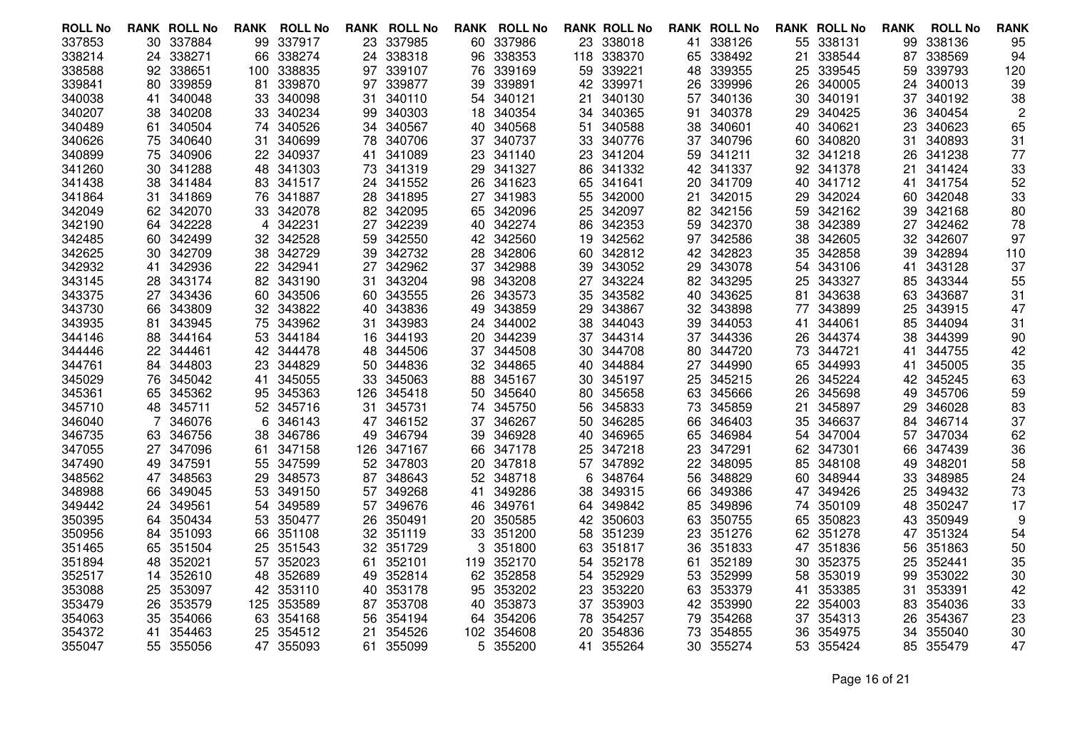| ROLL No | RANK | ROLL No | RANK | ROLL No | RANK | ROLL No | RANK | ROLL No | RANK | ROLL No | RANK | ROLL No | RANK | ROLL No | RANK | ROLL No | RANK |
|---|---|---|---|---|---|---|---|---|---|---|---|---|---|---|---|---|---|
| 337853 | 30 | 337884 | 99 | 337917 | 23 | 337985 | 60 | 337986 | 23 | 338018 | 41 | 338126 | 55 | 338131 | 99 | 338136 | 95 |
| 338214 | 24 | 338271 | 66 | 338274 | 24 | 338318 | 96 | 338353 | 118 | 338370 | 65 | 338492 | 21 | 338544 | 87 | 338569 | 94 |
| 338588 | 92 | 338651 | 100 | 338835 | 97 | 339107 | 76 | 339169 | 59 | 339221 | 48 | 339355 | 25 | 339545 | 59 | 339793 | 120 |
| 339841 | 80 | 339859 | 81 | 339870 | 97 | 339877 | 39 | 339891 | 42 | 339971 | 26 | 339996 | 26 | 340005 | 24 | 340013 | 39 |
| 340038 | 41 | 340048 | 33 | 340098 | 31 | 340110 | 54 | 340121 | 21 | 340130 | 57 | 340136 | 30 | 340191 | 37 | 340192 | 38 |
| 340207 | 38 | 340208 | 33 | 340234 | 99 | 340303 | 18 | 340354 | 34 | 340365 | 91 | 340378 | 29 | 340425 | 36 | 340454 | 2 |
| 340489 | 61 | 340504 | 74 | 340526 | 34 | 340567 | 40 | 340568 | 51 | 340588 | 38 | 340601 | 40 | 340621 | 23 | 340623 | 65 |
| 340626 | 75 | 340640 | 31 | 340699 | 78 | 340706 | 37 | 340737 | 33 | 340776 | 37 | 340796 | 60 | 340820 | 31 | 340893 | 31 |
| 340899 | 75 | 340906 | 22 | 340937 | 41 | 341089 | 23 | 341140 | 23 | 341204 | 59 | 341211 | 32 | 341218 | 26 | 341238 | 77 |
| 341260 | 30 | 341288 | 48 | 341303 | 73 | 341319 | 29 | 341327 | 86 | 341332 | 42 | 341337 | 92 | 341378 | 21 | 341424 | 33 |
| 341438 | 38 | 341484 | 83 | 341517 | 24 | 341552 | 26 | 341623 | 65 | 341641 | 20 | 341709 | 40 | 341712 | 41 | 341754 | 52 |
| 341864 | 31 | 341869 | 76 | 341887 | 28 | 341895 | 27 | 341983 | 55 | 342000 | 21 | 342015 | 29 | 342024 | 60 | 342048 | 33 |
| 342049 | 62 | 342070 | 33 | 342078 | 82 | 342095 | 65 | 342096 | 25 | 342097 | 82 | 342156 | 59 | 342162 | 39 | 342168 | 80 |
| 342190 | 64 | 342228 | 4 | 342231 | 27 | 342239 | 40 | 342274 | 86 | 342353 | 59 | 342370 | 38 | 342389 | 27 | 342462 | 78 |
| 342485 | 60 | 342499 | 32 | 342528 | 59 | 342550 | 42 | 342560 | 19 | 342562 | 97 | 342586 | 38 | 342605 | 32 | 342607 | 97 |
| 342625 | 30 | 342709 | 38 | 342729 | 39 | 342732 | 28 | 342806 | 60 | 342812 | 42 | 342823 | 35 | 342858 | 39 | 342894 | 110 |
| 342932 | 41 | 342936 | 22 | 342941 | 27 | 342962 | 37 | 342988 | 39 | 343052 | 29 | 343078 | 54 | 343106 | 41 | 343128 | 37 |
| 343145 | 28 | 343174 | 82 | 343190 | 31 | 343204 | 98 | 343208 | 27 | 343224 | 82 | 343295 | 25 | 343327 | 85 | 343344 | 55 |
| 343375 | 27 | 343436 | 60 | 343506 | 60 | 343555 | 26 | 343573 | 35 | 343582 | 40 | 343625 | 81 | 343638 | 63 | 343687 | 31 |
| 343730 | 66 | 343809 | 32 | 343822 | 40 | 343836 | 49 | 343859 | 29 | 343867 | 32 | 343898 | 77 | 343899 | 25 | 343915 | 47 |
| 343935 | 81 | 343945 | 75 | 343962 | 31 | 343983 | 24 | 344002 | 38 | 344043 | 39 | 344053 | 41 | 344061 | 85 | 344094 | 31 |
| 344146 | 88 | 344164 | 53 | 344184 | 16 | 344193 | 20 | 344239 | 37 | 344314 | 37 | 344336 | 26 | 344374 | 38 | 344399 | 90 |
| 344446 | 22 | 344461 | 42 | 344478 | 48 | 344506 | 37 | 344508 | 30 | 344708 | 80 | 344720 | 73 | 344721 | 41 | 344755 | 42 |
| 344761 | 84 | 344803 | 23 | 344829 | 50 | 344836 | 32 | 344865 | 40 | 344884 | 27 | 344990 | 65 | 344993 | 41 | 345005 | 35 |
| 345029 | 76 | 345042 | 41 | 345055 | 33 | 345063 | 88 | 345167 | 30 | 345197 | 25 | 345215 | 26 | 345224 | 42 | 345245 | 63 |
| 345361 | 65 | 345362 | 95 | 345363 | 126 | 345418 | 50 | 345640 | 80 | 345658 | 63 | 345666 | 26 | 345698 | 49 | 345706 | 59 |
| 345710 | 48 | 345711 | 52 | 345716 | 31 | 345731 | 74 | 345750 | 56 | 345833 | 73 | 345859 | 21 | 345897 | 29 | 346028 | 83 |
| 346040 | 7 | 346076 | 6 | 346143 | 47 | 346152 | 37 | 346267 | 50 | 346285 | 66 | 346403 | 35 | 346637 | 84 | 346714 | 37 |
| 346735 | 63 | 346756 | 38 | 346786 | 49 | 346794 | 39 | 346928 | 40 | 346965 | 65 | 346984 | 54 | 347004 | 57 | 347034 | 62 |
| 347055 | 27 | 347096 | 61 | 347158 | 126 | 347167 | 66 | 347178 | 25 | 347218 | 23 | 347291 | 62 | 347301 | 66 | 347439 | 36 |
| 347490 | 49 | 347591 | 55 | 347599 | 52 | 347803 | 20 | 347818 | 57 | 347892 | 22 | 348095 | 85 | 348108 | 49 | 348201 | 58 |
| 348562 | 47 | 348563 | 29 | 348573 | 87 | 348643 | 52 | 348718 | 6 | 348764 | 56 | 348829 | 60 | 348944 | 33 | 348985 | 24 |
| 348988 | 66 | 349045 | 53 | 349150 | 57 | 349268 | 41 | 349286 | 38 | 349315 | 66 | 349386 | 47 | 349426 | 25 | 349432 | 73 |
| 349442 | 24 | 349561 | 54 | 349589 | 57 | 349676 | 46 | 349761 | 64 | 349842 | 85 | 349896 | 74 | 350109 | 48 | 350247 | 17 |
| 350395 | 64 | 350434 | 53 | 350477 | 26 | 350491 | 20 | 350585 | 42 | 350603 | 63 | 350755 | 65 | 350823 | 43 | 350949 | 9 |
| 350956 | 84 | 351093 | 66 | 351108 | 32 | 351119 | 33 | 351200 | 58 | 351239 | 23 | 351276 | 62 | 351278 | 47 | 351324 | 54 |
| 351465 | 65 | 351504 | 25 | 351543 | 32 | 351729 | 3 | 351800 | 63 | 351817 | 36 | 351833 | 47 | 351836 | 56 | 351863 | 50 |
| 351894 | 48 | 352021 | 57 | 352023 | 61 | 352101 | 119 | 352170 | 54 | 352178 | 61 | 352189 | 30 | 352375 | 25 | 352441 | 35 |
| 352517 | 14 | 352610 | 48 | 352689 | 49 | 352814 | 62 | 352858 | 54 | 352929 | 53 | 352999 | 58 | 353019 | 99 | 353022 | 30 |
| 353088 | 25 | 353097 | 42 | 353110 | 40 | 353178 | 95 | 353202 | 23 | 353220 | 63 | 353379 | 41 | 353385 | 31 | 353391 | 42 |
| 353479 | 26 | 353579 | 125 | 353589 | 87 | 353708 | 40 | 353873 | 37 | 353903 | 42 | 353990 | 22 | 354003 | 83 | 354036 | 33 |
| 354063 | 35 | 354066 | 63 | 354168 | 56 | 354194 | 64 | 354206 | 78 | 354257 | 79 | 354268 | 37 | 354313 | 26 | 354367 | 23 |
| 354372 | 41 | 354463 | 25 | 354512 | 21 | 354526 | 102 | 354608 | 20 | 354836 | 73 | 354855 | 36 | 354975 | 34 | 355040 | 30 |
| 355047 | 55 | 355056 | 47 | 355093 | 61 | 355099 | 5 | 355200 | 41 | 355264 | 30 | 355274 | 53 | 355424 | 85 | 355479 | 47 |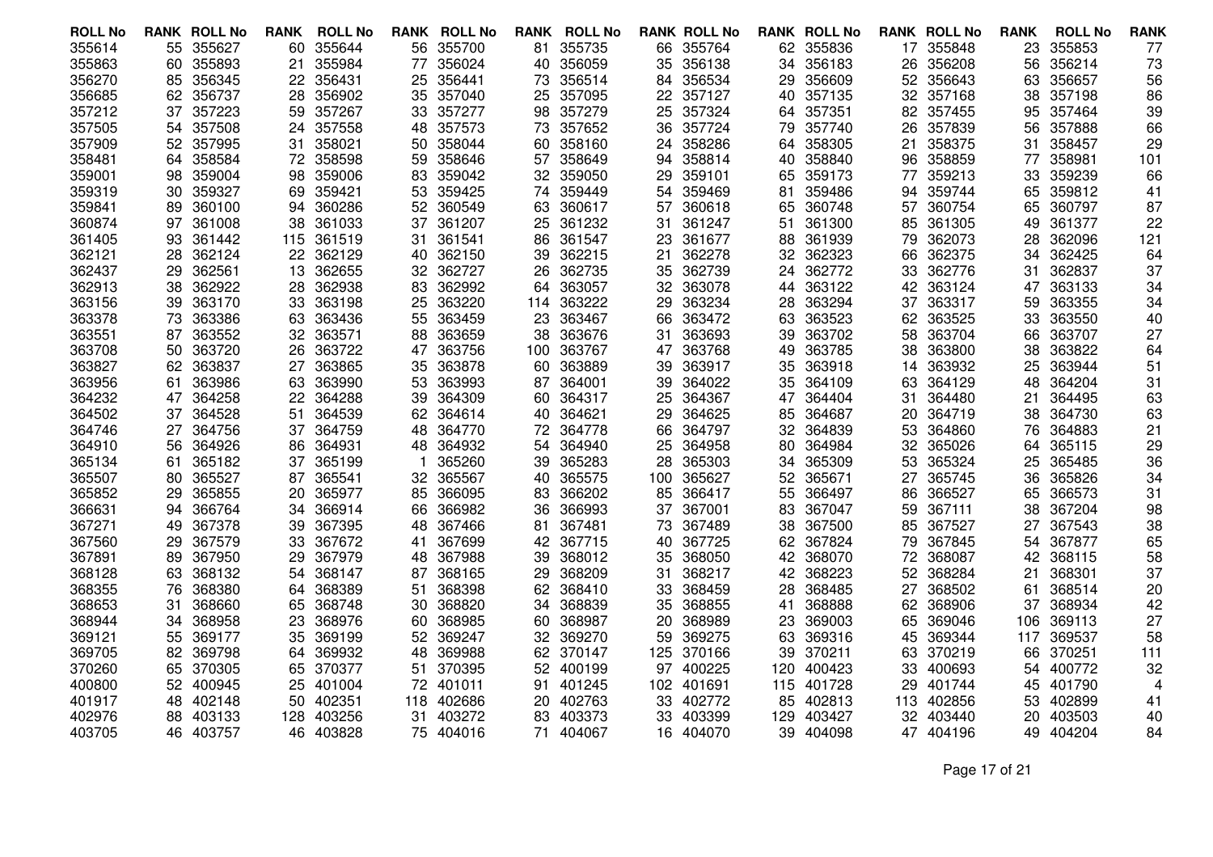| ROLL No | RANK | ROLL No | RANK | ROLL No | RANK | ROLL No | RANK | ROLL No | RANK | ROLL No | RANK | ROLL No | RANK | ROLL No | RANK | ROLL No | RANK |
|---|---|---|---|---|---|---|---|---|---|---|---|---|---|---|---|---|---|
| 355614 | 55 | 355627 | 60 | 355644 | 56 | 355700 | 81 | 355735 | 66 | 355764 | 62 | 355836 | 17 | 355848 | 23 | 355853 | 77 |
| 355863 | 60 | 355893 | 21 | 355984 | 77 | 356024 | 40 | 356059 | 35 | 356138 | 34 | 356183 | 26 | 356208 | 56 | 356214 | 73 |
| 356270 | 85 | 356345 | 22 | 356431 | 25 | 356441 | 73 | 356514 | 84 | 356534 | 29 | 356609 | 52 | 356643 | 63 | 356657 | 56 |
| 356685 | 62 | 356737 | 28 | 356902 | 35 | 357040 | 25 | 357095 | 22 | 357127 | 40 | 357135 | 32 | 357168 | 38 | 357198 | 86 |
| 357212 | 37 | 357223 | 59 | 357267 | 33 | 357277 | 98 | 357279 | 25 | 357324 | 64 | 357351 | 82 | 357455 | 95 | 357464 | 39 |
| 357505 | 54 | 357508 | 24 | 357558 | 48 | 357573 | 73 | 357652 | 36 | 357724 | 79 | 357740 | 26 | 357839 | 56 | 357888 | 66 |
| 357909 | 52 | 357995 | 31 | 358021 | 50 | 358044 | 60 | 358160 | 24 | 358286 | 64 | 358305 | 21 | 358375 | 31 | 358457 | 29 |
| 358481 | 64 | 358584 | 72 | 358598 | 59 | 358646 | 57 | 358649 | 94 | 358814 | 40 | 358840 | 96 | 358859 | 77 | 358981 | 101 |
| 359001 | 98 | 359004 | 98 | 359006 | 83 | 359042 | 32 | 359050 | 29 | 359101 | 65 | 359173 | 77 | 359213 | 33 | 359239 | 66 |
| 359319 | 30 | 359327 | 69 | 359421 | 53 | 359425 | 74 | 359449 | 54 | 359469 | 81 | 359486 | 94 | 359744 | 65 | 359812 | 41 |
| 359841 | 89 | 360100 | 94 | 360286 | 52 | 360549 | 63 | 360617 | 57 | 360618 | 65 | 360748 | 57 | 360754 | 65 | 360797 | 87 |
| 360874 | 97 | 361008 | 38 | 361033 | 37 | 361207 | 25 | 361232 | 31 | 361247 | 51 | 361300 | 85 | 361305 | 49 | 361377 | 22 |
| 361405 | 93 | 361442 | 115 | 361519 | 31 | 361541 | 86 | 361547 | 23 | 361677 | 88 | 361939 | 79 | 362073 | 28 | 362096 | 121 |
| 362121 | 28 | 362124 | 22 | 362129 | 40 | 362150 | 39 | 362215 | 21 | 362278 | 32 | 362323 | 66 | 362375 | 34 | 362425 | 64 |
| 362437 | 29 | 362561 | 13 | 362655 | 32 | 362727 | 26 | 362735 | 35 | 362739 | 24 | 362772 | 33 | 362776 | 31 | 362837 | 37 |
| 362913 | 38 | 362922 | 28 | 362938 | 83 | 362992 | 64 | 363057 | 32 | 363078 | 44 | 363122 | 42 | 363124 | 47 | 363133 | 34 |
| 363156 | 39 | 363170 | 33 | 363198 | 25 | 363220 | 114 | 363222 | 29 | 363234 | 28 | 363294 | 37 | 363317 | 59 | 363355 | 34 |
| 363378 | 73 | 363386 | 63 | 363436 | 55 | 363459 | 23 | 363467 | 66 | 363472 | 63 | 363523 | 62 | 363525 | 33 | 363550 | 40 |
| 363551 | 87 | 363552 | 32 | 363571 | 88 | 363659 | 38 | 363676 | 31 | 363693 | 39 | 363702 | 58 | 363704 | 66 | 363707 | 27 |
| 363708 | 50 | 363720 | 26 | 363722 | 47 | 363756 | 100 | 363767 | 47 | 363768 | 49 | 363785 | 38 | 363800 | 38 | 363822 | 64 |
| 363827 | 62 | 363837 | 27 | 363865 | 35 | 363878 | 60 | 363889 | 39 | 363917 | 35 | 363918 | 14 | 363932 | 25 | 363944 | 51 |
| 363956 | 61 | 363986 | 63 | 363990 | 53 | 363993 | 87 | 364001 | 39 | 364022 | 35 | 364109 | 63 | 364129 | 48 | 364204 | 31 |
| 364232 | 47 | 364258 | 22 | 364288 | 39 | 364309 | 60 | 364317 | 25 | 364367 | 47 | 364404 | 31 | 364480 | 21 | 364495 | 63 |
| 364502 | 37 | 364528 | 51 | 364539 | 62 | 364614 | 40 | 364621 | 29 | 364625 | 85 | 364687 | 20 | 364719 | 38 | 364730 | 63 |
| 364746 | 27 | 364756 | 37 | 364759 | 48 | 364770 | 72 | 364778 | 66 | 364797 | 32 | 364839 | 53 | 364860 | 76 | 364883 | 21 |
| 364910 | 56 | 364926 | 86 | 364931 | 48 | 364932 | 54 | 364940 | 25 | 364958 | 80 | 364984 | 32 | 365026 | 64 | 365115 | 29 |
| 365134 | 61 | 365182 | 37 | 365199 | 1 | 365260 | 39 | 365283 | 28 | 365303 | 34 | 365309 | 53 | 365324 | 25 | 365485 | 36 |
| 365507 | 80 | 365527 | 87 | 365541 | 32 | 365567 | 40 | 365575 | 100 | 365627 | 52 | 365671 | 27 | 365745 | 36 | 365826 | 34 |
| 365852 | 29 | 365855 | 20 | 365977 | 85 | 366095 | 83 | 366202 | 85 | 366417 | 55 | 366497 | 86 | 366527 | 65 | 366573 | 31 |
| 366631 | 94 | 366764 | 34 | 366914 | 66 | 366982 | 36 | 366993 | 37 | 367001 | 83 | 367047 | 59 | 367111 | 38 | 367204 | 98 |
| 367271 | 49 | 367378 | 39 | 367395 | 48 | 367466 | 81 | 367481 | 73 | 367489 | 38 | 367500 | 85 | 367527 | 27 | 367543 | 38 |
| 367560 | 29 | 367579 | 33 | 367672 | 41 | 367699 | 42 | 367715 | 40 | 367725 | 62 | 367824 | 79 | 367845 | 54 | 367877 | 65 |
| 367891 | 89 | 367950 | 29 | 367979 | 48 | 367988 | 39 | 368012 | 35 | 368050 | 42 | 368070 | 72 | 368087 | 42 | 368115 | 58 |
| 368128 | 63 | 368132 | 54 | 368147 | 87 | 368165 | 29 | 368209 | 31 | 368217 | 42 | 368223 | 52 | 368284 | 21 | 368301 | 37 |
| 368355 | 76 | 368380 | 64 | 368389 | 51 | 368398 | 62 | 368410 | 33 | 368459 | 28 | 368485 | 27 | 368502 | 61 | 368514 | 20 |
| 368653 | 31 | 368660 | 65 | 368748 | 30 | 368820 | 34 | 368839 | 35 | 368855 | 41 | 368888 | 62 | 368906 | 37 | 368934 | 42 |
| 368944 | 34 | 368958 | 23 | 368976 | 60 | 368985 | 60 | 368987 | 20 | 368989 | 23 | 369003 | 65 | 369046 | 106 | 369113 | 27 |
| 369121 | 55 | 369177 | 35 | 369199 | 52 | 369247 | 32 | 369270 | 59 | 369275 | 63 | 369316 | 45 | 369344 | 117 | 369537 | 58 |
| 369705 | 82 | 369798 | 64 | 369932 | 48 | 369988 | 62 | 370147 | 125 | 370166 | 39 | 370211 | 63 | 370219 | 66 | 370251 | 111 |
| 370260 | 65 | 370305 | 65 | 370377 | 51 | 370395 | 52 | 400199 | 97 | 400225 | 120 | 400423 | 33 | 400693 | 54 | 400772 | 32 |
| 400800 | 52 | 400945 | 25 | 401004 | 72 | 401011 | 91 | 401245 | 102 | 401691 | 115 | 401728 | 29 | 401744 | 45 | 401790 | 4 |
| 401917 | 48 | 402148 | 50 | 402351 | 118 | 402686 | 20 | 402763 | 33 | 402772 | 85 | 402813 | 113 | 402856 | 53 | 402899 | 41 |
| 402976 | 88 | 403133 | 128 | 403256 | 31 | 403272 | 83 | 403373 | 33 | 403399 | 129 | 403427 | 32 | 403440 | 20 | 403503 | 40 |
| 403705 | 46 | 403757 | 46 | 403828 | 75 | 404016 | 71 | 404067 | 16 | 404070 | 39 | 404098 | 47 | 404196 | 49 | 404204 | 84 |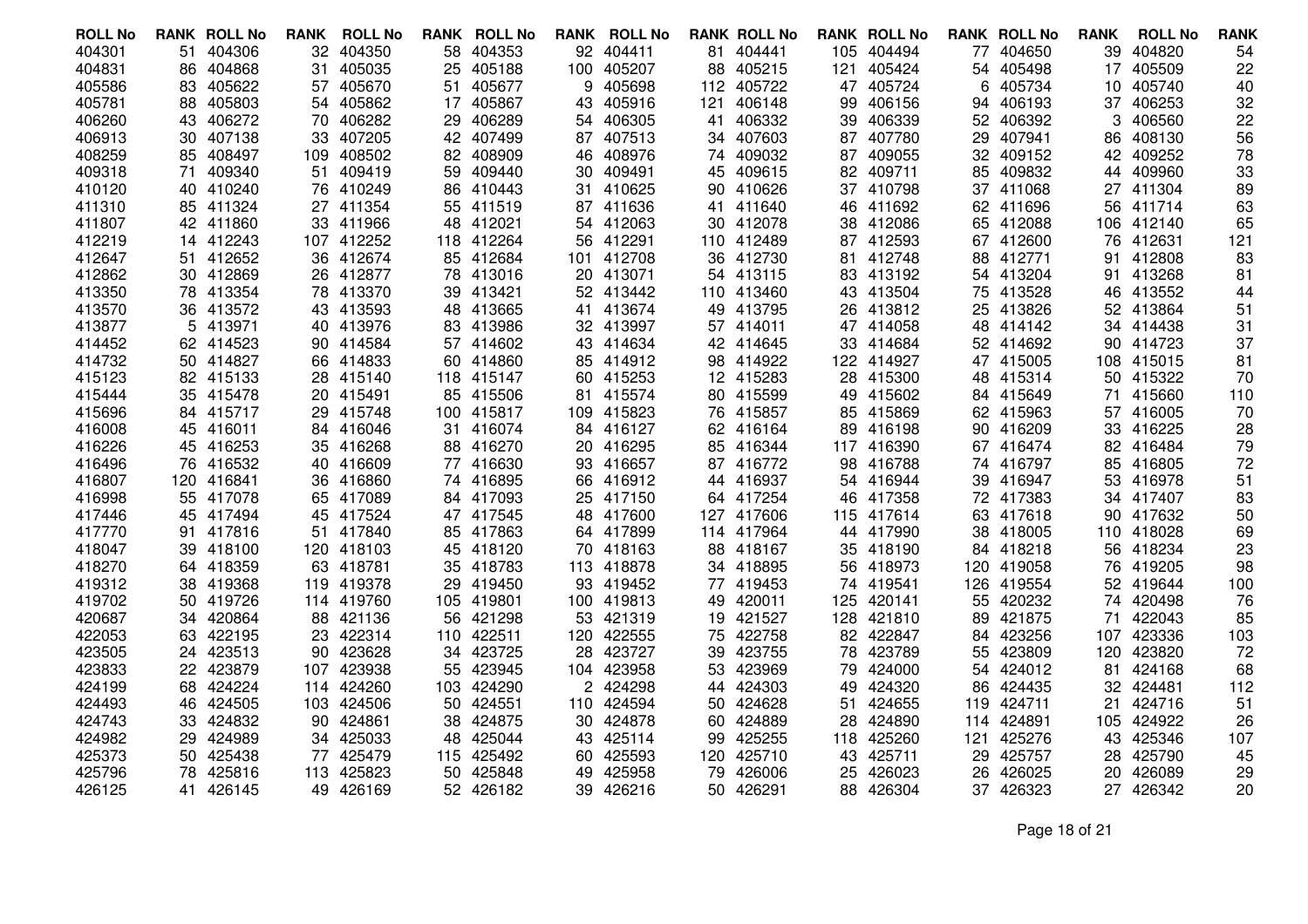| ROLL No | RANK | ROLL No | RANK | ROLL No | RANK | ROLL No | RANK | ROLL No | RANK | ROLL No | RANK | ROLL No | RANK | ROLL No | RANK | ROLL No | RANK |
|---|---|---|---|---|---|---|---|---|---|---|---|---|---|---|---|---|---|
| 404301 | 51 | 404306 | 32 | 404350 | 58 | 404353 | 92 | 404411 | 81 | 404441 | 105 | 404494 | 77 | 404650 | 39 | 404820 | 54 |
| 404831 | 86 | 404868 | 31 | 405035 | 25 | 405188 | 100 | 405207 | 88 | 405215 | 121 | 405424 | 54 | 405498 | 17 | 405509 | 22 |
| 405586 | 83 | 405622 | 57 | 405670 | 51 | 405677 | 9 | 405698 | 112 | 405722 | 47 | 405724 | 6 | 405734 | 10 | 405740 | 40 |
| 405781 | 88 | 405803 | 54 | 405862 | 17 | 405867 | 43 | 405916 | 121 | 406148 | 99 | 406156 | 94 | 406193 | 37 | 406253 | 32 |
| 406260 | 43 | 406272 | 70 | 406282 | 29 | 406289 | 54 | 406305 | 41 | 406332 | 39 | 406339 | 52 | 406392 | 3 | 406560 | 22 |
| 406913 | 30 | 407138 | 33 | 407205 | 42 | 407499 | 87 | 407513 | 34 | 407603 | 87 | 407780 | 29 | 407941 | 86 | 408130 | 56 |
| 408259 | 85 | 408497 | 109 | 408502 | 82 | 408909 | 46 | 408976 | 74 | 409032 | 87 | 409055 | 32 | 409152 | 42 | 409252 | 78 |
| 409318 | 71 | 409340 | 51 | 409419 | 59 | 409440 | 30 | 409491 | 45 | 409615 | 82 | 409711 | 85 | 409832 | 44 | 409960 | 33 |
| 410120 | 40 | 410240 | 76 | 410249 | 86 | 410443 | 31 | 410625 | 90 | 410626 | 37 | 410798 | 37 | 411068 | 27 | 411304 | 89 |
| 411310 | 85 | 411324 | 27 | 411354 | 55 | 411519 | 87 | 411636 | 41 | 411640 | 46 | 411692 | 62 | 411696 | 56 | 411714 | 63 |
| 411807 | 42 | 411860 | 33 | 411966 | 48 | 412021 | 54 | 412063 | 30 | 412078 | 38 | 412086 | 65 | 412088 | 106 | 412140 | 65 |
| 412219 | 14 | 412243 | 107 | 412252 | 118 | 412264 | 56 | 412291 | 110 | 412489 | 87 | 412593 | 67 | 412600 | 76 | 412631 | 121 |
| 412647 | 51 | 412652 | 36 | 412674 | 85 | 412684 | 101 | 412708 | 36 | 412730 | 81 | 412748 | 88 | 412771 | 91 | 412808 | 83 |
| 412862 | 30 | 412869 | 26 | 412877 | 78 | 413016 | 20 | 413071 | 54 | 413115 | 83 | 413192 | 54 | 413204 | 91 | 413268 | 81 |
| 413350 | 78 | 413354 | 78 | 413370 | 39 | 413421 | 52 | 413442 | 110 | 413460 | 43 | 413504 | 75 | 413528 | 46 | 413552 | 44 |
| 413570 | 36 | 413572 | 43 | 413593 | 48 | 413665 | 41 | 413674 | 49 | 413795 | 26 | 413812 | 25 | 413826 | 52 | 413864 | 51 |
| 413877 | 5 | 413971 | 40 | 413976 | 83 | 413986 | 32 | 413997 | 57 | 414011 | 47 | 414058 | 48 | 414142 | 34 | 414438 | 31 |
| 414452 | 62 | 414523 | 90 | 414584 | 57 | 414602 | 43 | 414634 | 42 | 414645 | 33 | 414684 | 52 | 414692 | 90 | 414723 | 37 |
| 414732 | 50 | 414827 | 66 | 414833 | 60 | 414860 | 85 | 414912 | 98 | 414922 | 122 | 414927 | 47 | 415005 | 108 | 415015 | 81 |
| 415123 | 82 | 415133 | 28 | 415140 | 118 | 415147 | 60 | 415253 | 12 | 415283 | 28 | 415300 | 48 | 415314 | 50 | 415322 | 70 |
| 415444 | 35 | 415478 | 20 | 415491 | 85 | 415506 | 81 | 415574 | 80 | 415599 | 49 | 415602 | 84 | 415649 | 71 | 415660 | 110 |
| 415696 | 84 | 415717 | 29 | 415748 | 100 | 415817 | 109 | 415823 | 76 | 415857 | 85 | 415869 | 62 | 415963 | 57 | 416005 | 70 |
| 416008 | 45 | 416011 | 84 | 416046 | 31 | 416074 | 84 | 416127 | 62 | 416164 | 89 | 416198 | 90 | 416209 | 33 | 416225 | 28 |
| 416226 | 45 | 416253 | 35 | 416268 | 88 | 416270 | 20 | 416295 | 85 | 416344 | 117 | 416390 | 67 | 416474 | 82 | 416484 | 79 |
| 416496 | 76 | 416532 | 40 | 416609 | 77 | 416630 | 93 | 416657 | 87 | 416772 | 98 | 416788 | 74 | 416797 | 85 | 416805 | 72 |
| 416807 | 120 | 416841 | 36 | 416860 | 74 | 416895 | 66 | 416912 | 44 | 416937 | 54 | 416944 | 39 | 416947 | 53 | 416978 | 51 |
| 416998 | 55 | 417078 | 65 | 417089 | 84 | 417093 | 25 | 417150 | 64 | 417254 | 46 | 417358 | 72 | 417383 | 34 | 417407 | 83 |
| 417446 | 45 | 417494 | 45 | 417524 | 47 | 417545 | 48 | 417600 | 127 | 417606 | 115 | 417614 | 63 | 417618 | 90 | 417632 | 50 |
| 417770 | 91 | 417816 | 51 | 417840 | 85 | 417863 | 64 | 417899 | 114 | 417964 | 44 | 417990 | 38 | 418005 | 110 | 418028 | 69 |
| 418047 | 39 | 418100 | 120 | 418103 | 45 | 418120 | 70 | 418163 | 88 | 418167 | 35 | 418190 | 84 | 418218 | 56 | 418234 | 23 |
| 418270 | 64 | 418359 | 63 | 418781 | 35 | 418783 | 113 | 418878 | 34 | 418895 | 56 | 418973 | 120 | 419058 | 76 | 419205 | 98 |
| 419312 | 38 | 419368 | 119 | 419378 | 29 | 419450 | 93 | 419452 | 77 | 419453 | 74 | 419541 | 126 | 419554 | 52 | 419644 | 100 |
| 419702 | 50 | 419726 | 114 | 419760 | 105 | 419801 | 100 | 419813 | 49 | 420011 | 125 | 420141 | 55 | 420232 | 74 | 420498 | 76 |
| 420687 | 34 | 420864 | 88 | 421136 | 56 | 421298 | 53 | 421319 | 19 | 421527 | 128 | 421810 | 89 | 421875 | 71 | 422043 | 85 |
| 422053 | 63 | 422195 | 23 | 422314 | 110 | 422511 | 120 | 422555 | 75 | 422758 | 82 | 422847 | 84 | 423256 | 107 | 423336 | 103 |
| 423505 | 24 | 423513 | 90 | 423628 | 34 | 423725 | 28 | 423727 | 39 | 423755 | 78 | 423789 | 55 | 423809 | 120 | 423820 | 72 |
| 423833 | 22 | 423879 | 107 | 423938 | 55 | 423945 | 104 | 423958 | 53 | 423969 | 79 | 424000 | 54 | 424012 | 81 | 424168 | 68 |
| 424199 | 68 | 424224 | 114 | 424260 | 103 | 424290 | 2 | 424298 | 44 | 424303 | 49 | 424320 | 86 | 424435 | 32 | 424481 | 112 |
| 424493 | 46 | 424505 | 103 | 424506 | 50 | 424551 | 110 | 424594 | 50 | 424628 | 51 | 424655 | 119 | 424711 | 21 | 424716 | 51 |
| 424743 | 33 | 424832 | 90 | 424861 | 38 | 424875 | 30 | 424878 | 60 | 424889 | 28 | 424890 | 114 | 424891 | 105 | 424922 | 26 |
| 424982 | 29 | 424989 | 34 | 425033 | 48 | 425044 | 43 | 425114 | 99 | 425255 | 118 | 425260 | 121 | 425276 | 43 | 425346 | 107 |
| 425373 | 50 | 425438 | 77 | 425479 | 115 | 425492 | 60 | 425593 | 120 | 425710 | 43 | 425711 | 29 | 425757 | 28 | 425790 | 45 |
| 425796 | 78 | 425816 | 113 | 425823 | 50 | 425848 | 49 | 425958 | 79 | 426006 | 25 | 426023 | 26 | 426025 | 20 | 426089 | 29 |
| 426125 | 41 | 426145 | 49 | 426169 | 52 | 426182 | 39 | 426216 | 50 | 426291 | 88 | 426304 | 37 | 426323 | 27 | 426342 | 20 |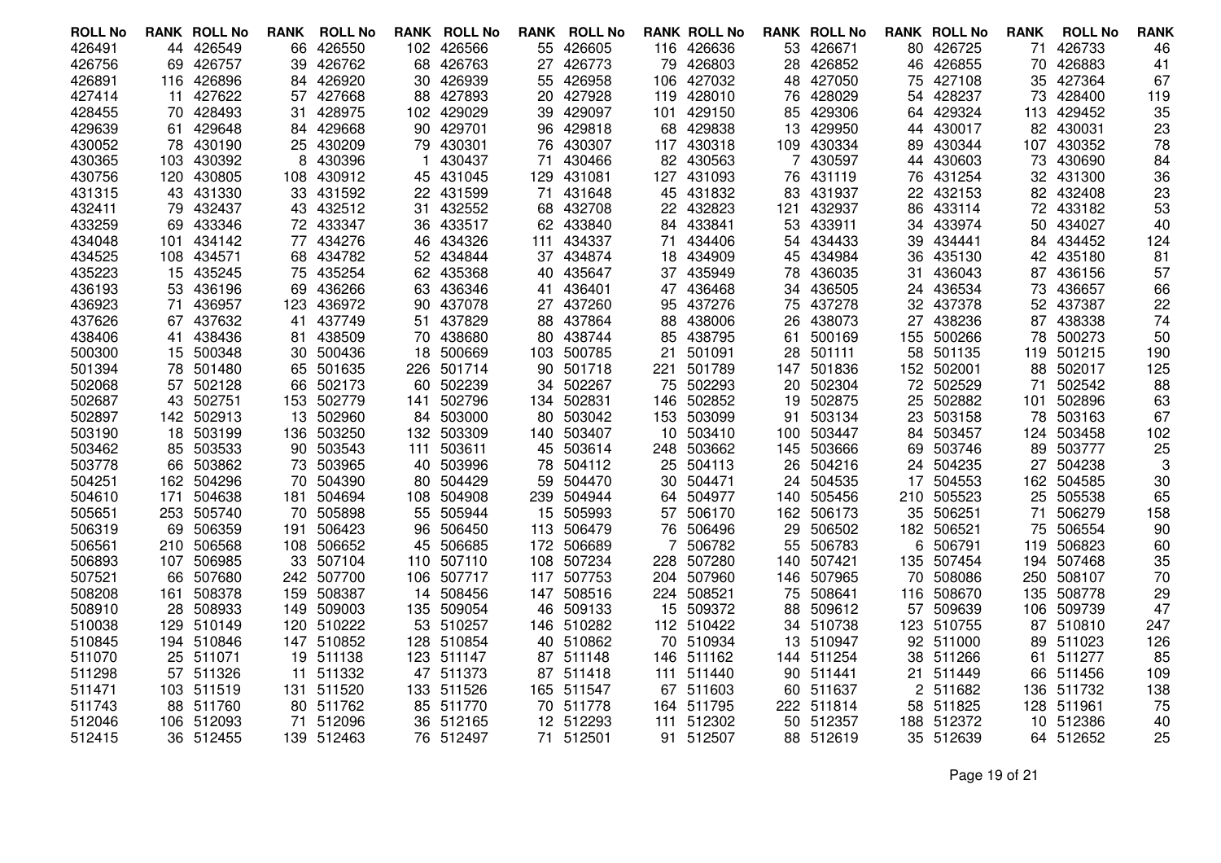| ROLL No | RANK | ROLL No | RANK | ROLL No | RANK | ROLL No | RANK | ROLL No | RANK | ROLL No | RANK | ROLL No | RANK | ROLL No | RANK | ROLL No | RANK |
|---|---|---|---|---|---|---|---|---|---|---|---|---|---|---|---|---|---|
| 426491 | 44 | 426549 | 66 | 426550 | 102 | 426566 | 55 | 426605 | 116 | 426636 | 53 | 426671 | 80 | 426725 | 71 | 426733 | 46 |
| 426756 | 69 | 426757 | 39 | 426762 | 68 | 426763 | 27 | 426773 | 79 | 426803 | 28 | 426852 | 46 | 426855 | 70 | 426883 | 41 |
| 426891 | 116 | 426896 | 84 | 426920 | 30 | 426939 | 55 | 426958 | 106 | 427032 | 48 | 427050 | 75 | 427108 | 35 | 427364 | 67 |
| 427414 | 11 | 427622 | 57 | 427668 | 88 | 427893 | 20 | 427928 | 119 | 428010 | 76 | 428029 | 54 | 428237 | 73 | 428400 | 119 |
| 428455 | 70 | 428493 | 31 | 428975 | 102 | 429029 | 39 | 429097 | 101 | 429150 | 85 | 429306 | 64 | 429324 | 113 | 429452 | 35 |
| 429639 | 61 | 429648 | 84 | 429668 | 90 | 429701 | 96 | 429818 | 68 | 429838 | 13 | 429950 | 44 | 430017 | 82 | 430031 | 23 |
| 430052 | 78 | 430190 | 25 | 430209 | 79 | 430301 | 76 | 430307 | 117 | 430318 | 109 | 430334 | 89 | 430344 | 107 | 430352 | 78 |
| 430365 | 103 | 430392 | 8 | 430396 | 1 | 430437 | 71 | 430466 | 82 | 430563 | 7 | 430597 | 44 | 430603 | 73 | 430690 | 84 |
| 430756 | 120 | 430805 | 108 | 430912 | 45 | 431045 | 129 | 431081 | 127 | 431093 | 76 | 431119 | 76 | 431254 | 32 | 431300 | 36 |
| 431315 | 43 | 431330 | 33 | 431592 | 22 | 431599 | 71 | 431648 | 45 | 431832 | 83 | 431937 | 22 | 432153 | 82 | 432408 | 23 |
| 432411 | 79 | 432437 | 43 | 432512 | 31 | 432552 | 68 | 432708 | 22 | 432823 | 121 | 432937 | 86 | 433114 | 72 | 433182 | 53 |
| 433259 | 69 | 433346 | 72 | 433347 | 36 | 433517 | 62 | 433840 | 84 | 433841 | 53 | 433911 | 34 | 433974 | 50 | 434027 | 40 |
| 434048 | 101 | 434142 | 77 | 434276 | 46 | 434326 | 111 | 434337 | 71 | 434406 | 54 | 434433 | 39 | 434441 | 84 | 434452 | 124 |
| 434525 | 108 | 434571 | 68 | 434782 | 52 | 434844 | 37 | 434874 | 18 | 434909 | 45 | 434984 | 36 | 435130 | 42 | 435180 | 81 |
| 435223 | 15 | 435245 | 75 | 435254 | 62 | 435368 | 40 | 435647 | 37 | 435949 | 78 | 436035 | 31 | 436043 | 87 | 436156 | 57 |
| 436193 | 53 | 436196 | 69 | 436266 | 63 | 436346 | 41 | 436401 | 47 | 436468 | 34 | 436505 | 24 | 436534 | 73 | 436657 | 66 |
| 436923 | 71 | 436957 | 123 | 436972 | 90 | 437078 | 27 | 437260 | 95 | 437276 | 75 | 437278 | 32 | 437378 | 52 | 437387 | 22 |
| 437626 | 67 | 437632 | 41 | 437749 | 51 | 437829 | 88 | 437864 | 88 | 438006 | 26 | 438073 | 27 | 438236 | 87 | 438338 | 74 |
| 438406 | 41 | 438436 | 81 | 438509 | 70 | 438680 | 80 | 438744 | 85 | 438795 | 61 | 500169 | 155 | 500266 | 78 | 500273 | 50 |
| 500300 | 15 | 500348 | 30 | 500436 | 18 | 500669 | 103 | 500785 | 21 | 501091 | 28 | 501111 | 58 | 501135 | 119 | 501215 | 190 |
| 501394 | 78 | 501480 | 65 | 501635 | 226 | 501714 | 90 | 501718 | 221 | 501789 | 147 | 501836 | 152 | 502001 | 88 | 502017 | 125 |
| 502068 | 57 | 502128 | 66 | 502173 | 60 | 502239 | 34 | 502267 | 75 | 502293 | 20 | 502304 | 72 | 502529 | 71 | 502542 | 88 |
| 502687 | 43 | 502751 | 153 | 502779 | 141 | 502796 | 134 | 502831 | 146 | 502852 | 19 | 502875 | 25 | 502882 | 101 | 502896 | 63 |
| 502897 | 142 | 502913 | 13 | 502960 | 84 | 503000 | 80 | 503042 | 153 | 503099 | 91 | 503134 | 23 | 503158 | 78 | 503163 | 67 |
| 503190 | 18 | 503199 | 136 | 503250 | 132 | 503309 | 140 | 503407 | 10 | 503410 | 100 | 503447 | 84 | 503457 | 124 | 503458 | 102 |
| 503462 | 85 | 503533 | 90 | 503543 | 111 | 503611 | 45 | 503614 | 248 | 503662 | 145 | 503666 | 69 | 503746 | 89 | 503777 | 25 |
| 503778 | 66 | 503862 | 73 | 503965 | 40 | 503996 | 78 | 504112 | 25 | 504113 | 26 | 504216 | 24 | 504235 | 27 | 504238 | 3 |
| 504251 | 162 | 504296 | 70 | 504390 | 80 | 504429 | 59 | 504470 | 30 | 504471 | 24 | 504535 | 17 | 504553 | 162 | 504585 | 30 |
| 504610 | 171 | 504638 | 181 | 504694 | 108 | 504908 | 239 | 504944 | 64 | 504977 | 140 | 505456 | 210 | 505523 | 25 | 505538 | 65 |
| 505651 | 253 | 505740 | 70 | 505898 | 55 | 505944 | 15 | 505993 | 57 | 506170 | 162 | 506173 | 35 | 506251 | 71 | 506279 | 158 |
| 506319 | 69 | 506359 | 191 | 506423 | 96 | 506450 | 113 | 506479 | 76 | 506496 | 29 | 506502 | 182 | 506521 | 75 | 506554 | 90 |
| 506561 | 210 | 506568 | 108 | 506652 | 45 | 506685 | 172 | 506689 | 7 | 506782 | 55 | 506783 | 6 | 506791 | 119 | 506823 | 60 |
| 506893 | 107 | 506985 | 33 | 507104 | 110 | 507110 | 108 | 507234 | 228 | 507280 | 140 | 507421 | 135 | 507454 | 194 | 507468 | 35 |
| 507521 | 66 | 507680 | 242 | 507700 | 106 | 507717 | 117 | 507753 | 204 | 507960 | 146 | 507965 | 70 | 508086 | 250 | 508107 | 70 |
| 508208 | 161 | 508378 | 159 | 508387 | 14 | 508456 | 147 | 508516 | 224 | 508521 | 75 | 508641 | 116 | 508670 | 135 | 508778 | 29 |
| 508910 | 28 | 508933 | 149 | 509003 | 135 | 509054 | 46 | 509133 | 15 | 509372 | 88 | 509612 | 57 | 509639 | 106 | 509739 | 47 |
| 510038 | 129 | 510149 | 120 | 510222 | 53 | 510257 | 146 | 510282 | 112 | 510422 | 34 | 510738 | 123 | 510755 | 87 | 510810 | 247 |
| 510845 | 194 | 510846 | 147 | 510852 | 128 | 510854 | 40 | 510862 | 70 | 510934 | 13 | 510947 | 92 | 511000 | 89 | 511023 | 126 |
| 511070 | 25 | 511071 | 19 | 511138 | 123 | 511147 | 87 | 511148 | 146 | 511162 | 144 | 511254 | 38 | 511266 | 61 | 511277 | 85 |
| 511298 | 57 | 511326 | 11 | 511332 | 47 | 511373 | 87 | 511418 | 111 | 511440 | 90 | 511441 | 21 | 511449 | 66 | 511456 | 109 |
| 511471 | 103 | 511519 | 131 | 511520 | 133 | 511526 | 165 | 511547 | 67 | 511603 | 60 | 511637 | 2 | 511682 | 136 | 511732 | 138 |
| 511743 | 88 | 511760 | 80 | 511762 | 85 | 511770 | 70 | 511778 | 164 | 511795 | 222 | 511814 | 58 | 511825 | 128 | 511961 | 75 |
| 512046 | 106 | 512093 | 71 | 512096 | 36 | 512165 | 12 | 512293 | 111 | 512302 | 50 | 512357 | 188 | 512372 | 10 | 512386 | 40 |
| 512415 | 36 | 512455 | 139 | 512463 | 76 | 512497 | 71 | 512501 | 91 | 512507 | 88 | 512619 | 35 | 512639 | 64 | 512652 | 25 |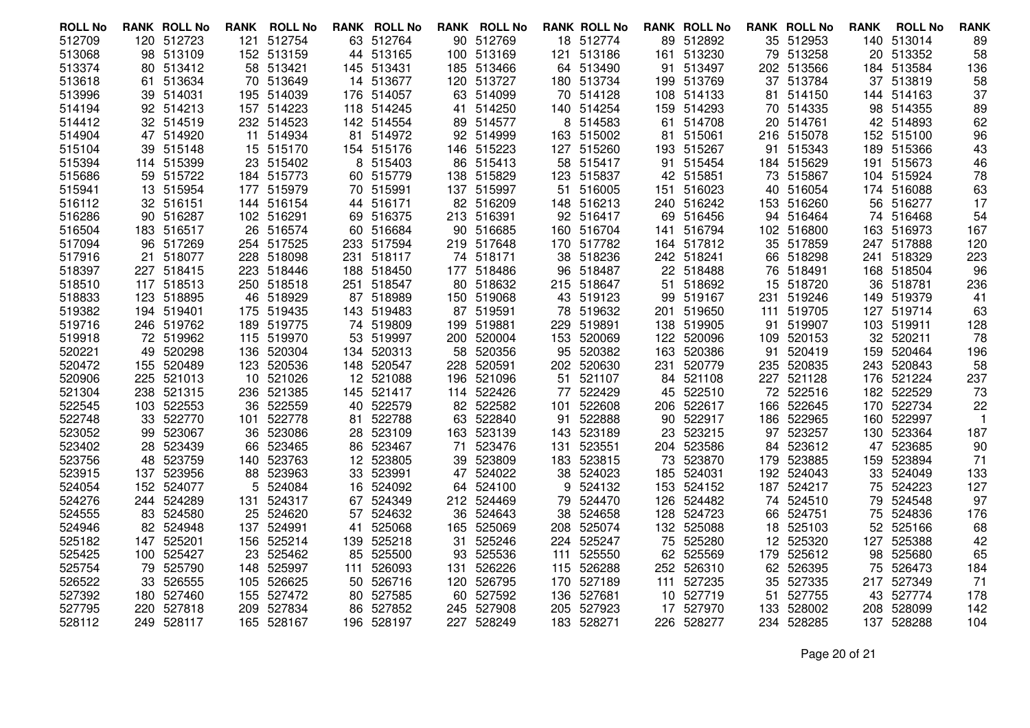| ROLL No | RANK | ROLL No | RANK | ROLL No | RANK | ROLL No | RANK | ROLL No | RANK | ROLL No | RANK | ROLL No | RANK | ROLL No | RANK | ROLL No | RANK | ROLL No | RANK |
|---|---|---|---|---|---|---|---|---|---|---|---|---|---|---|---|---|---|---|---|
| 512709 | 120 | 512723 | 121 | 512754 | 63 | 512764 | 90 | 512769 | 18 | 512774 | 89 | 512892 | 35 | 512953 | 140 | 513014 | 89 |
| 513068 | 98 | 513109 | 152 | 513159 | 44 | 513165 | 100 | 513169 | 121 | 513186 | 161 | 513230 | 79 | 513258 | 20 | 513352 | 58 |
| 513374 | 80 | 513412 | 58 | 513421 | 145 | 513431 | 185 | 513466 | 64 | 513490 | 91 | 513497 | 202 | 513566 | 184 | 513584 | 136 |
| 513618 | 61 | 513634 | 70 | 513649 | 14 | 513677 | 120 | 513727 | 180 | 513734 | 199 | 513769 | 37 | 513784 | 37 | 513819 | 58 |
| 513996 | 39 | 514031 | 195 | 514039 | 176 | 514057 | 63 | 514099 | 70 | 514128 | 108 | 514133 | 81 | 514150 | 144 | 514163 | 37 |
| 514194 | 92 | 514213 | 157 | 514223 | 118 | 514245 | 41 | 514250 | 140 | 514254 | 159 | 514293 | 70 | 514335 | 98 | 514355 | 89 |
| 514412 | 32 | 514519 | 232 | 514523 | 142 | 514554 | 89 | 514577 | 8 | 514583 | 61 | 514708 | 20 | 514761 | 42 | 514893 | 62 |
| 514904 | 47 | 514920 | 11 | 514934 | 81 | 514972 | 92 | 514999 | 163 | 515002 | 81 | 515061 | 216 | 515078 | 152 | 515100 | 96 |
| 515104 | 39 | 515148 | 15 | 515170 | 154 | 515176 | 146 | 515223 | 127 | 515260 | 193 | 515267 | 91 | 515343 | 189 | 515366 | 43 |
| 515394 | 114 | 515399 | 23 | 515402 | 8 | 515403 | 86 | 515413 | 58 | 515417 | 91 | 515454 | 184 | 515629 | 191 | 515673 | 46 |
| 515686 | 59 | 515722 | 184 | 515773 | 60 | 515779 | 138 | 515829 | 123 | 515837 | 42 | 515851 | 73 | 515867 | 104 | 515924 | 78 |
| 515941 | 13 | 515954 | 177 | 515979 | 70 | 515991 | 137 | 515997 | 51 | 516005 | 151 | 516023 | 40 | 516054 | 174 | 516088 | 63 |
| 516112 | 32 | 516151 | 144 | 516154 | 44 | 516171 | 82 | 516209 | 148 | 516213 | 240 | 516242 | 153 | 516260 | 56 | 516277 | 17 |
| 516286 | 90 | 516287 | 102 | 516291 | 69 | 516375 | 213 | 516391 | 92 | 516417 | 69 | 516456 | 94 | 516464 | 74 | 516468 | 54 |
| 516504 | 183 | 516517 | 26 | 516574 | 60 | 516684 | 90 | 516685 | 160 | 516704 | 141 | 516794 | 102 | 516800 | 163 | 516973 | 167 |
| 517094 | 96 | 517269 | 254 | 517525 | 233 | 517594 | 219 | 517648 | 170 | 517782 | 164 | 517812 | 35 | 517859 | 247 | 517888 | 120 |
| 517916 | 21 | 518077 | 228 | 518098 | 231 | 518117 | 74 | 518171 | 38 | 518236 | 242 | 518241 | 66 | 518298 | 241 | 518329 | 223 |
| 518397 | 227 | 518415 | 223 | 518446 | 188 | 518450 | 177 | 518486 | 96 | 518487 | 22 | 518488 | 76 | 518491 | 168 | 518504 | 96 |
| 518510 | 117 | 518513 | 250 | 518518 | 251 | 518547 | 80 | 518632 | 215 | 518647 | 51 | 518692 | 15 | 518720 | 36 | 518781 | 236 |
| 518833 | 123 | 518895 | 46 | 518929 | 87 | 518989 | 150 | 519068 | 43 | 519123 | 99 | 519167 | 231 | 519246 | 149 | 519379 | 41 |
| 519382 | 194 | 519401 | 175 | 519435 | 143 | 519483 | 87 | 519591 | 78 | 519632 | 201 | 519650 | 111 | 519705 | 127 | 519714 | 63 |
| 519716 | 246 | 519762 | 189 | 519775 | 74 | 519809 | 199 | 519881 | 229 | 519891 | 138 | 519905 | 91 | 519907 | 103 | 519911 | 128 |
| 519918 | 72 | 519962 | 115 | 519970 | 53 | 519997 | 200 | 520004 | 153 | 520069 | 122 | 520096 | 109 | 520153 | 32 | 520211 | 78 |
| 520221 | 49 | 520298 | 136 | 520304 | 134 | 520313 | 58 | 520356 | 95 | 520382 | 163 | 520386 | 91 | 520419 | 159 | 520464 | 196 |
| 520472 | 155 | 520489 | 123 | 520536 | 148 | 520547 | 228 | 520591 | 202 | 520630 | 231 | 520779 | 235 | 520835 | 243 | 520843 | 58 |
| 520906 | 225 | 521013 | 10 | 521026 | 12 | 521088 | 196 | 521096 | 51 | 521107 | 84 | 521108 | 227 | 521128 | 176 | 521224 | 237 |
| 521304 | 238 | 521315 | 236 | 521385 | 145 | 521417 | 114 | 522426 | 77 | 522429 | 45 | 522510 | 72 | 522516 | 182 | 522529 | 73 |
| 522545 | 103 | 522553 | 36 | 522559 | 40 | 522579 | 82 | 522582 | 101 | 522608 | 206 | 522617 | 166 | 522645 | 170 | 522734 | 22 |
| 522748 | 33 | 522770 | 101 | 522778 | 81 | 522788 | 63 | 522840 | 91 | 522888 | 90 | 522917 | 186 | 522965 | 160 | 522997 | 1 |
| 523052 | 99 | 523067 | 36 | 523086 | 28 | 523109 | 163 | 523139 | 143 | 523189 | 23 | 523215 | 97 | 523257 | 130 | 523364 | 187 |
| 523402 | 28 | 523439 | 66 | 523465 | 86 | 523467 | 71 | 523476 | 131 | 523551 | 204 | 523586 | 84 | 523612 | 47 | 523685 | 90 |
| 523756 | 48 | 523759 | 140 | 523763 | 12 | 523805 | 39 | 523809 | 183 | 523815 | 73 | 523870 | 179 | 523885 | 159 | 523894 | 71 |
| 523915 | 137 | 523956 | 88 | 523963 | 33 | 523991 | 47 | 524022 | 38 | 524023 | 185 | 524031 | 192 | 524043 | 33 | 524049 | 133 |
| 524054 | 152 | 524077 | 5 | 524084 | 16 | 524092 | 64 | 524100 | 9 | 524132 | 153 | 524152 | 187 | 524217 | 75 | 524223 | 127 |
| 524276 | 244 | 524289 | 131 | 524317 | 67 | 524349 | 212 | 524469 | 79 | 524470 | 126 | 524482 | 74 | 524510 | 79 | 524548 | 97 |
| 524555 | 83 | 524580 | 25 | 524620 | 57 | 524632 | 36 | 524643 | 38 | 524658 | 128 | 524723 | 66 | 524751 | 75 | 524836 | 176 |
| 524946 | 82 | 524948 | 137 | 524991 | 41 | 525068 | 165 | 525069 | 208 | 525074 | 132 | 525088 | 18 | 525103 | 52 | 525166 | 68 |
| 525182 | 147 | 525201 | 156 | 525214 | 139 | 525218 | 31 | 525246 | 224 | 525247 | 75 | 525280 | 12 | 525320 | 127 | 525388 | 42 |
| 525425 | 100 | 525427 | 23 | 525462 | 85 | 525500 | 93 | 525536 | 111 | 525550 | 62 | 525569 | 179 | 525612 | 98 | 525680 | 65 |
| 525754 | 79 | 525790 | 148 | 525997 | 111 | 526093 | 131 | 526226 | 115 | 526288 | 252 | 526310 | 62 | 526395 | 75 | 526473 | 184 |
| 526522 | 33 | 526555 | 105 | 526625 | 50 | 526716 | 120 | 526795 | 170 | 527189 | 111 | 527235 | 35 | 527335 | 217 | 527349 | 71 |
| 527392 | 180 | 527460 | 155 | 527472 | 80 | 527585 | 60 | 527592 | 136 | 527681 | 10 | 527719 | 51 | 527755 | 43 | 527774 | 178 |
| 527795 | 220 | 527818 | 209 | 527834 | 86 | 527852 | 245 | 527908 | 205 | 527923 | 17 | 527970 | 133 | 528002 | 208 | 528099 | 142 |
| 528112 | 249 | 528117 | 165 | 528167 | 196 | 528197 | 227 | 528249 | 183 | 528271 | 226 | 528277 | 234 | 528285 | 137 | 528288 | 104 |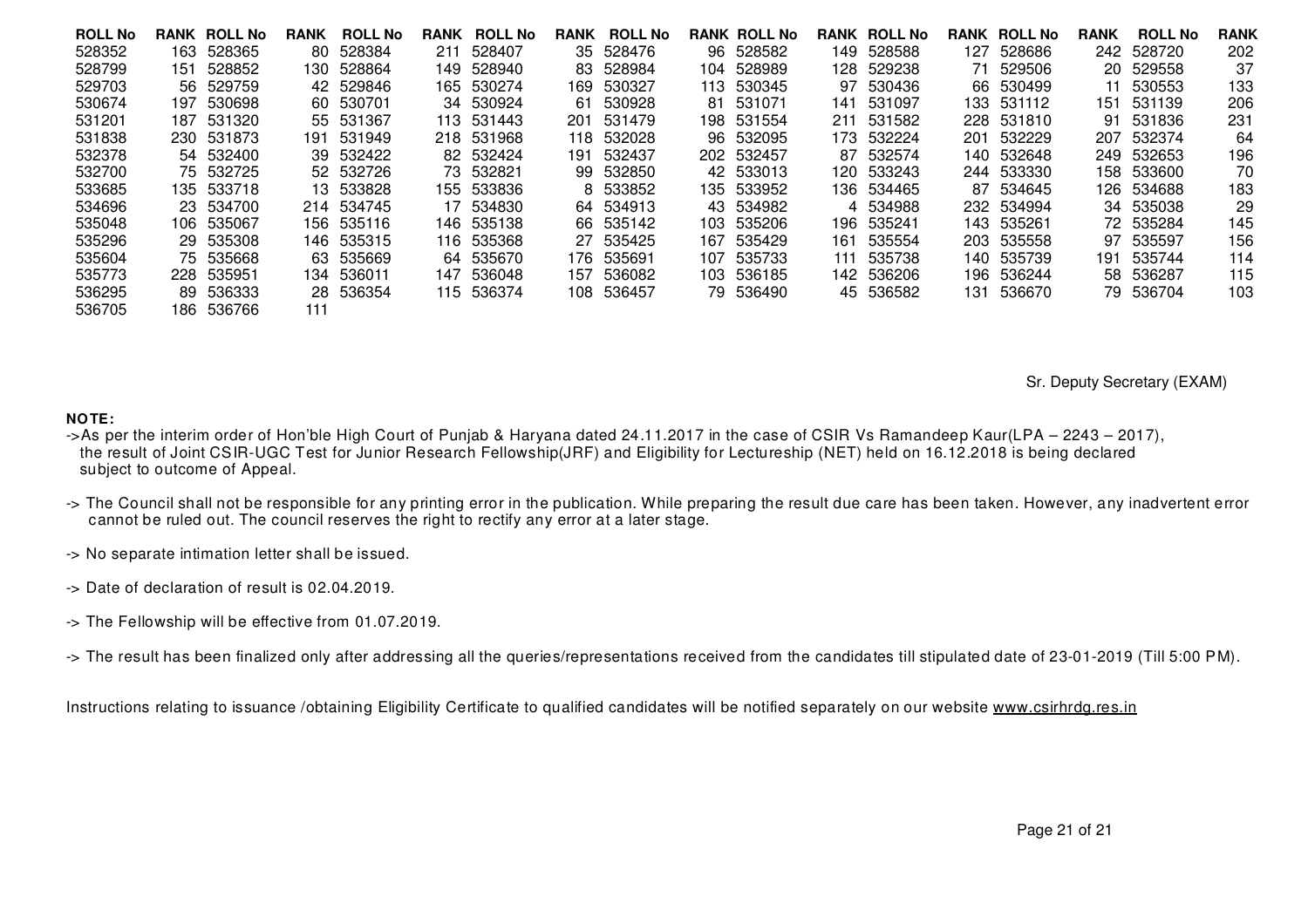| ROLL No | RANK | ROLL No | RANK | ROLL No | RANK | ROLL No | RANK | ROLL No | RANK | ROLL No | RANK | ROLL No | RANK | ROLL No | RANK | ROLL No | RANK |
|---|---|---|---|---|---|---|---|---|---|---|---|---|---|---|---|---|---|
| 528352 | 163 | 528365 | 80 | 528384 | 211 | 528407 | 35 | 528476 | 96 | 528582 | 149 | 528588 | 127 | 528686 | 242 | 528720 | 202 |
| 528799 | 151 | 528852 | 130 | 528864 | 149 | 528940 | 83 | 528984 | 104 | 528989 | 128 | 529238 | 71 | 529506 | 20 | 529558 | 37 |
| 529703 | 56 | 529759 | 42 | 529846 | 165 | 530274 | 169 | 530327 | 113 | 530345 | 97 | 530436 | 66 | 530499 | 11 | 530553 | 133 |
| 530674 | 197 | 530698 | 60 | 530701 | 34 | 530924 | 61 | 530928 | 81 | 531071 | 141 | 531097 | 133 | 531112 | 151 | 531139 | 206 |
| 531201 | 187 | 531320 | 55 | 531367 | 113 | 531443 | 201 | 531479 | 198 | 531554 | 211 | 531582 | 228 | 531810 | 91 | 531836 | 231 |
| 531838 | 230 | 531873 | 191 | 531949 | 218 | 531968 | 118 | 532028 | 96 | 532095 | 173 | 532224 | 201 | 532229 | 207 | 532374 | 64 |
| 532378 | 54 | 532400 | 39 | 532422 | 82 | 532424 | 191 | 532437 | 202 | 532457 | 87 | 532574 | 140 | 532648 | 249 | 532653 | 196 |
| 532700 | 75 | 532725 | 52 | 532726 | 73 | 532821 | 99 | 532850 | 42 | 533013 | 120 | 533243 | 244 | 533330 | 158 | 533600 | 70 |
| 533685 | 135 | 533718 | 13 | 533828 | 155 | 533836 | 8 | 533852 | 135 | 533952 | 136 | 534465 | 87 | 534645 | 126 | 534688 | 183 |
| 534696 | 23 | 534700 | 214 | 534745 | 17 | 534830 | 64 | 534913 | 43 | 534982 | 4 | 534988 | 232 | 534994 | 34 | 535038 | 29 |
| 535048 | 106 | 535067 | 156 | 535116 | 146 | 535138 | 66 | 535142 | 103 | 535206 | 196 | 535241 | 143 | 535261 | 72 | 535284 | 145 |
| 535296 | 29 | 535308 | 146 | 535315 | 116 | 535368 | 27 | 535425 | 167 | 535429 | 161 | 535554 | 203 | 535558 | 97 | 535597 | 156 |
| 535604 | 75 | 535668 | 63 | 535669 | 64 | 535670 | 176 | 535691 | 107 | 535733 | 111 | 535738 | 140 | 535739 | 191 | 535744 | 114 |
| 535773 | 228 | 535951 | 134 | 536011 | 147 | 536048 | 157 | 536082 | 103 | 536185 | 142 | 536206 | 196 | 536244 | 58 | 536287 | 115 |
| 536295 | 89 | 536333 | 28 | 536354 | 115 | 536374 | 108 | 536457 | 79 | 536490 | 45 | 536582 | 131 | 536670 | 79 | 536704 | 103 |
| 536705 | 186 | 536766 | 111 | | | | | | | | | | | | | | |

Sr. Deputy Secretary (EXAM)

**NOTE:**

->As per the interim order of Hon'ble High Court of Punjab & Haryana dated 24.11.2017 in the case of CSIR Vs Ramandeep Kaur(LPA – 2243 – 2017), the result of Joint CSIR-UGC Test for Junior Research Fellowship(JRF) and Eligibility for Lectureship (NET) held on 16.12.2018 is being declared subject to outcome of Appeal.

-> The Council shall not be responsible for any printing error in the publication. While preparing the result due care has been taken. However, any inadvertent error cannot be ruled out. The council reserves the right to rectify any error at a later stage.

-> No separate intimation letter shall be issued.

-> Date of declaration of result is 02.04.2019.

-> The Fellowship will be effective from 01.07.2019.

-> The result has been finalized only after addressing all the queries/representations received from the candidates till stipulated date of 23-01-2019 (Till 5:00 PM).

Instructions relating to issuance /obtaining Eligibility Certificate to qualified candidates will be notified separately on our website www.csirhrdg.res.in